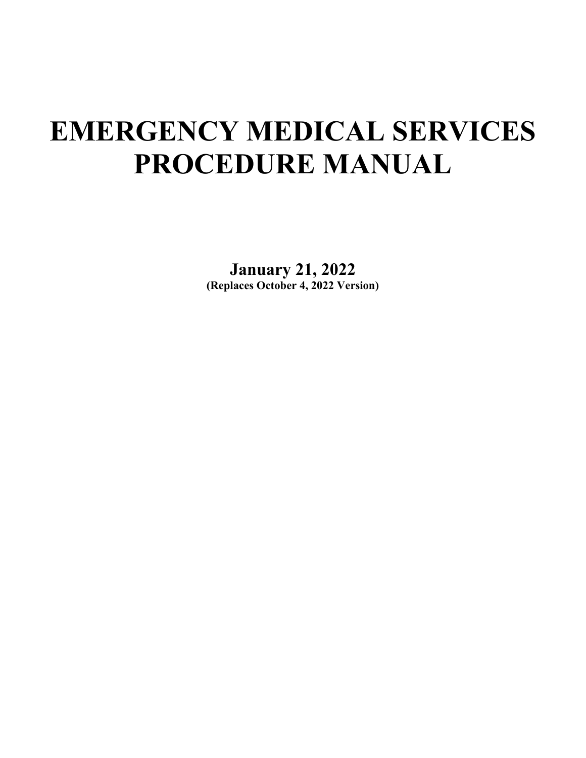# EMERGENCY MEDICAL SERVICES PROCEDURE MANUAL

**January 21, 2022**
**(Replaces October 4, 2022 Version)**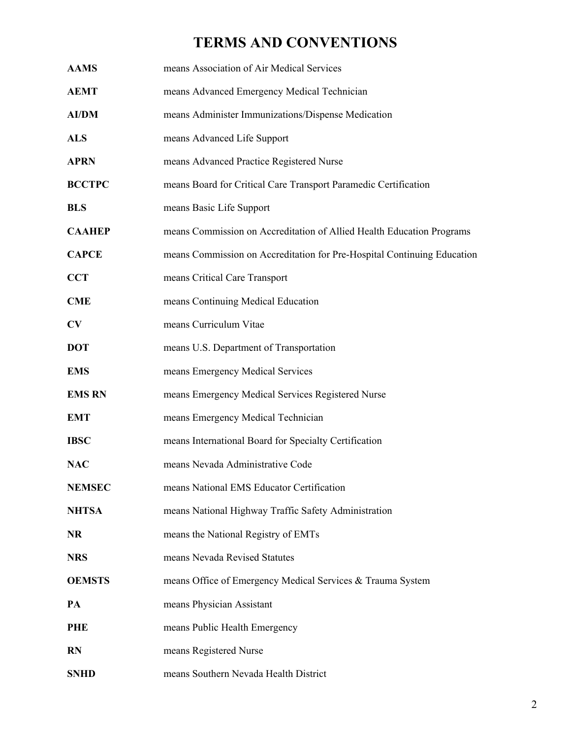# TERMS AND CONVENTIONS

| | |
|---|---|
| **AAMS** | means Association of Air Medical Services |
| **AEMT** | means Advanced Emergency Medical Technician |
| **AI/DM** | means Administer Immunizations/Dispense Medication |
| **ALS** | means Advanced Life Support |
| **APRN** | means Advanced Practice Registered Nurse |
| **BCCTPC** | means Board for Critical Care Transport Paramedic Certification |
| **BLS** | means Basic Life Support |
| **CAAHEP** | means Commission on Accreditation of Allied Health Education Programs |
| **CAPCE** | means Commission on Accreditation for Pre-Hospital Continuing Education |
| **CCT** | means Critical Care Transport |
| **CME** | means Continuing Medical Education |
| **CV** | means Curriculum Vitae |
| **DOT** | means U.S. Department of Transportation |
| **EMS** | means Emergency Medical Services |
| **EMS RN** | means Emergency Medical Services Registered Nurse |
| **EMT** | means Emergency Medical Technician |
| **IBSC** | means International Board for Specialty Certification |
| **NAC** | means Nevada Administrative Code |
| **NEMSEC** | means National EMS Educator Certification |
| **NHTSA** | means National Highway Traffic Safety Administration |
| **NR** | means the National Registry of EMTs |
| **NRS** | means Nevada Revised Statutes |
| **OEMSTS** | means Office of Emergency Medical Services & Trauma System |
| **PA** | means Physician Assistant |
| **PHE** | means Public Health Emergency |
| **RN** | means Registered Nurse |
| **SNHD** | means Southern Nevada Health District |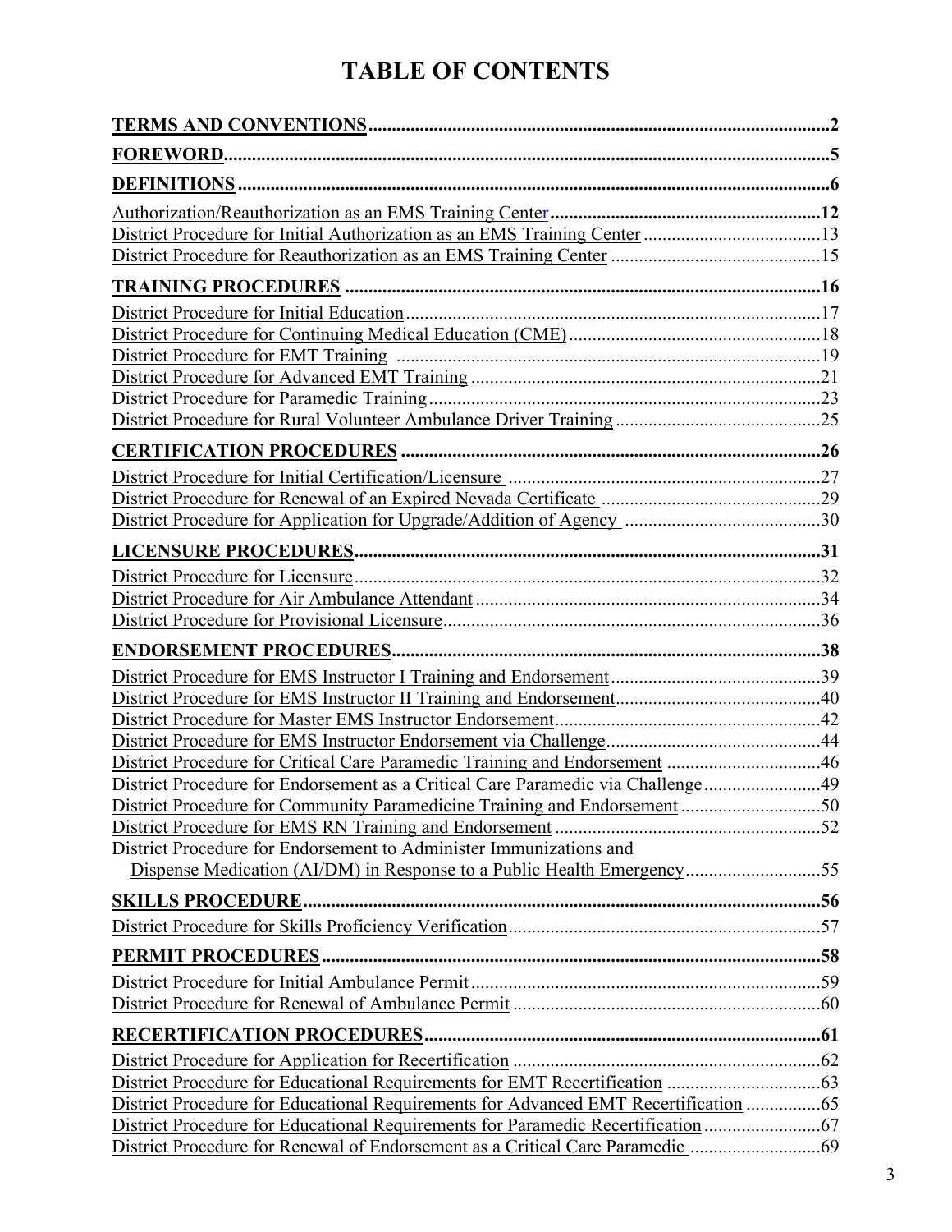# TABLE OF CONTENTS

**TERMS AND CONVENTIONS** .......... 2

**FOREWORD** .......... 5

**DEFINITIONS** .......... 6

Authorization/Reauthorization as an EMS Training Center .......... 12
District Procedure for Initial Authorization as an EMS Training Center .......... 13
District Procedure for Reauthorization as an EMS Training Center .......... 15

**TRAINING PROCEDURES** .......... 16

District Procedure for Initial Education .......... 17
District Procedure for Continuing Medical Education (CME) .......... 18
District Procedure for EMT Training .......... 19
District Procedure for Advanced EMT Training .......... 21
District Procedure for Paramedic Training .......... 23
District Procedure for Rural Volunteer Ambulance Driver Training .......... 25

**CERTIFICATION PROCEDURES** .......... 26

District Procedure for Initial Certification/Licensure .......... 27
District Procedure for Renewal of an Expired Nevada Certificate .......... 29
District Procedure for Application for Upgrade/Addition of Agency .......... 30

**LICENSURE PROCEDURES** .......... 31

District Procedure for Licensure .......... 32
District Procedure for Air Ambulance Attendant .......... 34
District Procedure for Provisional Licensure .......... 36

**ENDORSEMENT PROCEDURES** .......... 38

District Procedure for EMS Instructor I Training and Endorsement .......... 39
District Procedure for EMS Instructor II Training and Endorsement .......... 40
District Procedure for Master EMS Instructor Endorsement .......... 42
District Procedure for EMS Instructor Endorsement via Challenge .......... 44
District Procedure for Critical Care Paramedic Training and Endorsement .......... 46
District Procedure for Endorsement as a Critical Care Paramedic via Challenge .......... 49
District Procedure for Community Paramedicine Training and Endorsement .......... 50
District Procedure for EMS RN Training and Endorsement .......... 52
District Procedure for Endorsement to Administer Immunizations and Dispense Medication (AI/DM) in Response to a Public Health Emergency .......... 55

**SKILLS PROCEDURE** .......... 56

District Procedure for Skills Proficiency Verification .......... 57

**PERMIT PROCEDURES** .......... 58

District Procedure for Initial Ambulance Permit .......... 59
District Procedure for Renewal of Ambulance Permit .......... 60

**RECERTIFICATION PROCEDURES** .......... 61

District Procedure for Application for Recertification .......... 62
District Procedure for Educational Requirements for EMT Recertification .......... 63
District Procedure for Educational Requirements for Advanced EMT Recertification .......... 65
District Procedure for Educational Requirements for Paramedic Recertification .......... 67
District Procedure for Renewal of Endorsement as a Critical Care Paramedic .......... 69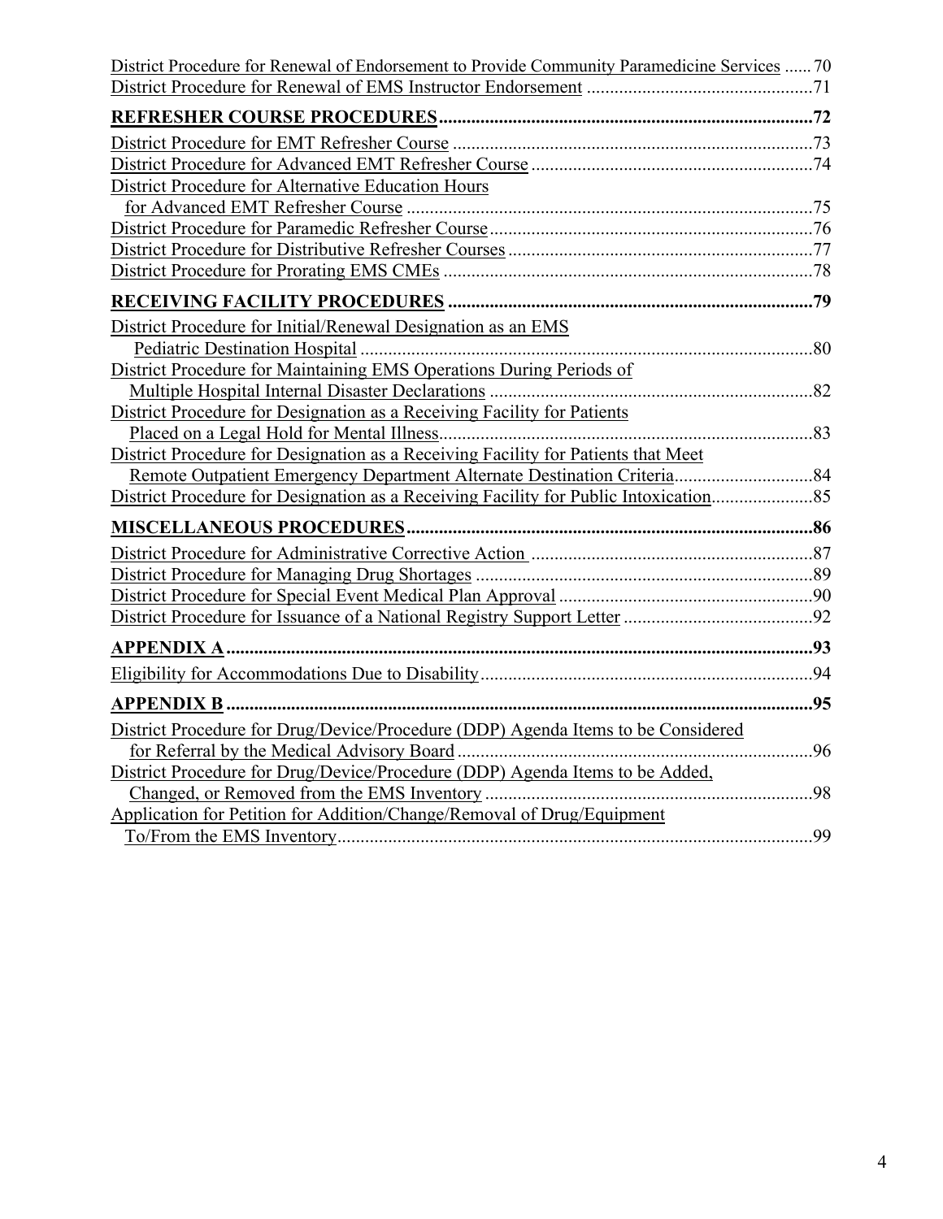District Procedure for Renewal of Endorsement to Provide Community Paramedicine Services ...... 70
District Procedure for Renewal of EMS Instructor Endorsement ................................................71

**REFRESHER COURSE PROCEDURES.................................................................................72**

District Procedure for EMT Refresher Course ..............................................................................73
District Procedure for Advanced EMT Refresher Course .............................................................74
District Procedure for Alternative Education Hours
for Advanced EMT Refresher Course ........................................................................................75
District Procedure for Paramedic Refresher Course......................................................................76
District Procedure for Distributive Refresher Courses..................................................................77
District Procedure for Prorating EMS CMEs ................................................................................78

**RECEIVING FACILITY PROCEDURES ...............................................................................79**

District Procedure for Initial/Renewal Designation as an EMS
Pediatric Destination Hospital ..................................................................................................80
District Procedure for Maintaining EMS Operations During Periods of
Multiple Hospital Internal Disaster Declarations .......................................................................82
District Procedure for Designation as a Receiving Facility for Patients
Placed on a Legal Hold for Mental Illness.................................................................................83
District Procedure for Designation as a Receiving Facility for Patients that Meet
Remote Outpatient Emergency Department Alternate Destination Criteria..............................84
District Procedure for Designation as a Receiving Facility for Public Intoxication......................85

**MISCELLANEOUS PROCEDURES........................................................................................86**

District Procedure for Administrative Corrective Action .............................................................87
District Procedure for Managing Drug Shortages .........................................................................89
District Procedure for Special Event Medical Plan Approval .......................................................90
District Procedure for Issuance of a National Registry Support Letter .........................................92

**APPENDIX A.............................................................................................................................93**

Eligibility for Accommodations Due to Disability........................................................................94

**APPENDIX B .............................................................................................................................95**

District Procedure for Drug/Device/Procedure (DDP) Agenda Items to be Considered
for Referral by the Medical Advisory Board .............................................................................96
District Procedure for Drug/Device/Procedure (DDP) Agenda Items to be Added,
Changed, or Removed from the EMS Inventory .......................................................................98
Application for Petition for Addition/Change/Removal of Drug/Equipment
To/From the EMS Inventory.......................................................................................................99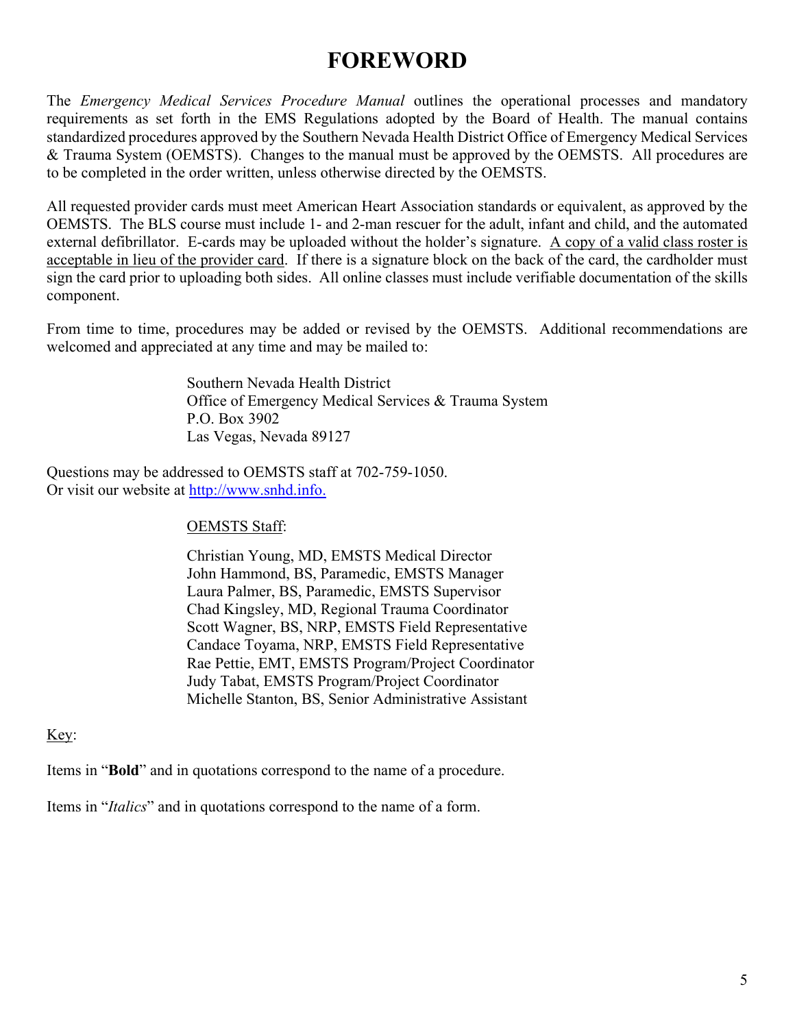# FOREWORD

The *Emergency Medical Services Procedure Manual* outlines the operational processes and mandatory requirements as set forth in the EMS Regulations adopted by the Board of Health. The manual contains standardized procedures approved by the Southern Nevada Health District Office of Emergency Medical Services & Trauma System (OEMSTS). Changes to the manual must be approved by the OEMSTS. All procedures are to be completed in the order written, unless otherwise directed by the OEMSTS.

All requested provider cards must meet American Heart Association standards or equivalent, as approved by the OEMSTS. The BLS course must include 1- and 2-man rescuer for the adult, infant and child, and the automated external defibrillator. E-cards may be uploaded without the holder's signature. <u>A copy of a valid class roster is acceptable in lieu of the provider card</u>. If there is a signature block on the back of the card, the cardholder must sign the card prior to uploading both sides. All online classes must include verifiable documentation of the skills component.

From time to time, procedures may be added or revised by the OEMSTS. Additional recommendations are welcomed and appreciated at any time and may be mailed to:

> Southern Nevada Health District
> Office of Emergency Medical Services & Trauma System
> P.O. Box 3902
> Las Vegas, Nevada 89127

Questions may be addressed to OEMSTS staff at 702-759-1050.
Or visit our website at [http://www.snhd.info.](http://www.snhd.info)

<u>OEMSTS Staff</u>:

Christian Young, MD, EMSTS Medical Director
John Hammond, BS, Paramedic, EMSTS Manager
Laura Palmer, BS, Paramedic, EMSTS Supervisor
Chad Kingsley, MD, Regional Trauma Coordinator
Scott Wagner, BS, NRP, EMSTS Field Representative
Candace Toyama, NRP, EMSTS Field Representative
Rae Pettie, EMT, EMSTS Program/Project Coordinator
Judy Tabat, EMSTS Program/Project Coordinator
Michelle Stanton, BS, Senior Administrative Assistant

<u>Key</u>:

Items in "**Bold**" and in quotations correspond to the name of a procedure.

Items in "*Italics*" and in quotations correspond to the name of a form.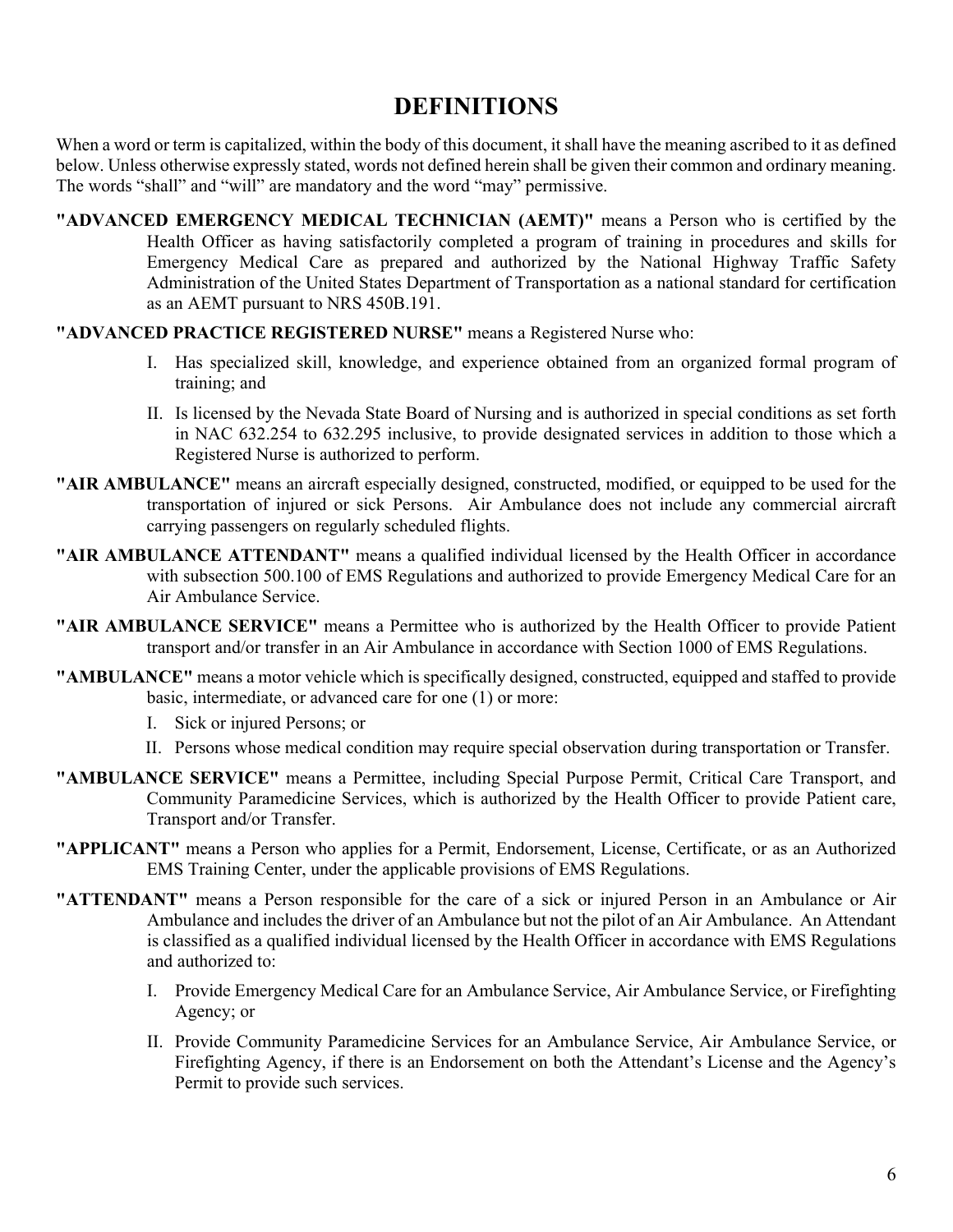# DEFINITIONS

When a word or term is capitalized, within the body of this document, it shall have the meaning ascribed to it as defined below. Unless otherwise expressly stated, words not defined herein shall be given their common and ordinary meaning. The words "shall" and "will" are mandatory and the word "may" permissive.

**"ADVANCED EMERGENCY MEDICAL TECHNICIAN (AEMT)"** means a Person who is certified by the Health Officer as having satisfactorily completed a program of training in procedures and skills for Emergency Medical Care as prepared and authorized by the National Highway Traffic Safety Administration of the United States Department of Transportation as a national standard for certification as an AEMT pursuant to NRS 450B.191.

**"ADVANCED PRACTICE REGISTERED NURSE"** means a Registered Nurse who:

I. Has specialized skill, knowledge, and experience obtained from an organized formal program of training; and

II. Is licensed by the Nevada State Board of Nursing and is authorized in special conditions as set forth in NAC 632.254 to 632.295 inclusive, to provide designated services in addition to those which a Registered Nurse is authorized to perform.

**"AIR AMBULANCE"** means an aircraft especially designed, constructed, modified, or equipped to be used for the transportation of injured or sick Persons. Air Ambulance does not include any commercial aircraft carrying passengers on regularly scheduled flights.

**"AIR AMBULANCE ATTENDANT"** means a qualified individual licensed by the Health Officer in accordance with subsection 500.100 of EMS Regulations and authorized to provide Emergency Medical Care for an Air Ambulance Service.

**"AIR AMBULANCE SERVICE"** means a Permittee who is authorized by the Health Officer to provide Patient transport and/or transfer in an Air Ambulance in accordance with Section 1000 of EMS Regulations.

**"AMBULANCE"** means a motor vehicle which is specifically designed, constructed, equipped and staffed to provide basic, intermediate, or advanced care for one (1) or more:

I. Sick or injured Persons; or

II. Persons whose medical condition may require special observation during transportation or Transfer.

**"AMBULANCE SERVICE"** means a Permittee, including Special Purpose Permit, Critical Care Transport, and Community Paramedicine Services, which is authorized by the Health Officer to provide Patient care, Transport and/or Transfer.

**"APPLICANT"** means a Person who applies for a Permit, Endorsement, License, Certificate, or as an Authorized EMS Training Center, under the applicable provisions of EMS Regulations.

**"ATTENDANT"** means a Person responsible for the care of a sick or injured Person in an Ambulance or Air Ambulance and includes the driver of an Ambulance but not the pilot of an Air Ambulance. An Attendant is classified as a qualified individual licensed by the Health Officer in accordance with EMS Regulations and authorized to:

I. Provide Emergency Medical Care for an Ambulance Service, Air Ambulance Service, or Firefighting Agency; or

II. Provide Community Paramedicine Services for an Ambulance Service, Air Ambulance Service, or Firefighting Agency, if there is an Endorsement on both the Attendant's License and the Agency's Permit to provide such services.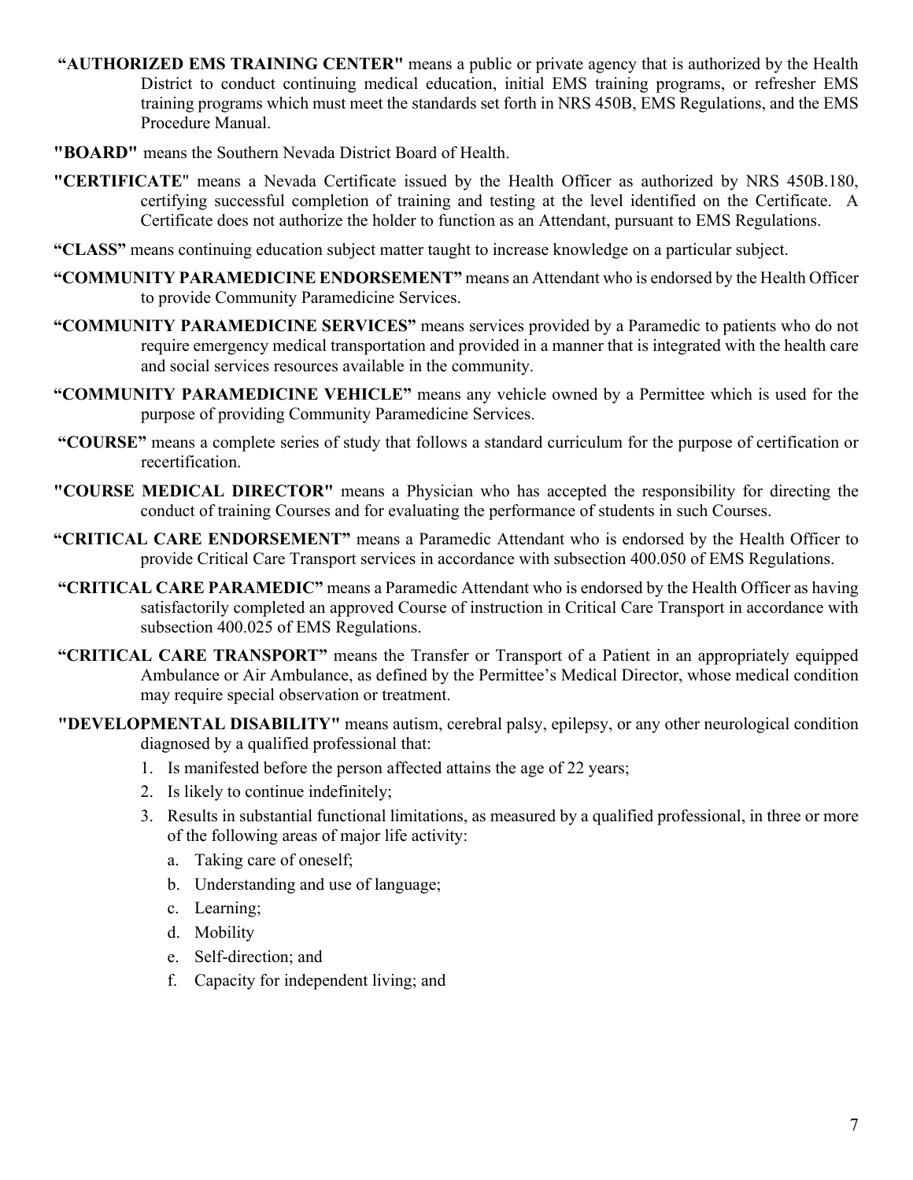**"AUTHORIZED EMS TRAINING CENTER"** means a public or private agency that is authorized by the Health District to conduct continuing medical education, initial EMS training programs, or refresher EMS training programs which must meet the standards set forth in NRS 450B, EMS Regulations, and the EMS Procedure Manual.

**"BOARD"** means the Southern Nevada District Board of Health.

**"CERTIFICATE"** means a Nevada Certificate issued by the Health Officer as authorized by NRS 450B.180, certifying successful completion of training and testing at the level identified on the Certificate. A Certificate does not authorize the holder to function as an Attendant, pursuant to EMS Regulations.

**"CLASS"** means continuing education subject matter taught to increase knowledge on a particular subject.

**"COMMUNITY PARAMEDICINE ENDORSEMENT"** means an Attendant who is endorsed by the Health Officer to provide Community Paramedicine Services.

**"COMMUNITY PARAMEDICINE SERVICES"** means services provided by a Paramedic to patients who do not require emergency medical transportation and provided in a manner that is integrated with the health care and social services resources available in the community.

**"COMMUNITY PARAMEDICINE VEHICLE"** means any vehicle owned by a Permittee which is used for the purpose of providing Community Paramedicine Services.

**"COURSE"** means a complete series of study that follows a standard curriculum for the purpose of certification or recertification.

**"COURSE MEDICAL DIRECTOR"** means a Physician who has accepted the responsibility for directing the conduct of training Courses and for evaluating the performance of students in such Courses.

**"CRITICAL CARE ENDORSEMENT"** means a Paramedic Attendant who is endorsed by the Health Officer to provide Critical Care Transport services in accordance with subsection 400.050 of EMS Regulations.

**"CRITICAL CARE PARAMEDIC"** means a Paramedic Attendant who is endorsed by the Health Officer as having satisfactorily completed an approved Course of instruction in Critical Care Transport in accordance with subsection 400.025 of EMS Regulations.

**"CRITICAL CARE TRANSPORT"** means the Transfer or Transport of a Patient in an appropriately equipped Ambulance or Air Ambulance, as defined by the Permittee's Medical Director, whose medical condition may require special observation or treatment.

**"DEVELOPMENTAL DISABILITY"** means autism, cerebral palsy, epilepsy, or any other neurological condition diagnosed by a qualified professional that:

1. Is manifested before the person affected attains the age of 22 years;
2. Is likely to continue indefinitely;
3. Results in substantial functional limitations, as measured by a qualified professional, in three or more of the following areas of major life activity:
   a. Taking care of oneself;
   b. Understanding and use of language;
   c. Learning;
   d. Mobility
   e. Self-direction; and
   f. Capacity for independent living; and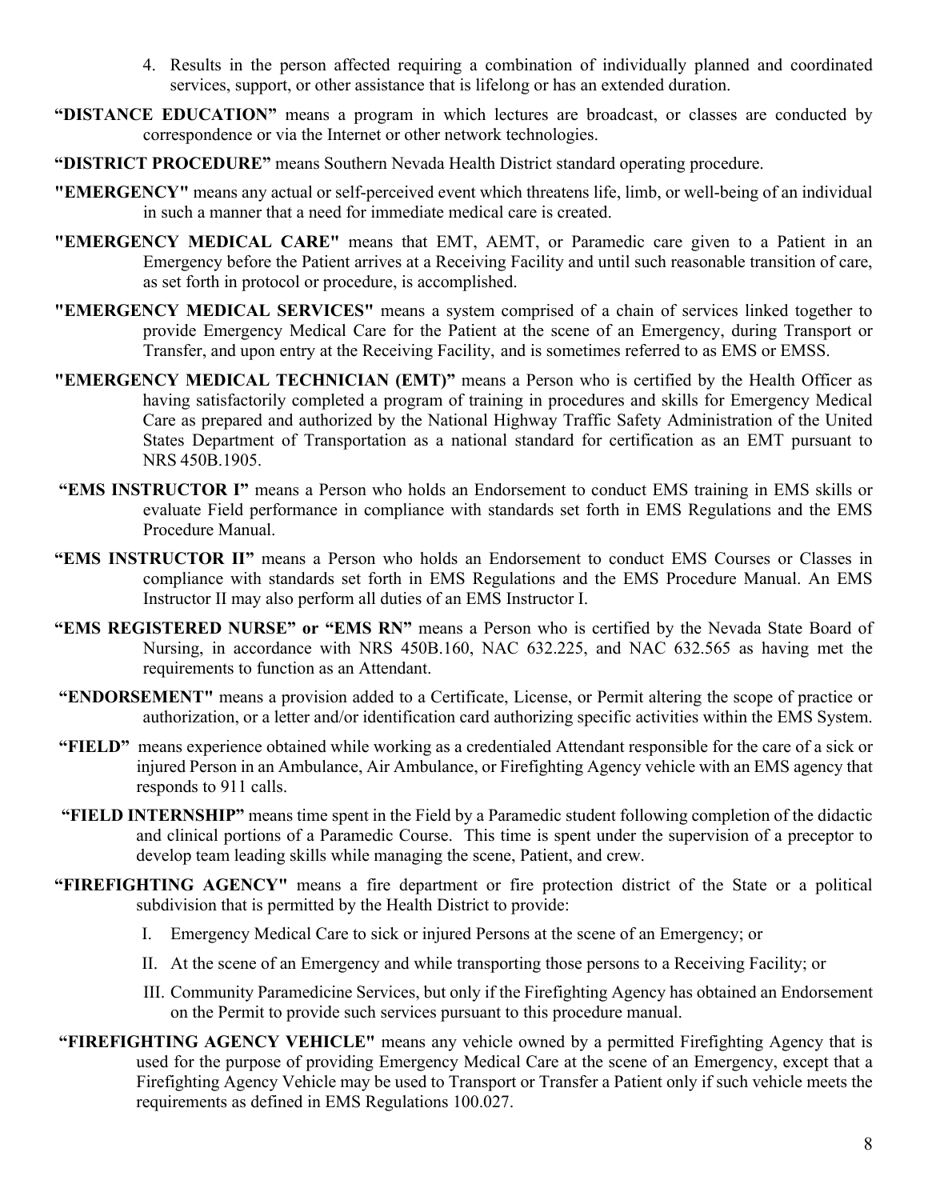4. Results in the person affected requiring a combination of individually planned and coordinated services, support, or other assistance that is lifelong or has an extended duration.

**"DISTANCE EDUCATION"** means a program in which lectures are broadcast, or classes are conducted by correspondence or via the Internet or other network technologies.

**"DISTRICT PROCEDURE"** means Southern Nevada Health District standard operating procedure.

**"EMERGENCY"** means any actual or self-perceived event which threatens life, limb, or well-being of an individual in such a manner that a need for immediate medical care is created.

**"EMERGENCY MEDICAL CARE"** means that EMT, AEMT, or Paramedic care given to a Patient in an Emergency before the Patient arrives at a Receiving Facility and until such reasonable transition of care, as set forth in protocol or procedure, is accomplished.

**"EMERGENCY MEDICAL SERVICES"** means a system comprised of a chain of services linked together to provide Emergency Medical Care for the Patient at the scene of an Emergency, during Transport or Transfer, and upon entry at the Receiving Facility, and is sometimes referred to as EMS or EMSS.

**"EMERGENCY MEDICAL TECHNICIAN (EMT)"** means a Person who is certified by the Health Officer as having satisfactorily completed a program of training in procedures and skills for Emergency Medical Care as prepared and authorized by the National Highway Traffic Safety Administration of the United States Department of Transportation as a national standard for certification as an EMT pursuant to NRS 450B.1905.

**"EMS INSTRUCTOR I"** means a Person who holds an Endorsement to conduct EMS training in EMS skills or evaluate Field performance in compliance with standards set forth in EMS Regulations and the EMS Procedure Manual.

**"EMS INSTRUCTOR II"** means a Person who holds an Endorsement to conduct EMS Courses or Classes in compliance with standards set forth in EMS Regulations and the EMS Procedure Manual. An EMS Instructor II may also perform all duties of an EMS Instructor I.

**"EMS REGISTERED NURSE" or "EMS RN"** means a Person who is certified by the Nevada State Board of Nursing, in accordance with NRS 450B.160, NAC 632.225, and NAC 632.565 as having met the requirements to function as an Attendant.

**"ENDORSEMENT"** means a provision added to a Certificate, License, or Permit altering the scope of practice or authorization, or a letter and/or identification card authorizing specific activities within the EMS System.

**"FIELD"** means experience obtained while working as a credentialed Attendant responsible for the care of a sick or injured Person in an Ambulance, Air Ambulance, or Firefighting Agency vehicle with an EMS agency that responds to 911 calls.

**"FIELD INTERNSHIP"** means time spent in the Field by a Paramedic student following completion of the didactic and clinical portions of a Paramedic Course. This time is spent under the supervision of a preceptor to develop team leading skills while managing the scene, Patient, and crew.

**"FIREFIGHTING AGENCY"** means a fire department or fire protection district of the State or a political subdivision that is permitted by the Health District to provide:

I. Emergency Medical Care to sick or injured Persons at the scene of an Emergency; or

II. At the scene of an Emergency and while transporting those persons to a Receiving Facility; or

III. Community Paramedicine Services, but only if the Firefighting Agency has obtained an Endorsement on the Permit to provide such services pursuant to this procedure manual.

**"FIREFIGHTING AGENCY VEHICLE"** means any vehicle owned by a permitted Firefighting Agency that is used for the purpose of providing Emergency Medical Care at the scene of an Emergency, except that a Firefighting Agency Vehicle may be used to Transport or Transfer a Patient only if such vehicle meets the requirements as defined in EMS Regulations 100.027.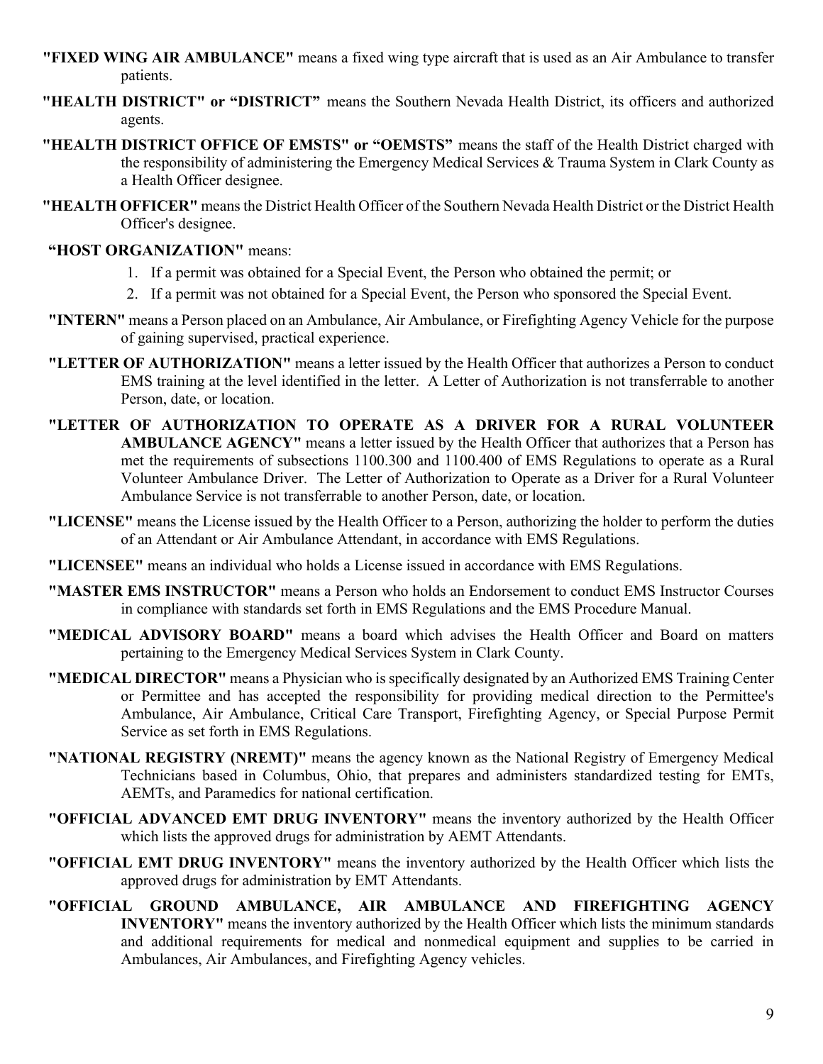**"FIXED WING AIR AMBULANCE"** means a fixed wing type aircraft that is used as an Air Ambulance to transfer patients.

**"HEALTH DISTRICT" or "DISTRICT"** means the Southern Nevada Health District, its officers and authorized agents.

**"HEALTH DISTRICT OFFICE OF EMSTS" or "OEMSTS"** means the staff of the Health District charged with the responsibility of administering the Emergency Medical Services & Trauma System in Clark County as a Health Officer designee.

**"HEALTH OFFICER"** means the District Health Officer of the Southern Nevada Health District or the District Health Officer's designee.

**"HOST ORGANIZATION"** means:

1. If a permit was obtained for a Special Event, the Person who obtained the permit; or
2. If a permit was not obtained for a Special Event, the Person who sponsored the Special Event.

**"INTERN"** means a Person placed on an Ambulance, Air Ambulance, or Firefighting Agency Vehicle for the purpose of gaining supervised, practical experience.

**"LETTER OF AUTHORIZATION"** means a letter issued by the Health Officer that authorizes a Person to conduct EMS training at the level identified in the letter. A Letter of Authorization is not transferrable to another Person, date, or location.

**"LETTER OF AUTHORIZATION TO OPERATE AS A DRIVER FOR A RURAL VOLUNTEER AMBULANCE AGENCY"** means a letter issued by the Health Officer that authorizes that a Person has met the requirements of subsections 1100.300 and 1100.400 of EMS Regulations to operate as a Rural Volunteer Ambulance Driver. The Letter of Authorization to Operate as a Driver for a Rural Volunteer Ambulance Service is not transferrable to another Person, date, or location.

**"LICENSE"** means the License issued by the Health Officer to a Person, authorizing the holder to perform the duties of an Attendant or Air Ambulance Attendant, in accordance with EMS Regulations.

**"LICENSEE"** means an individual who holds a License issued in accordance with EMS Regulations.

**"MASTER EMS INSTRUCTOR"** means a Person who holds an Endorsement to conduct EMS Instructor Courses in compliance with standards set forth in EMS Regulations and the EMS Procedure Manual.

**"MEDICAL ADVISORY BOARD"** means a board which advises the Health Officer and Board on matters pertaining to the Emergency Medical Services System in Clark County.

**"MEDICAL DIRECTOR"** means a Physician who is specifically designated by an Authorized EMS Training Center or Permittee and has accepted the responsibility for providing medical direction to the Permittee's Ambulance, Air Ambulance, Critical Care Transport, Firefighting Agency, or Special Purpose Permit Service as set forth in EMS Regulations.

**"NATIONAL REGISTRY (NREMT)"** means the agency known as the National Registry of Emergency Medical Technicians based in Columbus, Ohio, that prepares and administers standardized testing for EMTs, AEMTs, and Paramedics for national certification.

**"OFFICIAL ADVANCED EMT DRUG INVENTORY"** means the inventory authorized by the Health Officer which lists the approved drugs for administration by AEMT Attendants.

**"OFFICIAL EMT DRUG INVENTORY"** means the inventory authorized by the Health Officer which lists the approved drugs for administration by EMT Attendants.

**"OFFICIAL GROUND AMBULANCE, AIR AMBULANCE AND FIREFIGHTING AGENCY INVENTORY"** means the inventory authorized by the Health Officer which lists the minimum standards and additional requirements for medical and nonmedical equipment and supplies to be carried in Ambulances, Air Ambulances, and Firefighting Agency vehicles.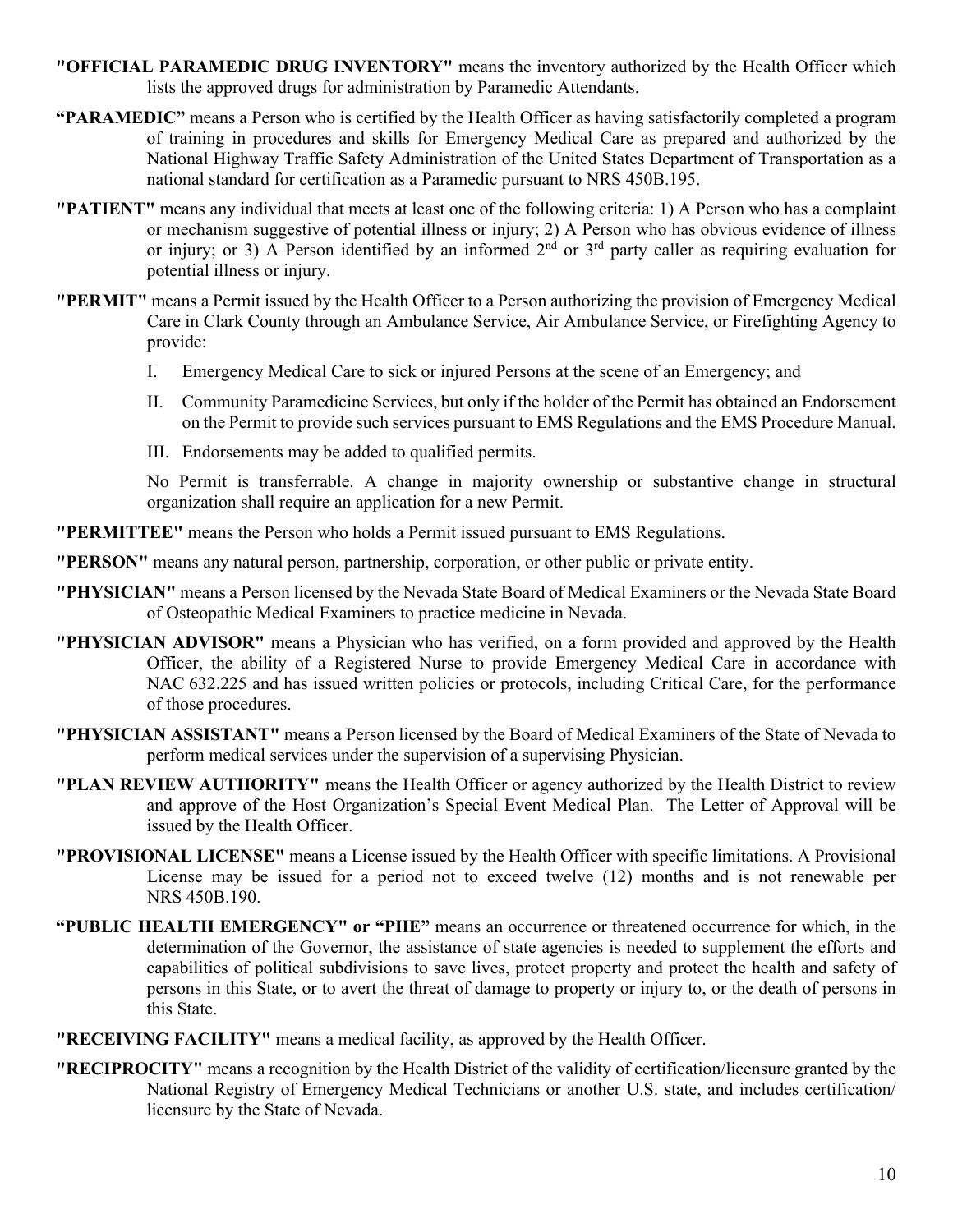**"OFFICIAL PARAMEDIC DRUG INVENTORY"** means the inventory authorized by the Health Officer which lists the approved drugs for administration by Paramedic Attendants.

**"PARAMEDIC"** means a Person who is certified by the Health Officer as having satisfactorily completed a program of training in procedures and skills for Emergency Medical Care as prepared and authorized by the National Highway Traffic Safety Administration of the United States Department of Transportation as a national standard for certification as a Paramedic pursuant to NRS 450B.195.

**"PATIENT"** means any individual that meets at least one of the following criteria: 1) A Person who has a complaint or mechanism suggestive of potential illness or injury; 2) A Person who has obvious evidence of illness or injury; or 3) A Person identified by an informed 2nd or 3rd party caller as requiring evaluation for potential illness or injury.

**"PERMIT"** means a Permit issued by the Health Officer to a Person authorizing the provision of Emergency Medical Care in Clark County through an Ambulance Service, Air Ambulance Service, or Firefighting Agency to provide:

I. Emergency Medical Care to sick or injured Persons at the scene of an Emergency; and

II. Community Paramedicine Services, but only if the holder of the Permit has obtained an Endorsement on the Permit to provide such services pursuant to EMS Regulations and the EMS Procedure Manual.

III. Endorsements may be added to qualified permits.

No Permit is transferrable. A change in majority ownership or substantive change in structural organization shall require an application for a new Permit.

**"PERMITTEE"** means the Person who holds a Permit issued pursuant to EMS Regulations.

**"PERSON"** means any natural person, partnership, corporation, or other public or private entity.

**"PHYSICIAN"** means a Person licensed by the Nevada State Board of Medical Examiners or the Nevada State Board of Osteopathic Medical Examiners to practice medicine in Nevada.

**"PHYSICIAN ADVISOR"** means a Physician who has verified, on a form provided and approved by the Health Officer, the ability of a Registered Nurse to provide Emergency Medical Care in accordance with NAC 632.225 and has issued written policies or protocols, including Critical Care, for the performance of those procedures.

**"PHYSICIAN ASSISTANT"** means a Person licensed by the Board of Medical Examiners of the State of Nevada to perform medical services under the supervision of a supervising Physician.

**"PLAN REVIEW AUTHORITY"** means the Health Officer or agency authorized by the Health District to review and approve of the Host Organization's Special Event Medical Plan. The Letter of Approval will be issued by the Health Officer.

**"PROVISIONAL LICENSE"** means a License issued by the Health Officer with specific limitations. A Provisional License may be issued for a period not to exceed twelve (12) months and is not renewable per NRS 450B.190.

**"PUBLIC HEALTH EMERGENCY" or "PHE"** means an occurrence or threatened occurrence for which, in the determination of the Governor, the assistance of state agencies is needed to supplement the efforts and capabilities of political subdivisions to save lives, protect property and protect the health and safety of persons in this State, or to avert the threat of damage to property or injury to, or the death of persons in this State.

**"RECEIVING FACILITY"** means a medical facility, as approved by the Health Officer.

**"RECIPROCITY"** means a recognition by the Health District of the validity of certification/licensure granted by the National Registry of Emergency Medical Technicians or another U.S. state, and includes certification/ licensure by the State of Nevada.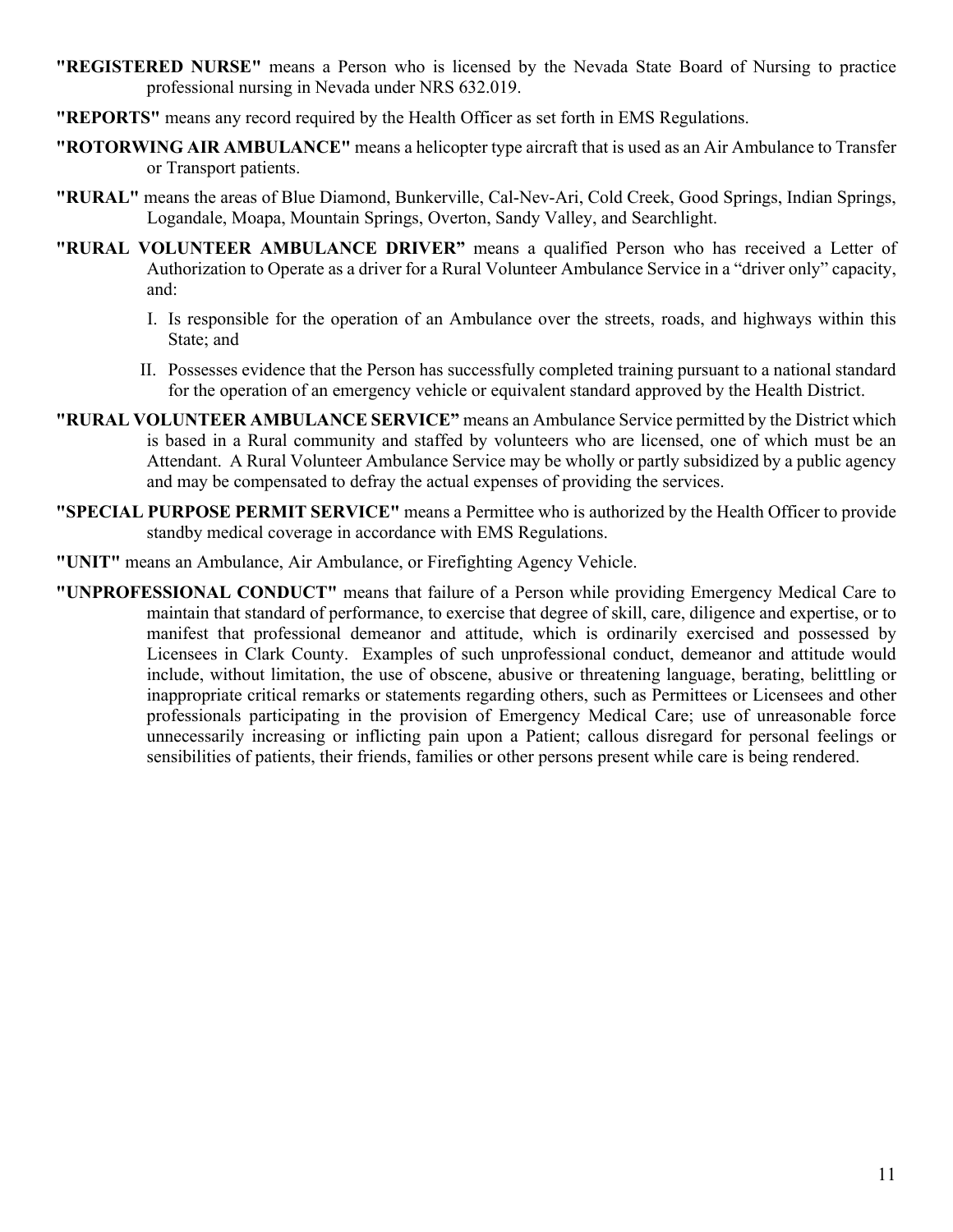**"REGISTERED NURSE"** means a Person who is licensed by the Nevada State Board of Nursing to practice professional nursing in Nevada under NRS 632.019.

**"REPORTS"** means any record required by the Health Officer as set forth in EMS Regulations.

**"ROTORWING AIR AMBULANCE"** means a helicopter type aircraft that is used as an Air Ambulance to Transfer or Transport patients.

**"RURAL"** means the areas of Blue Diamond, Bunkerville, Cal-Nev-Ari, Cold Creek, Good Springs, Indian Springs, Logandale, Moapa, Mountain Springs, Overton, Sandy Valley, and Searchlight.

**"RURAL VOLUNTEER AMBULANCE DRIVER"** means a qualified Person who has received a Letter of Authorization to Operate as a driver for a Rural Volunteer Ambulance Service in a "driver only" capacity, and:

I. Is responsible for the operation of an Ambulance over the streets, roads, and highways within this State; and

II. Possesses evidence that the Person has successfully completed training pursuant to a national standard for the operation of an emergency vehicle or equivalent standard approved by the Health District.

**"RURAL VOLUNTEER AMBULANCE SERVICE"** means an Ambulance Service permitted by the District which is based in a Rural community and staffed by volunteers who are licensed, one of which must be an Attendant. A Rural Volunteer Ambulance Service may be wholly or partly subsidized by a public agency and may be compensated to defray the actual expenses of providing the services.

**"SPECIAL PURPOSE PERMIT SERVICE"** means a Permittee who is authorized by the Health Officer to provide standby medical coverage in accordance with EMS Regulations.

**"UNIT"** means an Ambulance, Air Ambulance, or Firefighting Agency Vehicle.

**"UNPROFESSIONAL CONDUCT"** means that failure of a Person while providing Emergency Medical Care to maintain that standard of performance, to exercise that degree of skill, care, diligence and expertise, or to manifest that professional demeanor and attitude, which is ordinarily exercised and possessed by Licensees in Clark County. Examples of such unprofessional conduct, demeanor and attitude would include, without limitation, the use of obscene, abusive or threatening language, berating, belittling or inappropriate critical remarks or statements regarding others, such as Permittees or Licensees and other professionals participating in the provision of Emergency Medical Care; use of unreasonable force unnecessarily increasing or inflicting pain upon a Patient; callous disregard for personal feelings or sensibilities of patients, their friends, families or other persons present while care is being rendered.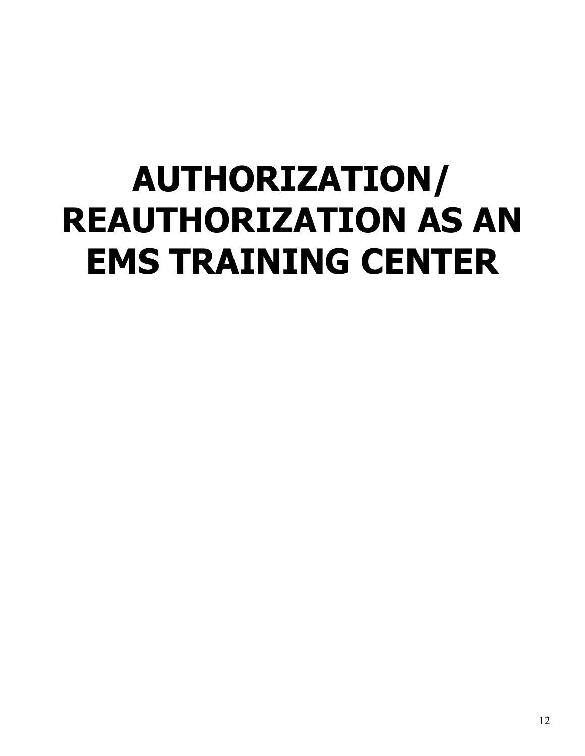# AUTHORIZATION/ REAUTHORIZATION AS AN EMS TRAINING CENTER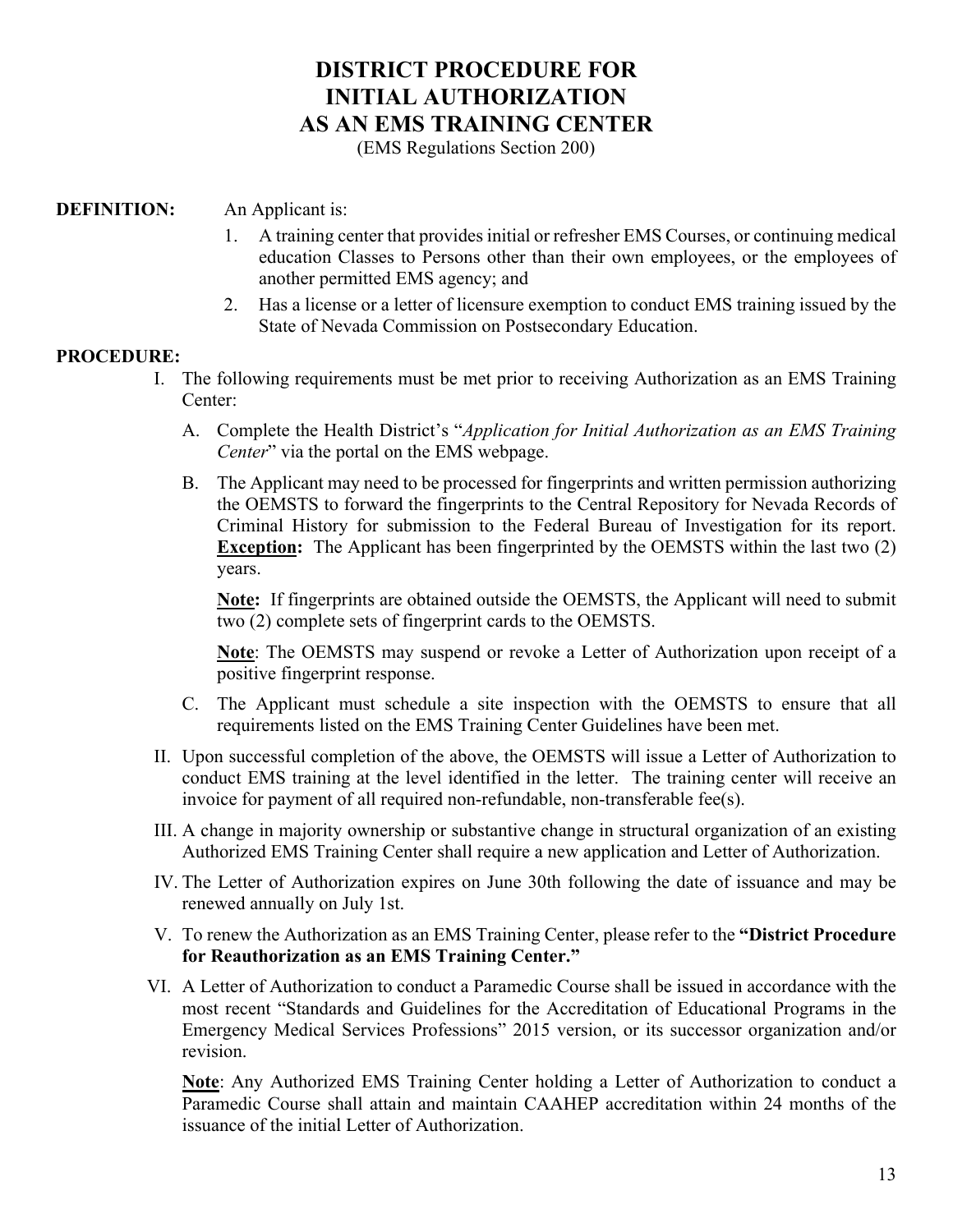# DISTRICT PROCEDURE FOR INITIAL AUTHORIZATION AS AN EMS TRAINING CENTER

(EMS Regulations Section 200)

**DEFINITION:** An Applicant is:

1. A training center that provides initial or refresher EMS Courses, or continuing medical education Classes to Persons other than their own employees, or the employees of another permitted EMS agency; and
2. Has a license or a letter of licensure exemption to conduct EMS training issued by the State of Nevada Commission on Postsecondary Education.

**PROCEDURE:**

I. The following requirements must be met prior to receiving Authorization as an EMS Training Center:

   A. Complete the Health District's "*Application for Initial Authorization as an EMS Training Center*" via the portal on the EMS webpage.

   B. The Applicant may need to be processed for fingerprints and written permission authorizing the OEMSTS to forward the fingerprints to the Central Repository for Nevada Records of Criminal History for submission to the Federal Bureau of Investigation for its report. **Exception:** The Applicant has been fingerprinted by the OEMSTS within the last two (2) years.

   **Note:** If fingerprints are obtained outside the OEMSTS, the Applicant will need to submit two (2) complete sets of fingerprint cards to the OEMSTS.

   **Note**: The OEMSTS may suspend or revoke a Letter of Authorization upon receipt of a positive fingerprint response.

   C. The Applicant must schedule a site inspection with the OEMSTS to ensure that all requirements listed on the EMS Training Center Guidelines have been met.

II. Upon successful completion of the above, the OEMSTS will issue a Letter of Authorization to conduct EMS training at the level identified in the letter. The training center will receive an invoice for payment of all required non-refundable, non-transferable fee(s).

III. A change in majority ownership or substantive change in structural organization of an existing Authorized EMS Training Center shall require a new application and Letter of Authorization.

IV. The Letter of Authorization expires on June 30th following the date of issuance and may be renewed annually on July 1st.

V. To renew the Authorization as an EMS Training Center, please refer to the **"District Procedure for Reauthorization as an EMS Training Center."**

VI. A Letter of Authorization to conduct a Paramedic Course shall be issued in accordance with the most recent "Standards and Guidelines for the Accreditation of Educational Programs in the Emergency Medical Services Professions" 2015 version, or its successor organization and/or revision.

   **Note**: Any Authorized EMS Training Center holding a Letter of Authorization to conduct a Paramedic Course shall attain and maintain CAAHEP accreditation within 24 months of the issuance of the initial Letter of Authorization.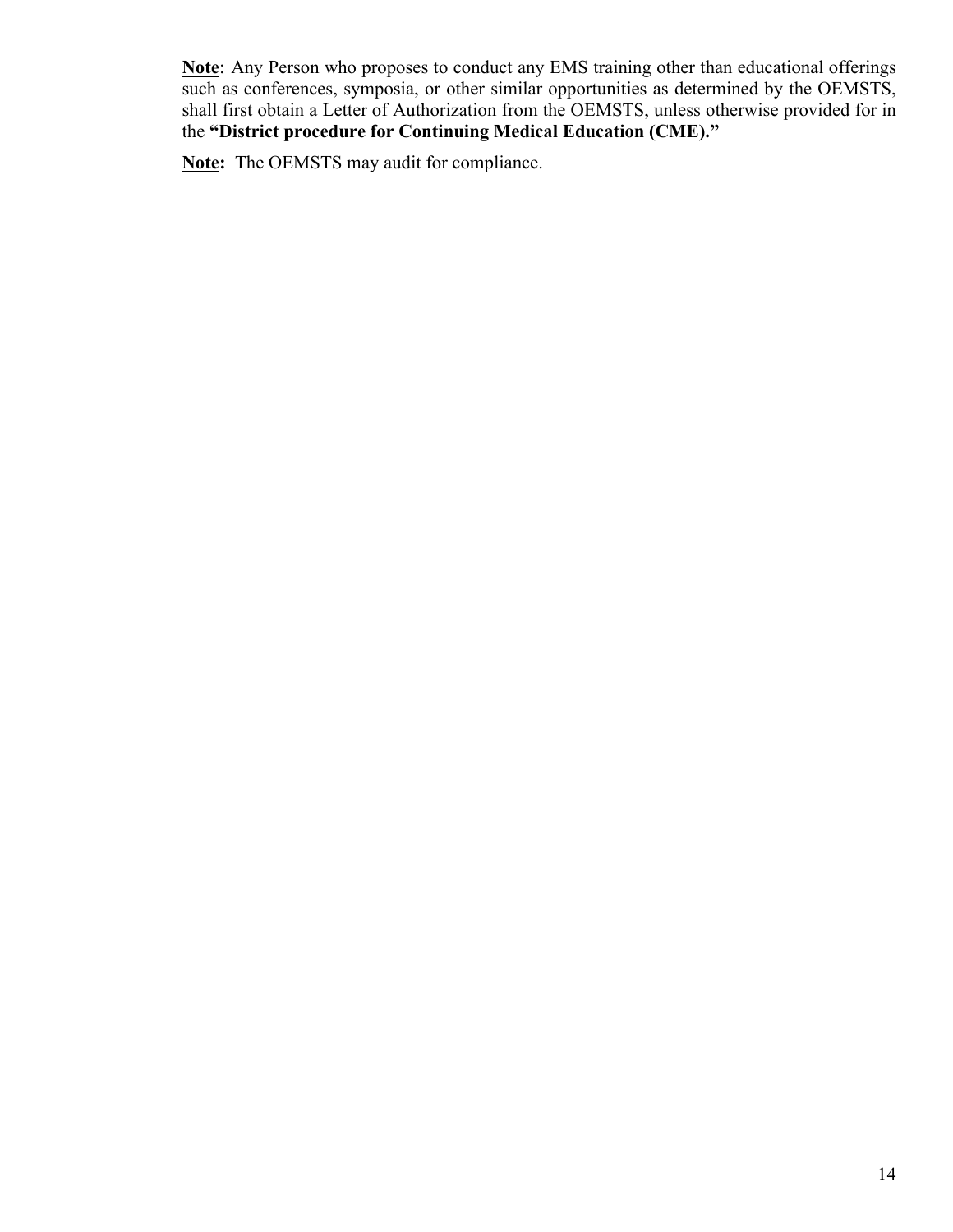**<u>Note</u>**: Any Person who proposes to conduct any EMS training other than educational offerings such as conferences, symposia, or other similar opportunities as determined by the OEMSTS, shall first obtain a Letter of Authorization from the OEMSTS, unless otherwise provided for in the **"District procedure for Continuing Medical Education (CME)."**

**<u>Note:</u>** The OEMSTS may audit for compliance.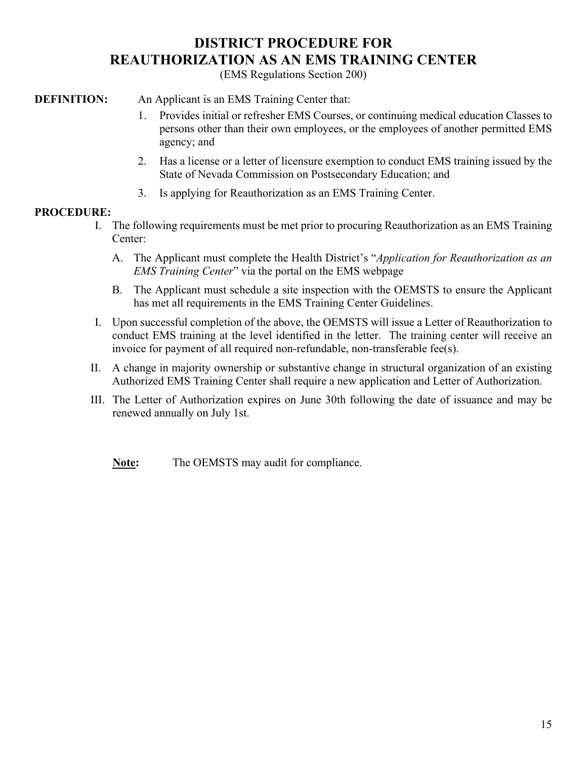# DISTRICT PROCEDURE FOR REAUTHORIZATION AS AN EMS TRAINING CENTER

(EMS Regulations Section 200)

**DEFINITION:** An Applicant is an EMS Training Center that:

1. Provides initial or refresher EMS Courses, or continuing medical education Classes to persons other than their own employees, or the employees of another permitted EMS agency; and
2. Has a license or a letter of licensure exemption to conduct EMS training issued by the State of Nevada Commission on Postsecondary Education; and
3. Is applying for Reauthorization as an EMS Training Center.

**PROCEDURE:**

I. The following requirements must be met prior to procuring Reauthorization as an EMS Training Center:

   A. The Applicant must complete the Health District's "*Application for Reauthorization as an EMS Training Center*" via the portal on the EMS webpage

   B. The Applicant must schedule a site inspection with the OEMSTS to ensure the Applicant has met all requirements in the EMS Training Center Guidelines.

I. Upon successful completion of the above, the OEMSTS will issue a Letter of Reauthorization to conduct EMS training at the level identified in the letter. The training center will receive an invoice for payment of all required non-refundable, non-transferable fee(s).

II. A change in majority ownership or substantive change in structural organization of an existing Authorized EMS Training Center shall require a new application and Letter of Authorization.

III. The Letter of Authorization expires on June 30th following the date of issuance and may be renewed annually on July 1st.

**Note:** The OEMSTS may audit for compliance.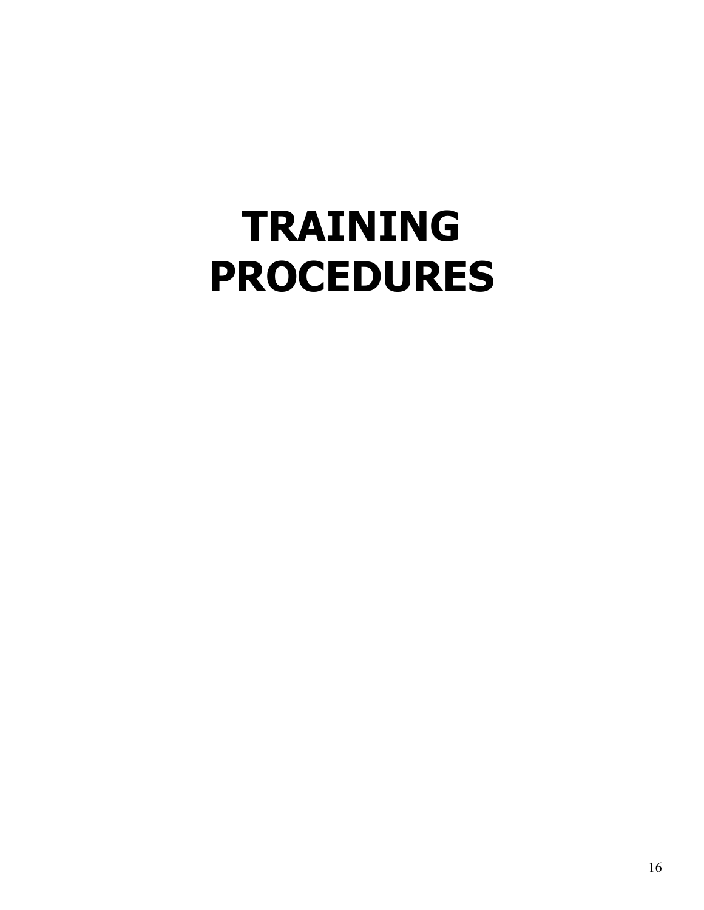# TRAINING PROCEDURES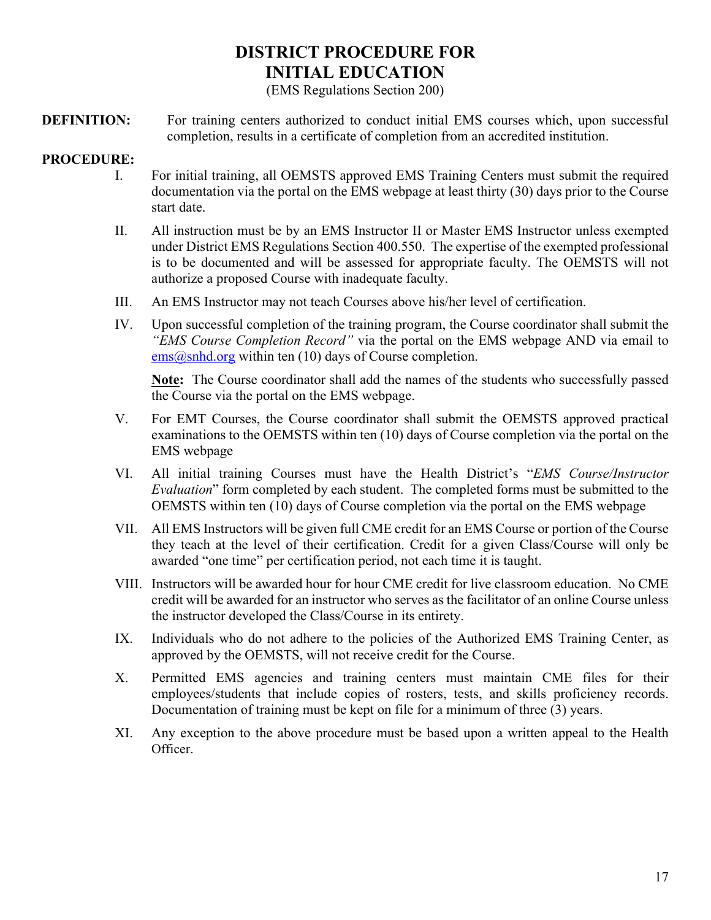# DISTRICT PROCEDURE FOR INITIAL EDUCATION

(EMS Regulations Section 200)

**DEFINITION:** For training centers authorized to conduct initial EMS courses which, upon successful completion, results in a certificate of completion from an accredited institution.

**PROCEDURE:**

I. For initial training, all OEMSTS approved EMS Training Centers must submit the required documentation via the portal on the EMS webpage at least thirty (30) days prior to the Course start date.

II. All instruction must be by an EMS Instructor II or Master EMS Instructor unless exempted under District EMS Regulations Section 400.550. The expertise of the exempted professional is to be documented and will be assessed for appropriate faculty. The OEMSTS will not authorize a proposed Course with inadequate faculty.

III. An EMS Instructor may not teach Courses above his/her level of certification.

IV. Upon successful completion of the training program, the Course coordinator shall submit the *"EMS Course Completion Record"* via the portal on the EMS webpage AND via email to ems@snhd.org within ten (10) days of Course completion.

**Note:** The Course coordinator shall add the names of the students who successfully passed the Course via the portal on the EMS webpage.

V. For EMT Courses, the Course coordinator shall submit the OEMSTS approved practical examinations to the OEMSTS within ten (10) days of Course completion via the portal on the EMS webpage

VI. All initial training Courses must have the Health District's "*EMS Course/Instructor Evaluation*" form completed by each student. The completed forms must be submitted to the OEMSTS within ten (10) days of Course completion via the portal on the EMS webpage

VII. All EMS Instructors will be given full CME credit for an EMS Course or portion of the Course they teach at the level of their certification. Credit for a given Class/Course will only be awarded "one time" per certification period, not each time it is taught.

VIII. Instructors will be awarded hour for hour CME credit for live classroom education. No CME credit will be awarded for an instructor who serves as the facilitator of an online Course unless the instructor developed the Class/Course in its entirety.

IX. Individuals who do not adhere to the policies of the Authorized EMS Training Center, as approved by the OEMSTS, will not receive credit for the Course.

X. Permitted EMS agencies and training centers must maintain CME files for their employees/students that include copies of rosters, tests, and skills proficiency records. Documentation of training must be kept on file for a minimum of three (3) years.

XI. Any exception to the above procedure must be based upon a written appeal to the Health Officer.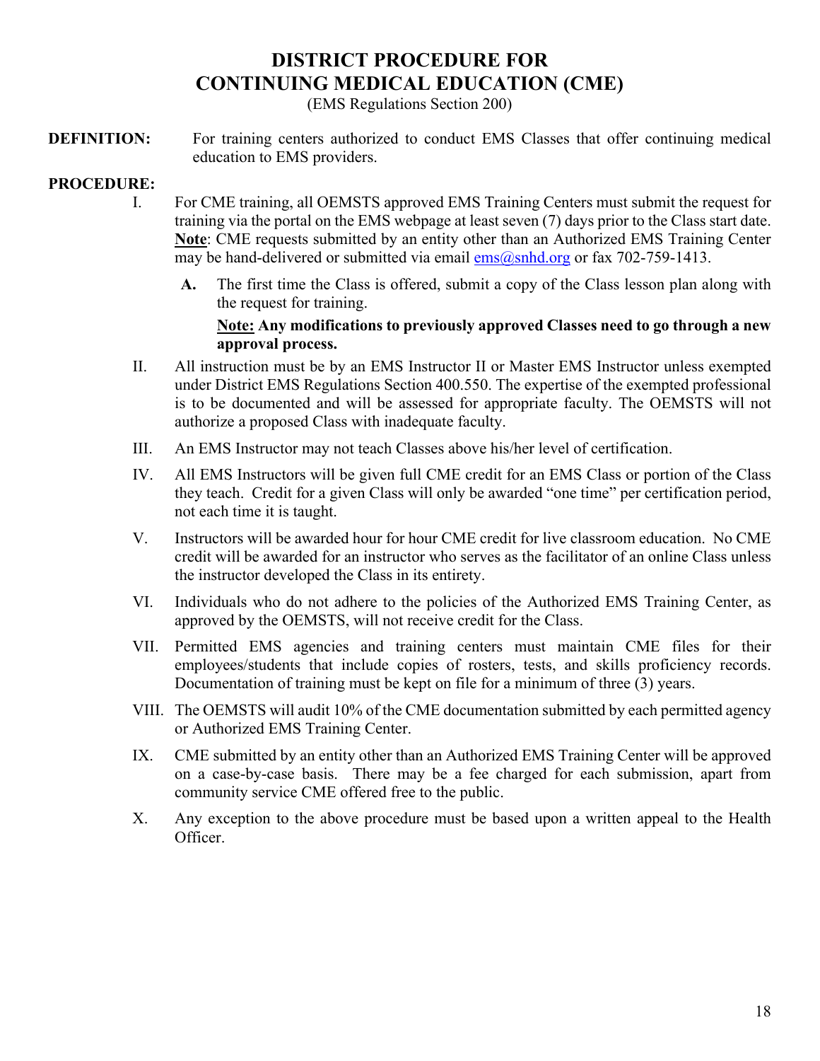# DISTRICT PROCEDURE FOR CONTINUING MEDICAL EDUCATION (CME)

(EMS Regulations Section 200)

**DEFINITION:** For training centers authorized to conduct EMS Classes that offer continuing medical education to EMS providers.

**PROCEDURE:**

I. For CME training, all OEMSTS approved EMS Training Centers must submit the request for training via the portal on the EMS webpage at least seven (7) days prior to the Class start date. **Note**: CME requests submitted by an entity other than an Authorized EMS Training Center may be hand-delivered or submitted via email ems@snhd.org or fax 702-759-1413.

   **A.** The first time the Class is offered, submit a copy of the Class lesson plan along with the request for training.

   **Note: Any modifications to previously approved Classes need to go through a new approval process.**

II. All instruction must be by an EMS Instructor II or Master EMS Instructor unless exempted under District EMS Regulations Section 400.550. The expertise of the exempted professional is to be documented and will be assessed for appropriate faculty. The OEMSTS will not authorize a proposed Class with inadequate faculty.

III. An EMS Instructor may not teach Classes above his/her level of certification.

IV. All EMS Instructors will be given full CME credit for an EMS Class or portion of the Class they teach. Credit for a given Class will only be awarded "one time" per certification period, not each time it is taught.

V. Instructors will be awarded hour for hour CME credit for live classroom education. No CME credit will be awarded for an instructor who serves as the facilitator of an online Class unless the instructor developed the Class in its entirety.

VI. Individuals who do not adhere to the policies of the Authorized EMS Training Center, as approved by the OEMSTS, will not receive credit for the Class.

VII. Permitted EMS agencies and training centers must maintain CME files for their employees/students that include copies of rosters, tests, and skills proficiency records. Documentation of training must be kept on file for a minimum of three (3) years.

VIII. The OEMSTS will audit 10% of the CME documentation submitted by each permitted agency or Authorized EMS Training Center.

IX. CME submitted by an entity other than an Authorized EMS Training Center will be approved on a case-by-case basis. There may be a fee charged for each submission, apart from community service CME offered free to the public.

X. Any exception to the above procedure must be based upon a written appeal to the Health Officer.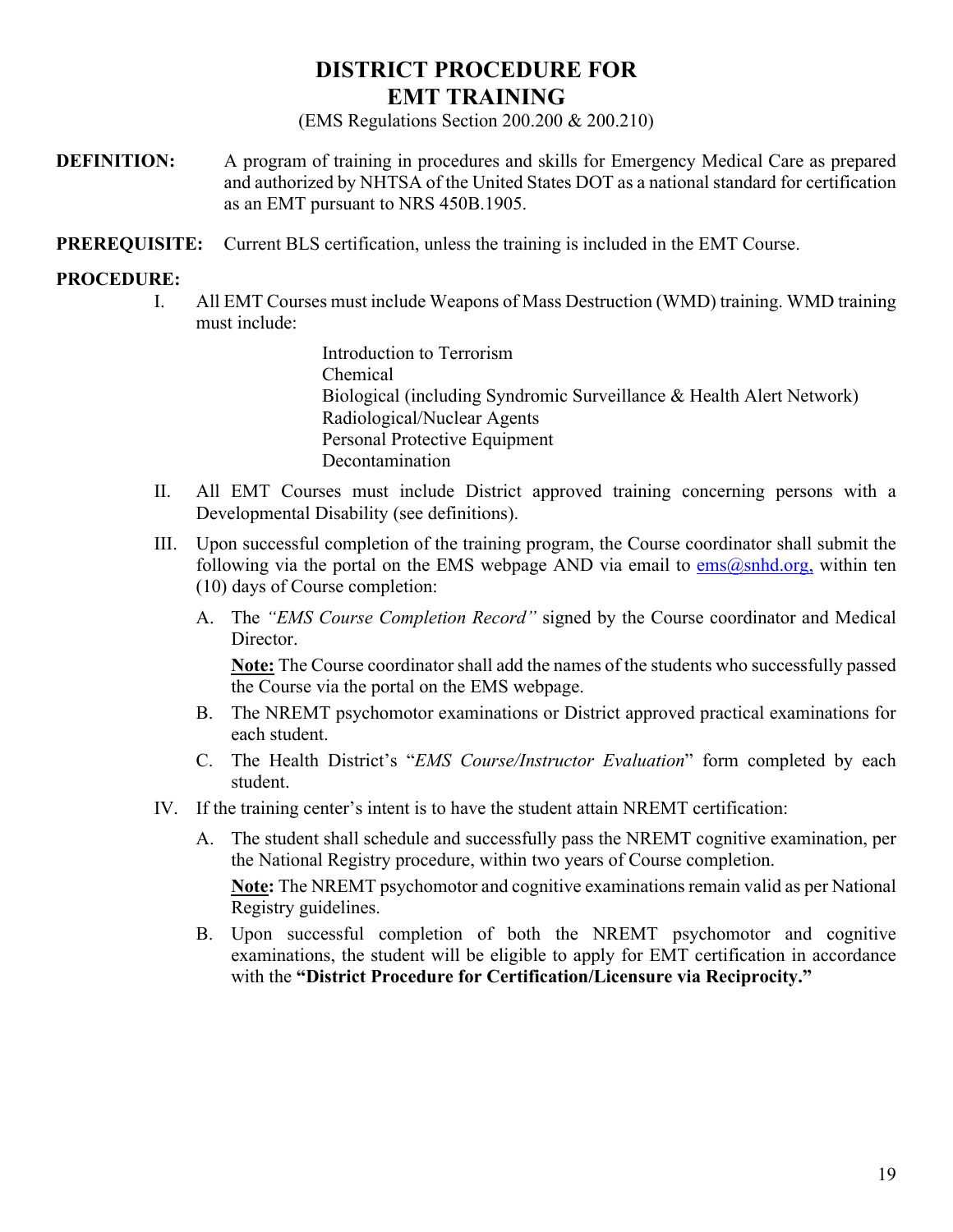# DISTRICT PROCEDURE FOR EMT TRAINING

(EMS Regulations Section 200.200 & 200.210)

**DEFINITION:** A program of training in procedures and skills for Emergency Medical Care as prepared and authorized by NHTSA of the United States DOT as a national standard for certification as an EMT pursuant to NRS 450B.1905.

**PREREQUISITE:** Current BLS certification, unless the training is included in the EMT Course.

**PROCEDURE:**

I. All EMT Courses must include Weapons of Mass Destruction (WMD) training. WMD training must include:

   Introduction to Terrorism
   Chemical
   Biological (including Syndromic Surveillance & Health Alert Network)
   Radiological/Nuclear Agents
   Personal Protective Equipment
   Decontamination

II. All EMT Courses must include District approved training concerning persons with a Developmental Disability (see definitions).

III. Upon successful completion of the training program, the Course coordinator shall submit the following via the portal on the EMS webpage AND via email to ems@snhd.org, within ten (10) days of Course completion:

   A. The *"EMS Course Completion Record"* signed by the Course coordinator and Medical Director.

      **Note:** The Course coordinator shall add the names of the students who successfully passed the Course via the portal on the EMS webpage.

   B. The NREMT psychomotor examinations or District approved practical examinations for each student.

   C. The Health District's "*EMS Course/Instructor Evaluation*" form completed by each student.

IV. If the training center's intent is to have the student attain NREMT certification:

   A. The student shall schedule and successfully pass the NREMT cognitive examination, per the National Registry procedure, within two years of Course completion.

      **Note:** The NREMT psychomotor and cognitive examinations remain valid as per National Registry guidelines.

   B. Upon successful completion of both the NREMT psychomotor and cognitive examinations, the student will be eligible to apply for EMT certification in accordance with the **"District Procedure for Certification/Licensure via Reciprocity."**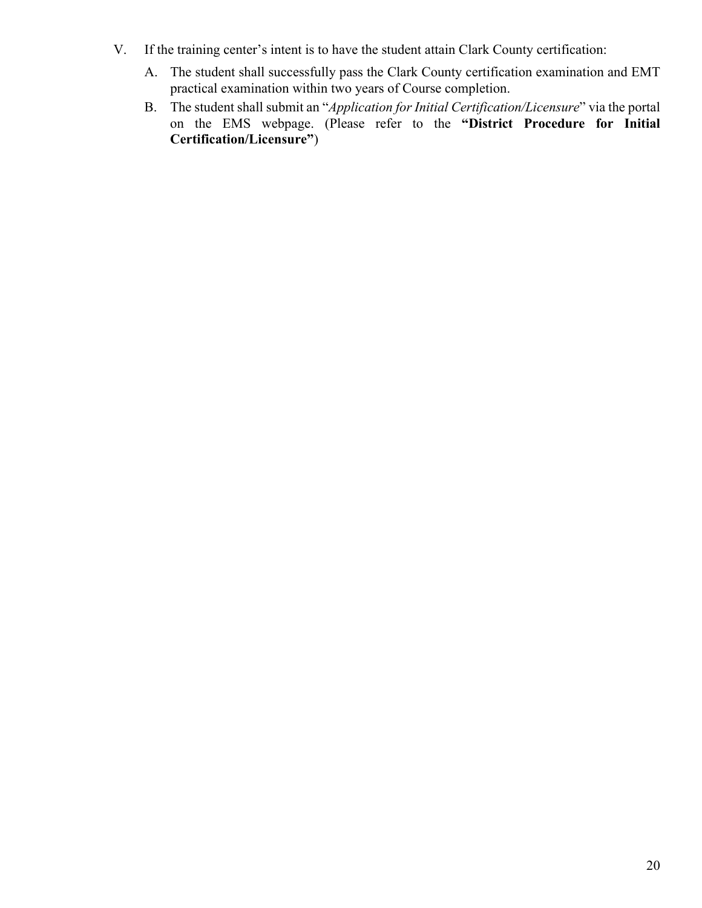V. If the training center's intent is to have the student attain Clark County certification:

   A. The student shall successfully pass the Clark County certification examination and EMT practical examination within two years of Course completion.

   B. The student shall submit an "*Application for Initial Certification/Licensure*" via the portal on the EMS webpage. (Please refer to the **"District Procedure for Initial Certification/Licensure"**)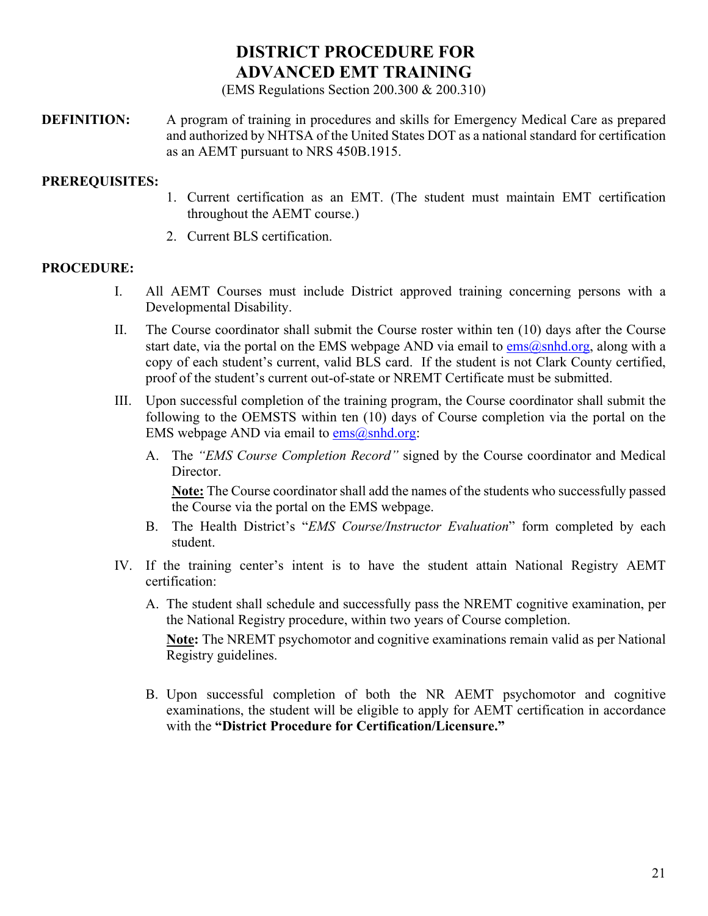# DISTRICT PROCEDURE FOR ADVANCED EMT TRAINING

(EMS Regulations Section 200.300 & 200.310)

**DEFINITION:** A program of training in procedures and skills for Emergency Medical Care as prepared and authorized by NHTSA of the United States DOT as a national standard for certification as an AEMT pursuant to NRS 450B.1915.

**PREREQUISITES:**

1. Current certification as an EMT. (The student must maintain EMT certification throughout the AEMT course.)
2. Current BLS certification.

**PROCEDURE:**

I. All AEMT Courses must include District approved training concerning persons with a Developmental Disability.

II. The Course coordinator shall submit the Course roster within ten (10) days after the Course start date, via the portal on the EMS webpage AND via email to ems@snhd.org, along with a copy of each student's current, valid BLS card. If the student is not Clark County certified, proof of the student's current out-of-state or NREMT Certificate must be submitted.

III. Upon successful completion of the training program, the Course coordinator shall submit the following to the OEMSTS within ten (10) days of Course completion via the portal on the EMS webpage AND via email to ems@snhd.org:

   A. The *"EMS Course Completion Record"* signed by the Course coordinator and Medical Director.

      **Note:** The Course coordinator shall add the names of the students who successfully passed the Course via the portal on the EMS webpage.

   B. The Health District's "*EMS Course/Instructor Evaluation*" form completed by each student.

IV. If the training center's intent is to have the student attain National Registry AEMT certification:

   A. The student shall schedule and successfully pass the NREMT cognitive examination, per the National Registry procedure, within two years of Course completion.

      **Note:** The NREMT psychomotor and cognitive examinations remain valid as per National Registry guidelines.

   B. Upon successful completion of both the NR AEMT psychomotor and cognitive examinations, the student will be eligible to apply for AEMT certification in accordance with the **"District Procedure for Certification/Licensure."**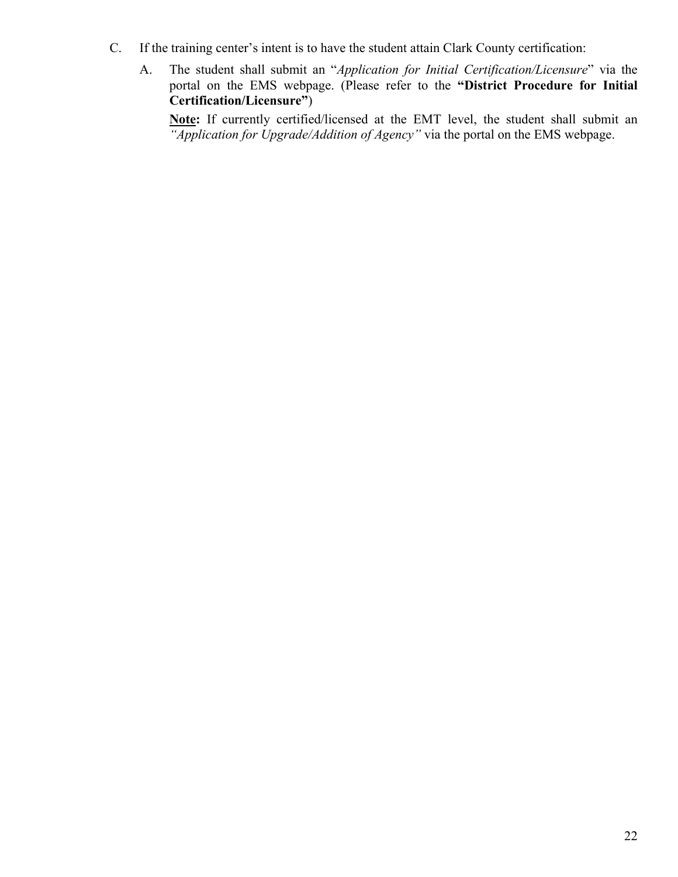C. If the training center's intent is to have the student attain Clark County certification:

   A. The student shall submit an "*Application for Initial Certification/Licensure*" via the portal on the EMS webpage. (Please refer to the **"District Procedure for Initial Certification/Licensure"**)

      <u>**Note**</u>**:** If currently certified/licensed at the EMT level, the student shall submit an *"Application for Upgrade/Addition of Agency"* via the portal on the EMS webpage.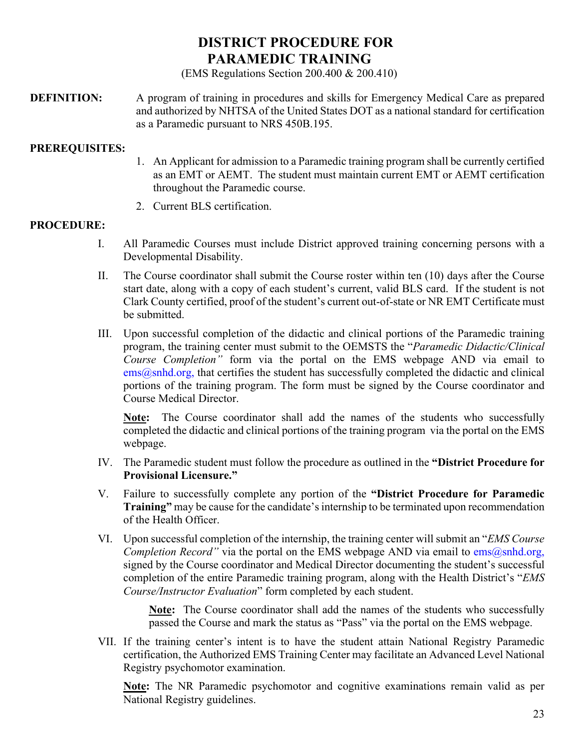# DISTRICT PROCEDURE FOR PARAMEDIC TRAINING

(EMS Regulations Section 200.400 & 200.410)

**DEFINITION:** A program of training in procedures and skills for Emergency Medical Care as prepared and authorized by NHTSA of the United States DOT as a national standard for certification as a Paramedic pursuant to NRS 450B.195.

**PREREQUISITES:**

1. An Applicant for admission to a Paramedic training program shall be currently certified as an EMT or AEMT. The student must maintain current EMT or AEMT certification throughout the Paramedic course.
2. Current BLS certification.

**PROCEDURE:**

I. All Paramedic Courses must include District approved training concerning persons with a Developmental Disability.

II. The Course coordinator shall submit the Course roster within ten (10) days after the Course start date, along with a copy of each student's current, valid BLS card. If the student is not Clark County certified, proof of the student's current out-of-state or NR EMT Certificate must be submitted.

III. Upon successful completion of the didactic and clinical portions of the Paramedic training program, the training center must submit to the OEMSTS the "*Paramedic Didactic/Clinical Course Completion"* form via the portal on the EMS webpage AND via email to ems@snhd.org, that certifies the student has successfully completed the didactic and clinical portions of the training program. The form must be signed by the Course coordinator and Course Medical Director.

**Note:** The Course coordinator shall add the names of the students who successfully completed the didactic and clinical portions of the training program via the portal on the EMS webpage.

IV. The Paramedic student must follow the procedure as outlined in the **"District Procedure for Provisional Licensure."**

V. Failure to successfully complete any portion of the **"District Procedure for Paramedic Training"** may be cause for the candidate's internship to be terminated upon recommendation of the Health Officer.

VI. Upon successful completion of the internship, the training center will submit an "*EMS Course Completion Record"* via the portal on the EMS webpage AND via email to ems@snhd.org, signed by the Course coordinator and Medical Director documenting the student's successful completion of the entire Paramedic training program, along with the Health District's "*EMS Course/Instructor Evaluation*" form completed by each student.

**Note:** The Course coordinator shall add the names of the students who successfully passed the Course and mark the status as "Pass" via the portal on the EMS webpage.

VII. If the training center's intent is to have the student attain National Registry Paramedic certification, the Authorized EMS Training Center may facilitate an Advanced Level National Registry psychomotor examination.

**Note:** The NR Paramedic psychomotor and cognitive examinations remain valid as per National Registry guidelines.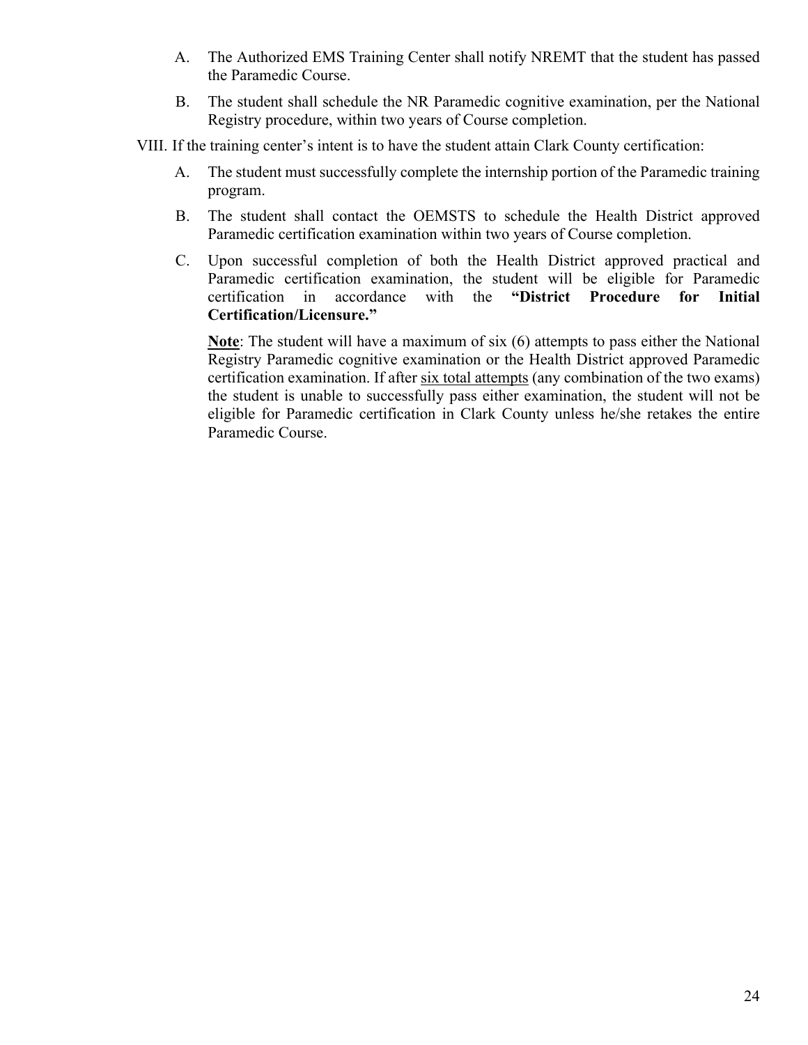A. The Authorized EMS Training Center shall notify NREMT that the student has passed the Paramedic Course.

B. The student shall schedule the NR Paramedic cognitive examination, per the National Registry procedure, within two years of Course completion.

VIII. If the training center's intent is to have the student attain Clark County certification:

A. The student must successfully complete the internship portion of the Paramedic training program.

B. The student shall contact the OEMSTS to schedule the Health District approved Paramedic certification examination within two years of Course completion.

C. Upon successful completion of both the Health District approved practical and Paramedic certification examination, the student will be eligible for Paramedic certification in accordance with the **"District Procedure for Initial Certification/Licensure."**

**Note**: The student will have a maximum of six (6) attempts to pass either the National Registry Paramedic cognitive examination or the Health District approved Paramedic certification examination. If after six total attempts (any combination of the two exams) the student is unable to successfully pass either examination, the student will not be eligible for Paramedic certification in Clark County unless he/she retakes the entire Paramedic Course.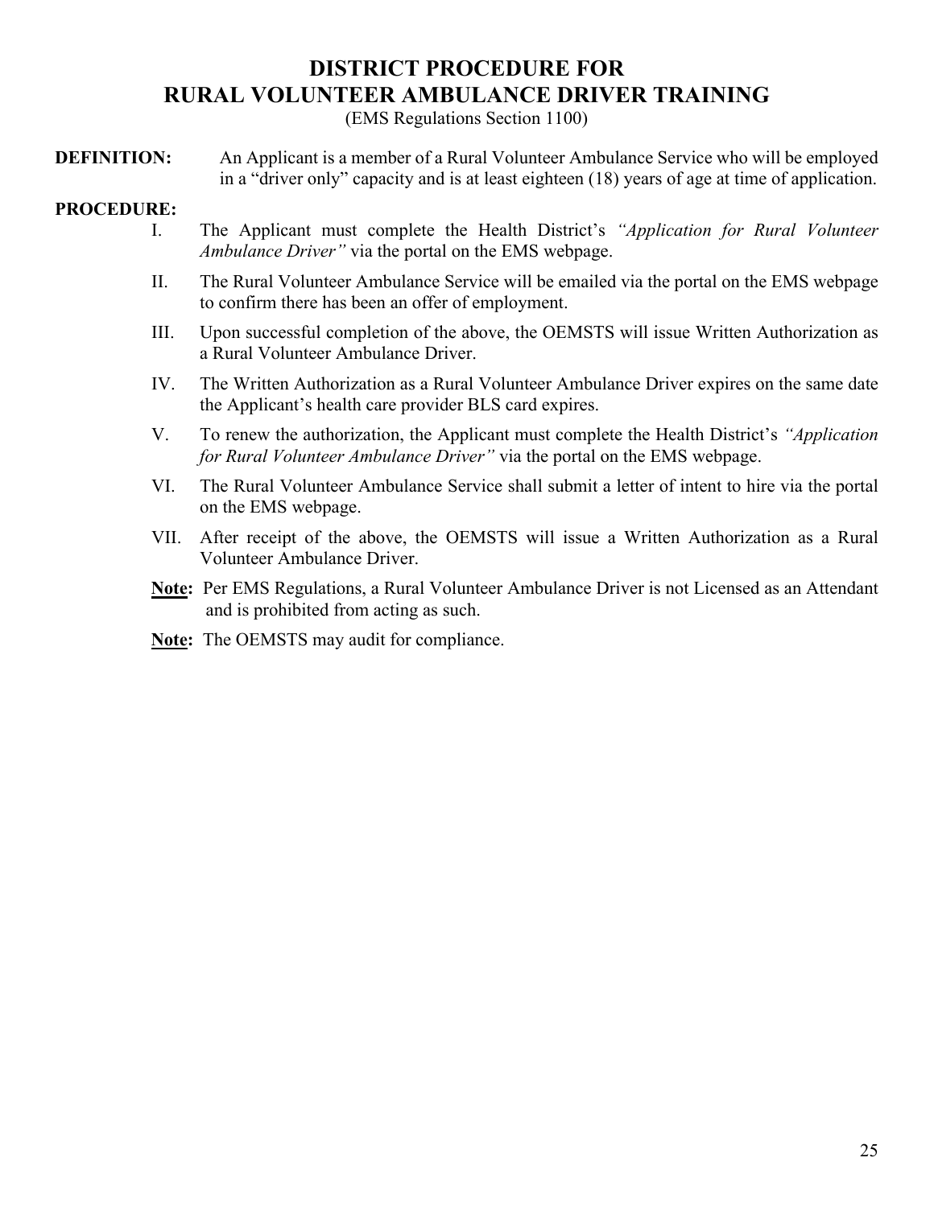# DISTRICT PROCEDURE FOR RURAL VOLUNTEER AMBULANCE DRIVER TRAINING

(EMS Regulations Section 1100)

**DEFINITION:** An Applicant is a member of a Rural Volunteer Ambulance Service who will be employed in a "driver only" capacity and is at least eighteen (18) years of age at time of application.

**PROCEDURE:**

I. The Applicant must complete the Health District's *"Application for Rural Volunteer Ambulance Driver"* via the portal on the EMS webpage.

II. The Rural Volunteer Ambulance Service will be emailed via the portal on the EMS webpage to confirm there has been an offer of employment.

III. Upon successful completion of the above, the OEMSTS will issue Written Authorization as a Rural Volunteer Ambulance Driver.

IV. The Written Authorization as a Rural Volunteer Ambulance Driver expires on the same date the Applicant's health care provider BLS card expires.

V. To renew the authorization, the Applicant must complete the Health District's *"Application for Rural Volunteer Ambulance Driver"* via the portal on the EMS webpage.

VI. The Rural Volunteer Ambulance Service shall submit a letter of intent to hire via the portal on the EMS webpage.

VII. After receipt of the above, the OEMSTS will issue a Written Authorization as a Rural Volunteer Ambulance Driver.

**Note:** Per EMS Regulations, a Rural Volunteer Ambulance Driver is not Licensed as an Attendant and is prohibited from acting as such.

**Note:** The OEMSTS may audit for compliance.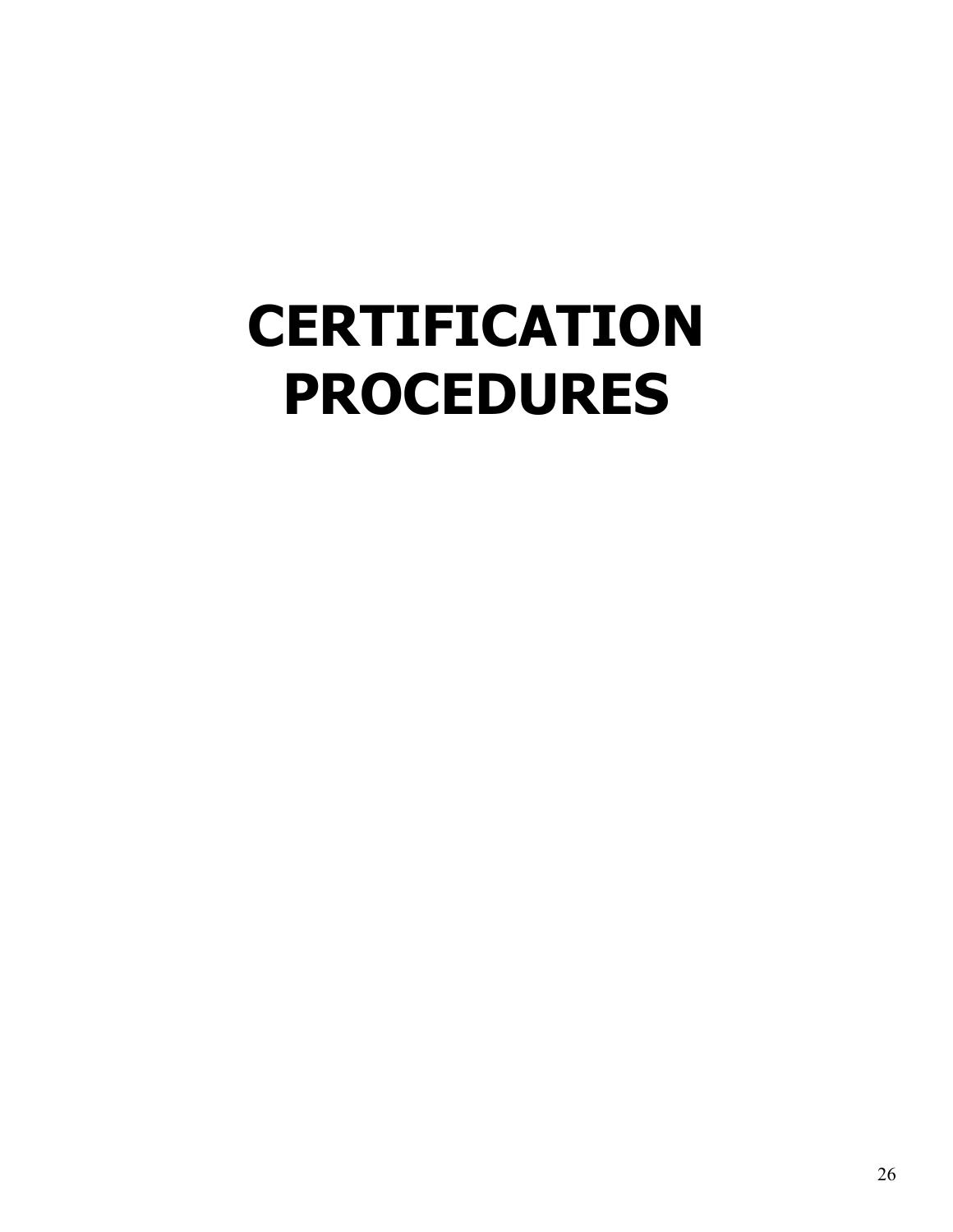# CERTIFICATION PROCEDURES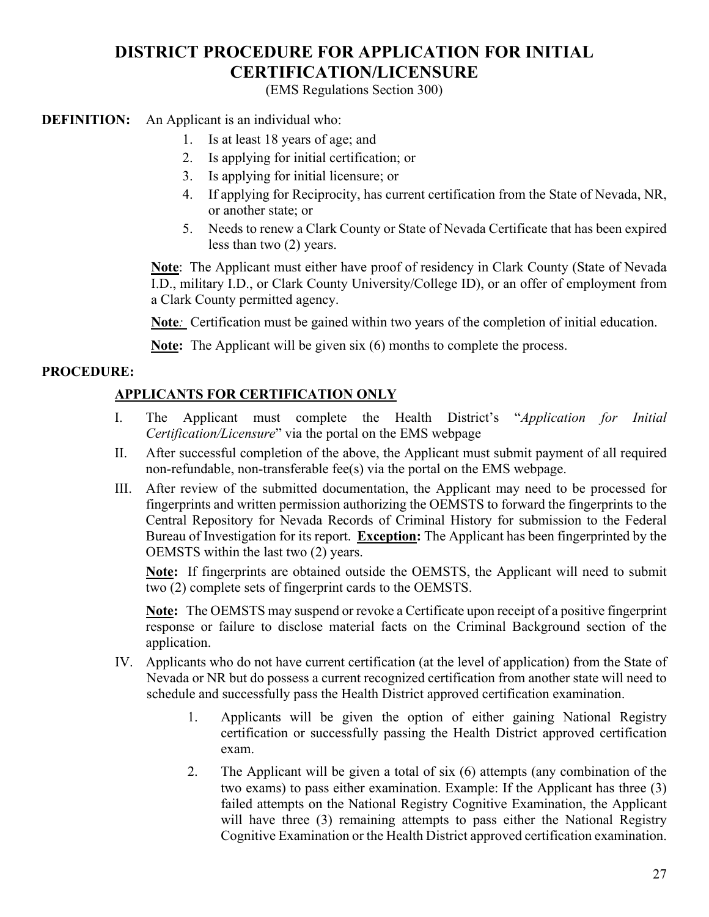# DISTRICT PROCEDURE FOR APPLICATION FOR INITIAL CERTIFICATION/LICENSURE

(EMS Regulations Section 300)

**DEFINITION:** An Applicant is an individual who:

1. Is at least 18 years of age; and
2. Is applying for initial certification; or
3. Is applying for initial licensure; or
4. If applying for Reciprocity, has current certification from the State of Nevada, NR, or another state; or
5. Needs to renew a Clark County or State of Nevada Certificate that has been expired less than two (2) years.

<u>**Note**</u>: The Applicant must either have proof of residency in Clark County (State of Nevada I.D., military I.D., or Clark County University/College ID), or an offer of employment from a Clark County permitted agency.

<u>**Note**</u>*:* Certification must be gained within two years of the completion of initial education.

<u>**Note:**</u> The Applicant will be given six (6) months to complete the process.

**PROCEDURE:**

<u>**APPLICANTS FOR CERTIFICATION ONLY**</u>

I. The Applicant must complete the Health District's "*Application for Initial Certification/Licensure*" via the portal on the EMS webpage

II. After successful completion of the above, the Applicant must submit payment of all required non-refundable, non-transferable fee(s) via the portal on the EMS webpage.

III. After review of the submitted documentation, the Applicant may need to be processed for fingerprints and written permission authorizing the OEMSTS to forward the fingerprints to the Central Repository for Nevada Records of Criminal History for submission to the Federal Bureau of Investigation for its report. <u>**Exception:**</u> The Applicant has been fingerprinted by the OEMSTS within the last two (2) years.

<u>**Note:**</u> If fingerprints are obtained outside the OEMSTS, the Applicant will need to submit two (2) complete sets of fingerprint cards to the OEMSTS.

<u>**Note:**</u> The OEMSTS may suspend or revoke a Certificate upon receipt of a positive fingerprint response or failure to disclose material facts on the Criminal Background section of the application.

IV. Applicants who do not have current certification (at the level of application) from the State of Nevada or NR but do possess a current recognized certification from another state will need to schedule and successfully pass the Health District approved certification examination.

1. Applicants will be given the option of either gaining National Registry certification or successfully passing the Health District approved certification exam.
2. The Applicant will be given a total of six (6) attempts (any combination of the two exams) to pass either examination. Example: If the Applicant has three (3) failed attempts on the National Registry Cognitive Examination, the Applicant will have three (3) remaining attempts to pass either the National Registry Cognitive Examination or the Health District approved certification examination.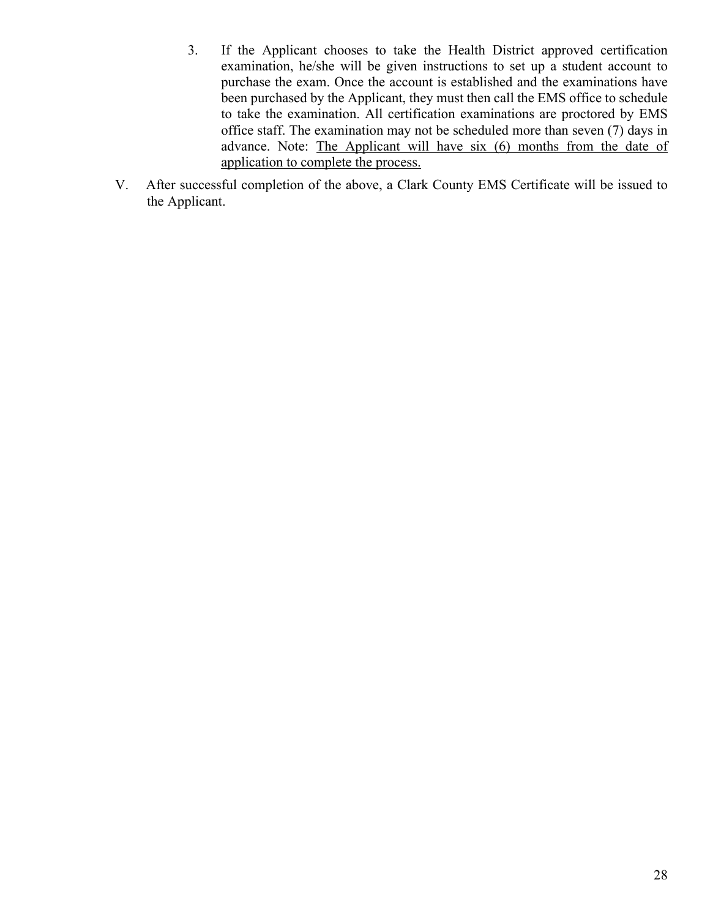3. If the Applicant chooses to take the Health District approved certification examination, he/she will be given instructions to set up a student account to purchase the exam. Once the account is established and the examinations have been purchased by the Applicant, they must then call the EMS office to schedule to take the examination. All certification examinations are proctored by EMS office staff. The examination may not be scheduled more than seven (7) days in advance. Note: <u>The Applicant will have six (6) months from the date of application to complete the process.</u>

V. After successful completion of the above, a Clark County EMS Certificate will be issued to the Applicant.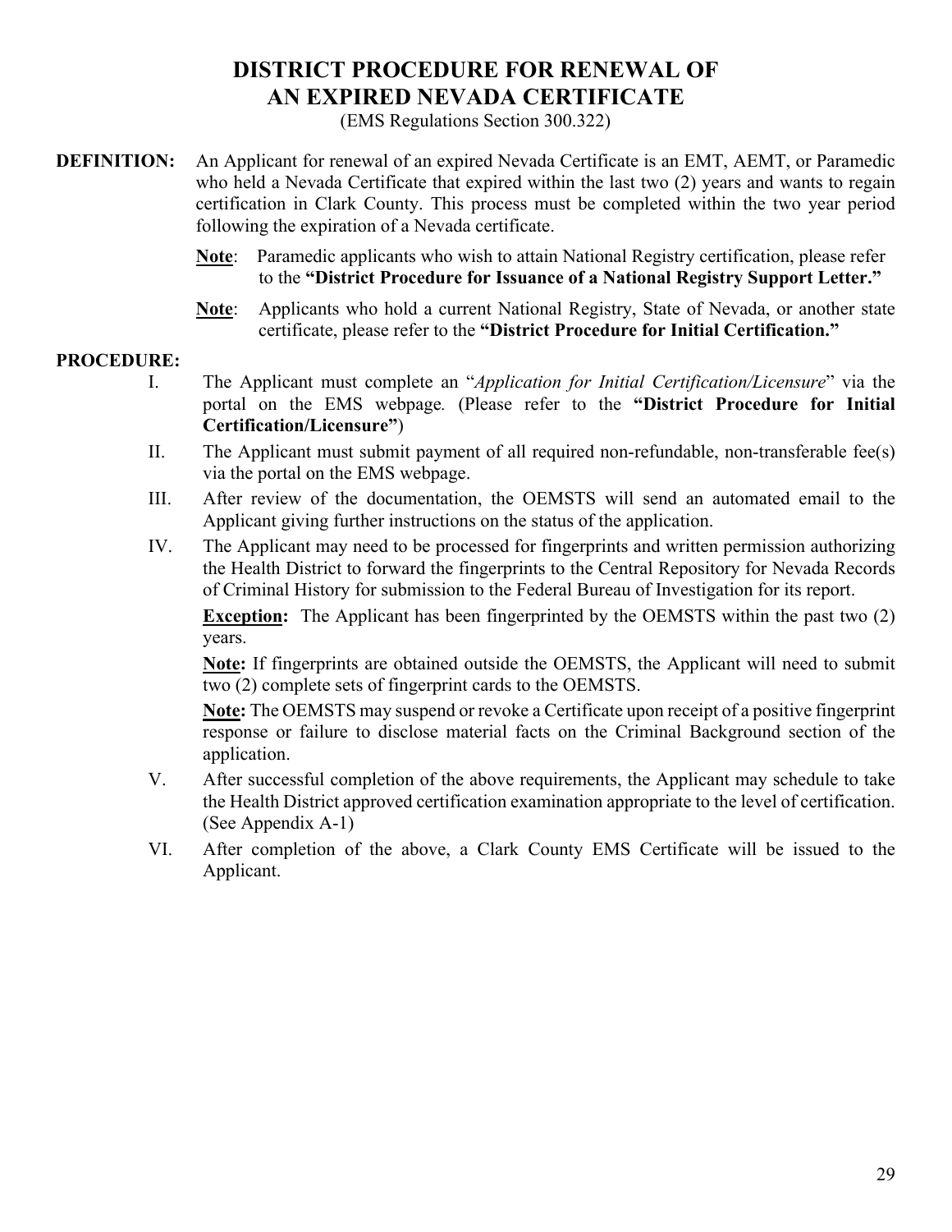# DISTRICT PROCEDURE FOR RENEWAL OF AN EXPIRED NEVADA CERTIFICATE

(EMS Regulations Section 300.322)

**DEFINITION:** An Applicant for renewal of an expired Nevada Certificate is an EMT, AEMT, or Paramedic who held a Nevada Certificate that expired within the last two (2) years and wants to regain certification in Clark County. This process must be completed within the two year period following the expiration of a Nevada certificate.

**Note**: Paramedic applicants who wish to attain National Registry certification, please refer to the **"District Procedure for Issuance of a National Registry Support Letter."**

**Note**: Applicants who hold a current National Registry, State of Nevada, or another state certificate, please refer to the **"District Procedure for Initial Certification."**

**PROCEDURE:**

I. The Applicant must complete an "*Application for Initial Certification/Licensure*" via the portal on the EMS webpage. (Please refer to the **"District Procedure for Initial Certification/Licensure"**)

II. The Applicant must submit payment of all required non-refundable, non-transferable fee(s) via the portal on the EMS webpage.

III. After review of the documentation, the OEMSTS will send an automated email to the Applicant giving further instructions on the status of the application.

IV. The Applicant may need to be processed for fingerprints and written permission authorizing the Health District to forward the fingerprints to the Central Repository for Nevada Records of Criminal History for submission to the Federal Bureau of Investigation for its report.

**Exception:** The Applicant has been fingerprinted by the OEMSTS within the past two (2) years.

**Note:** If fingerprints are obtained outside the OEMSTS, the Applicant will need to submit two (2) complete sets of fingerprint cards to the OEMSTS.

**Note:** The OEMSTS may suspend or revoke a Certificate upon receipt of a positive fingerprint response or failure to disclose material facts on the Criminal Background section of the application.

V. After successful completion of the above requirements, the Applicant may schedule to take the Health District approved certification examination appropriate to the level of certification. (See Appendix A-1)

VI. After completion of the above, a Clark County EMS Certificate will be issued to the Applicant.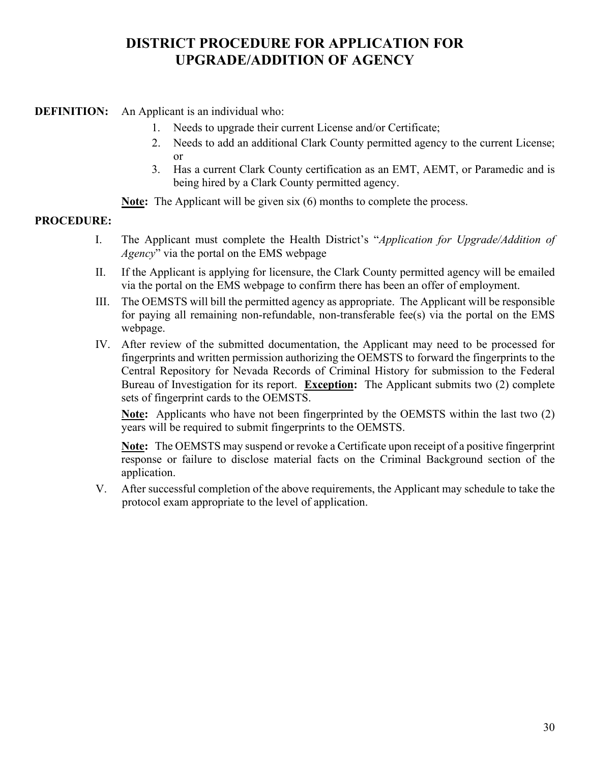# DISTRICT PROCEDURE FOR APPLICATION FOR UPGRADE/ADDITION OF AGENCY

**DEFINITION:** An Applicant is an individual who:

1. Needs to upgrade their current License and/or Certificate;
2. Needs to add an additional Clark County permitted agency to the current License; or
3. Has a current Clark County certification as an EMT, AEMT, or Paramedic and is being hired by a Clark County permitted agency.

<u>**Note**</u>**:** The Applicant will be given six (6) months to complete the process.

**PROCEDURE:**

I. The Applicant must complete the Health District's "*Application for Upgrade/Addition of Agency*" via the portal on the EMS webpage

II. If the Applicant is applying for licensure, the Clark County permitted agency will be emailed via the portal on the EMS webpage to confirm there has been an offer of employment.

III. The OEMSTS will bill the permitted agency as appropriate. The Applicant will be responsible for paying all remaining non-refundable, non-transferable fee(s) via the portal on the EMS webpage.

IV. After review of the submitted documentation, the Applicant may need to be processed for fingerprints and written permission authorizing the OEMSTS to forward the fingerprints to the Central Repository for Nevada Records of Criminal History for submission to the Federal Bureau of Investigation for its report. <u>**Exception**</u>**:** The Applicant submits two (2) complete sets of fingerprint cards to the OEMSTS.

   <u>**Note**</u>**:** Applicants who have not been fingerprinted by the OEMSTS within the last two (2) years will be required to submit fingerprints to the OEMSTS.

   <u>**Note**</u>**:** The OEMSTS may suspend or revoke a Certificate upon receipt of a positive fingerprint response or failure to disclose material facts on the Criminal Background section of the application.

V. After successful completion of the above requirements, the Applicant may schedule to take the protocol exam appropriate to the level of application.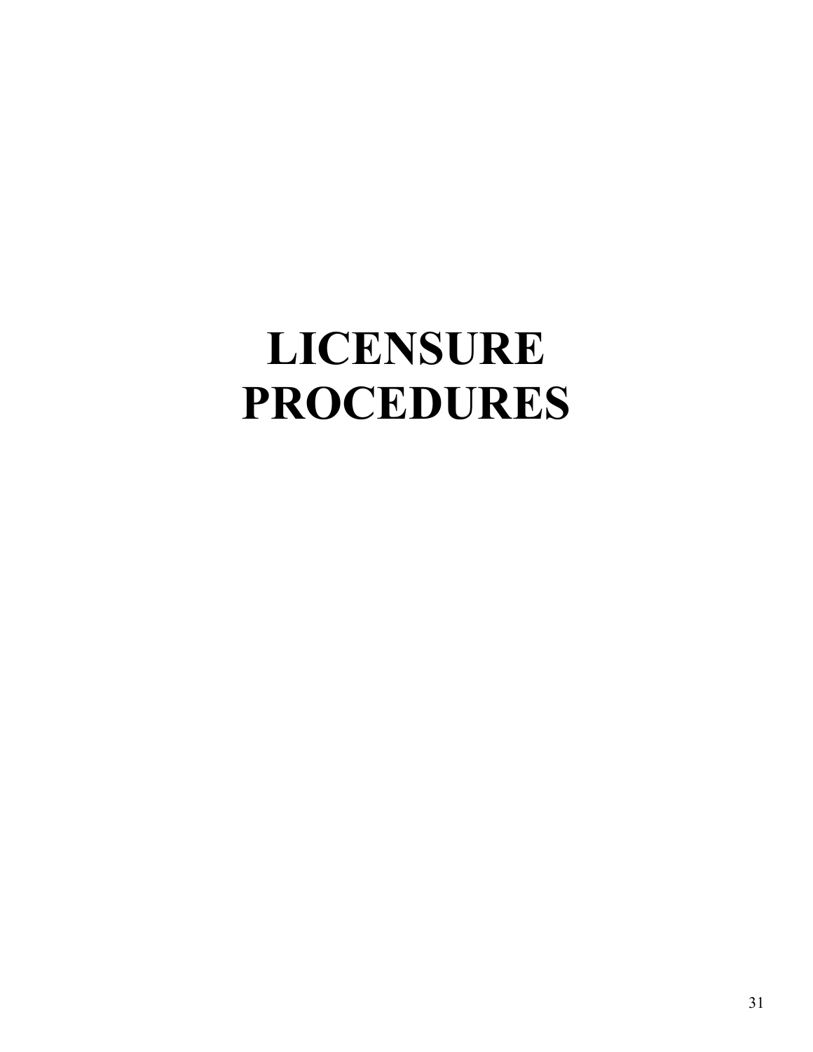# LICENSURE PROCEDURES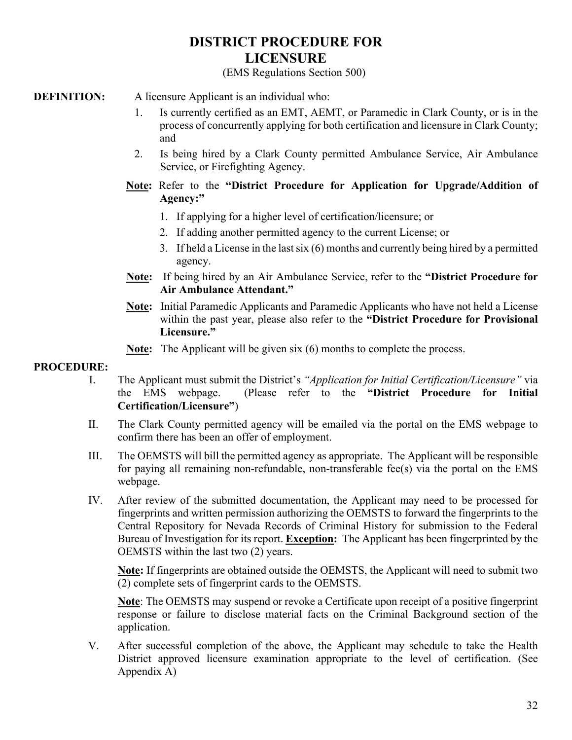# DISTRICT PROCEDURE FOR LICENSURE

(EMS Regulations Section 500)

**DEFINITION:** A licensure Applicant is an individual who:

1. Is currently certified as an EMT, AEMT, or Paramedic in Clark County, or is in the process of concurrently applying for both certification and licensure in Clark County; and
2. Is being hired by a Clark County permitted Ambulance Service, Air Ambulance Service, or Firefighting Agency.

**Note:** Refer to the **"District Procedure for Application for Upgrade/Addition of Agency:"**

1. If applying for a higher level of certification/licensure; or
2. If adding another permitted agency to the current License; or
3. If held a License in the last six (6) months and currently being hired by a permitted agency.

**Note:** If being hired by an Air Ambulance Service, refer to the **"District Procedure for Air Ambulance Attendant."**

**Note:** Initial Paramedic Applicants and Paramedic Applicants who have not held a License within the past year, please also refer to the **"District Procedure for Provisional Licensure."**

**Note:** The Applicant will be given six (6) months to complete the process.

**PROCEDURE:**

I. The Applicant must submit the District's *"Application for Initial Certification/Licensure"* via the EMS webpage. (Please refer to the **"District Procedure for Initial Certification/Licensure"**)

II. The Clark County permitted agency will be emailed via the portal on the EMS webpage to confirm there has been an offer of employment.

III. The OEMSTS will bill the permitted agency as appropriate. The Applicant will be responsible for paying all remaining non-refundable, non-transferable fee(s) via the portal on the EMS webpage.

IV. After review of the submitted documentation, the Applicant may need to be processed for fingerprints and written permission authorizing the OEMSTS to forward the fingerprints to the Central Repository for Nevada Records of Criminal History for submission to the Federal Bureau of Investigation for its report. **Exception:** The Applicant has been fingerprinted by the OEMSTS within the last two (2) years.

**Note:** If fingerprints are obtained outside the OEMSTS, the Applicant will need to submit two (2) complete sets of fingerprint cards to the OEMSTS.

**Note**: The OEMSTS may suspend or revoke a Certificate upon receipt of a positive fingerprint response or failure to disclose material facts on the Criminal Background section of the application.

V. After successful completion of the above, the Applicant may schedule to take the Health District approved licensure examination appropriate to the level of certification. (See Appendix A)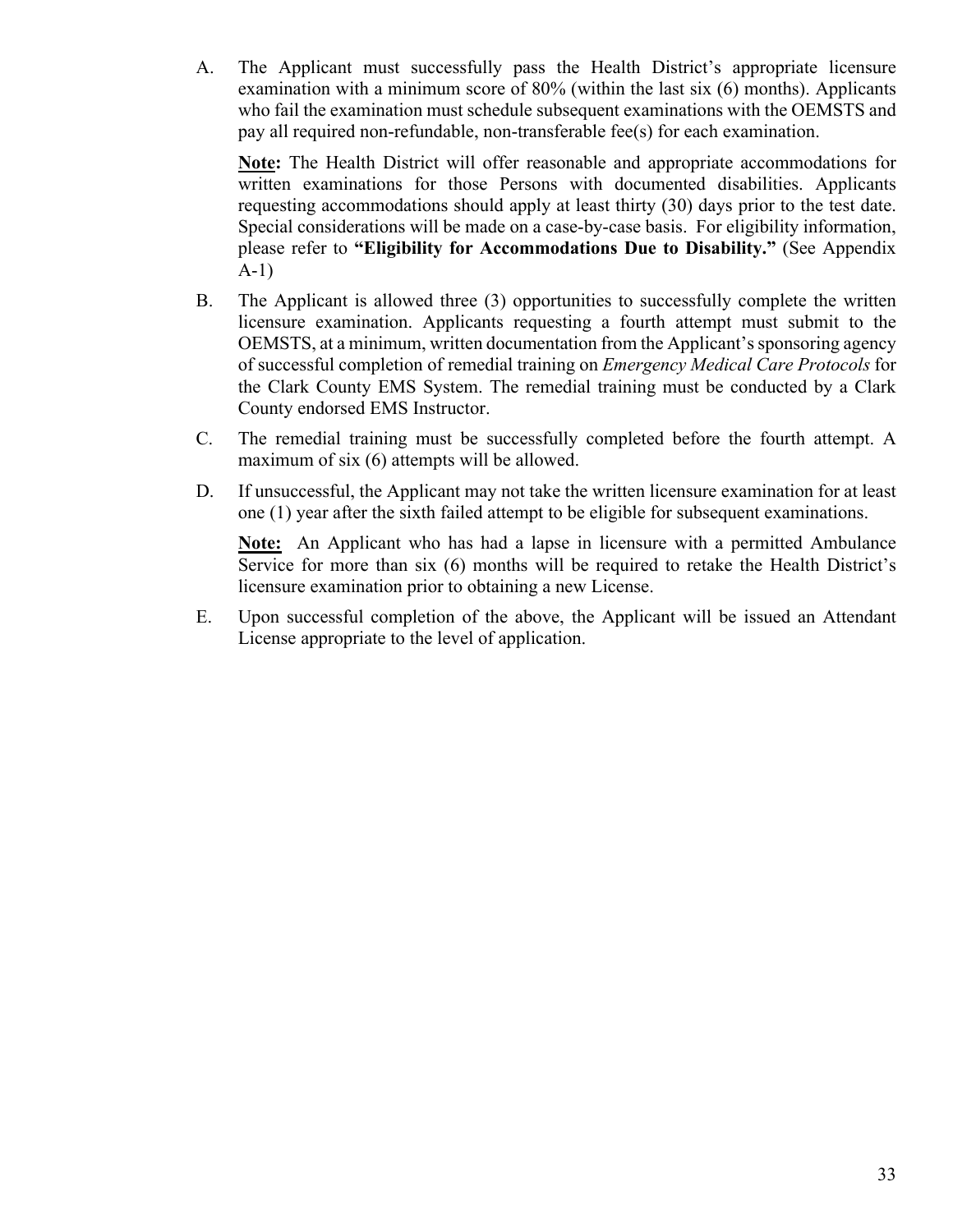A. The Applicant must successfully pass the Health District's appropriate licensure examination with a minimum score of 80% (within the last six (6) months). Applicants who fail the examination must schedule subsequent examinations with the OEMSTS and pay all required non-refundable, non-transferable fee(s) for each examination.

   **<u>Note</u>:** The Health District will offer reasonable and appropriate accommodations for written examinations for those Persons with documented disabilities. Applicants requesting accommodations should apply at least thirty (30) days prior to the test date. Special considerations will be made on a case-by-case basis. For eligibility information, please refer to **"Eligibility for Accommodations Due to Disability."** (See Appendix A-1)

B. The Applicant is allowed three (3) opportunities to successfully complete the written licensure examination. Applicants requesting a fourth attempt must submit to the OEMSTS, at a minimum, written documentation from the Applicant's sponsoring agency of successful completion of remedial training on *Emergency Medical Care Protocols* for the Clark County EMS System. The remedial training must be conducted by a Clark County endorsed EMS Instructor.

C. The remedial training must be successfully completed before the fourth attempt. A maximum of six (6) attempts will be allowed.

D. If unsuccessful, the Applicant may not take the written licensure examination for at least one (1) year after the sixth failed attempt to be eligible for subsequent examinations.

   **<u>Note:</u>** An Applicant who has had a lapse in licensure with a permitted Ambulance Service for more than six (6) months will be required to retake the Health District's licensure examination prior to obtaining a new License.

E. Upon successful completion of the above, the Applicant will be issued an Attendant License appropriate to the level of application.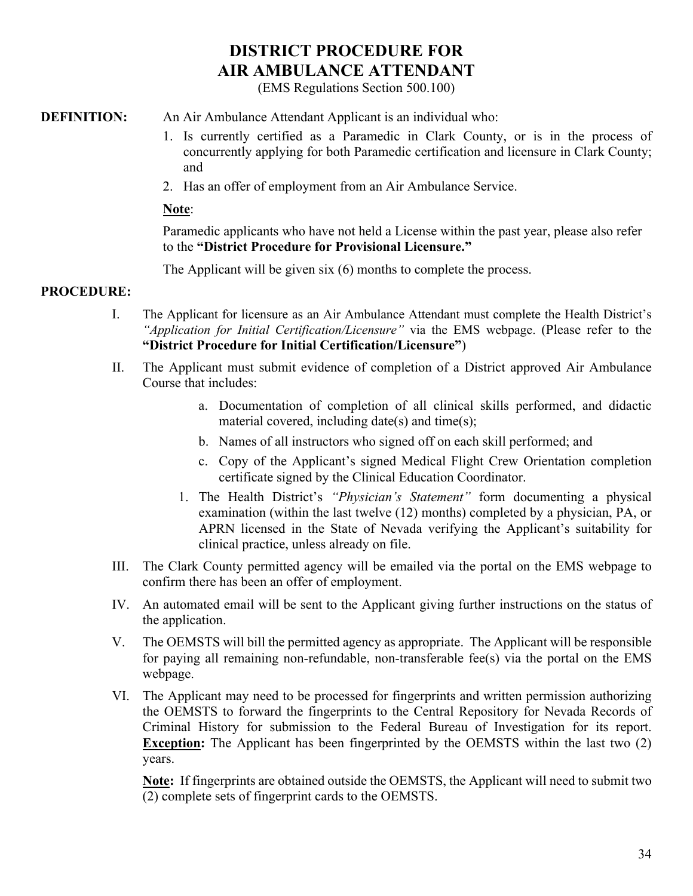# DISTRICT PROCEDURE FOR AIR AMBULANCE ATTENDANT

(EMS Regulations Section 500.100)

**DEFINITION:** An Air Ambulance Attendant Applicant is an individual who:

1. Is currently certified as a Paramedic in Clark County, or is in the process of concurrently applying for both Paramedic certification and licensure in Clark County; and
2. Has an offer of employment from an Air Ambulance Service.

**Note**:

Paramedic applicants who have not held a License within the past year, please also refer to the **"District Procedure for Provisional Licensure."**

The Applicant will be given six (6) months to complete the process.

**PROCEDURE:**

I. The Applicant for licensure as an Air Ambulance Attendant must complete the Health District's *"Application for Initial Certification/Licensure"* via the EMS webpage. (Please refer to the **"District Procedure for Initial Certification/Licensure"**)

II. The Applicant must submit evidence of completion of a District approved Air Ambulance Course that includes:

   a. Documentation of completion of all clinical skills performed, and didactic material covered, including date(s) and time(s);
   b. Names of all instructors who signed off on each skill performed; and
   c. Copy of the Applicant's signed Medical Flight Crew Orientation completion certificate signed by the Clinical Education Coordinator.

   1. The Health District's *"Physician's Statement"* form documenting a physical examination (within the last twelve (12) months) completed by a physician, PA, or APRN licensed in the State of Nevada verifying the Applicant's suitability for clinical practice, unless already on file.

III. The Clark County permitted agency will be emailed via the portal on the EMS webpage to confirm there has been an offer of employment.

IV. An automated email will be sent to the Applicant giving further instructions on the status of the application.

V. The OEMSTS will bill the permitted agency as appropriate. The Applicant will be responsible for paying all remaining non-refundable, non-transferable fee(s) via the portal on the EMS webpage.

VI. The Applicant may need to be processed for fingerprints and written permission authorizing the OEMSTS to forward the fingerprints to the Central Repository for Nevada Records of Criminal History for submission to the Federal Bureau of Investigation for its report. **Exception:** The Applicant has been fingerprinted by the OEMSTS within the last two (2) years.

   **Note:** If fingerprints are obtained outside the OEMSTS, the Applicant will need to submit two (2) complete sets of fingerprint cards to the OEMSTS.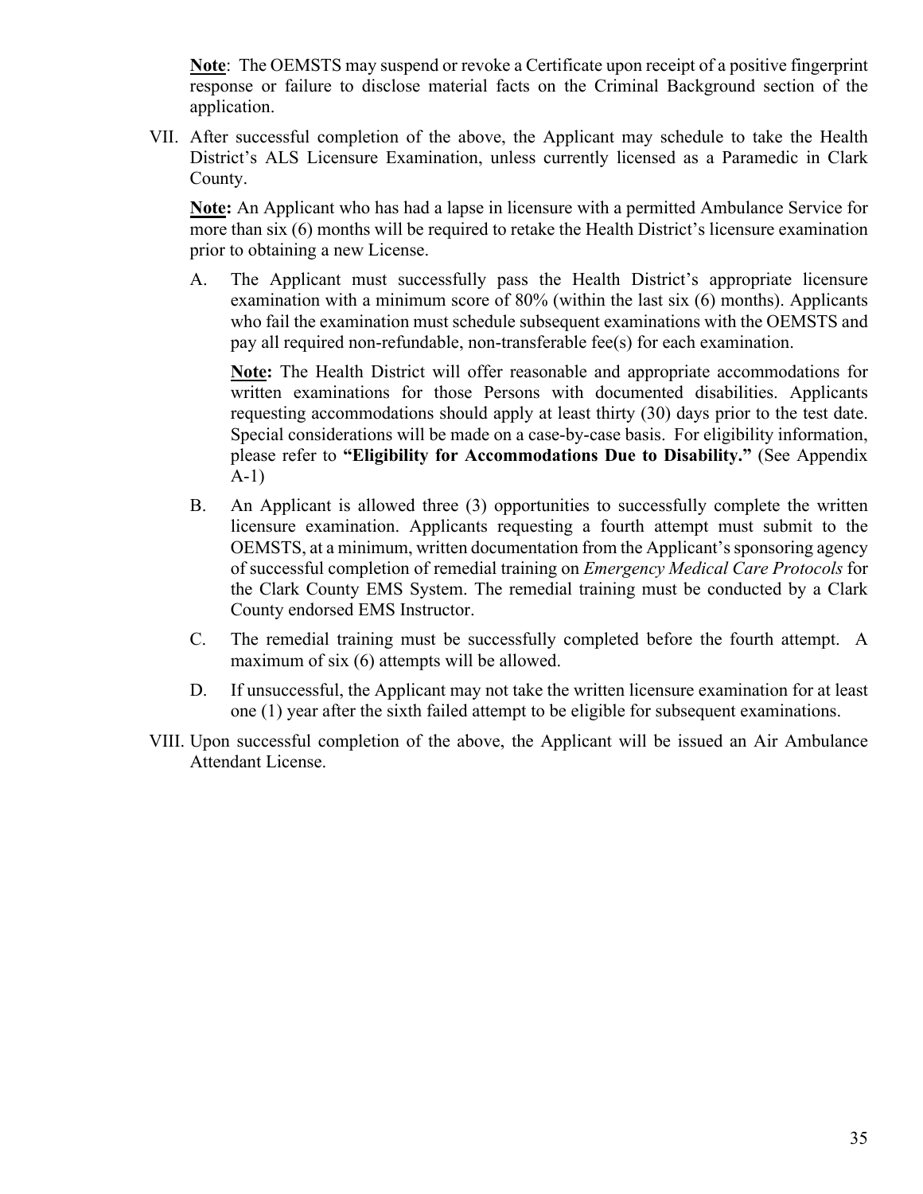**Note**: The OEMSTS may suspend or revoke a Certificate upon receipt of a positive fingerprint response or failure to disclose material facts on the Criminal Background section of the application.

VII. After successful completion of the above, the Applicant may schedule to take the Health District's ALS Licensure Examination, unless currently licensed as a Paramedic in Clark County.

**Note:** An Applicant who has had a lapse in licensure with a permitted Ambulance Service for more than six (6) months will be required to retake the Health District's licensure examination prior to obtaining a new License.

A. The Applicant must successfully pass the Health District's appropriate licensure examination with a minimum score of 80% (within the last six (6) months). Applicants who fail the examination must schedule subsequent examinations with the OEMSTS and pay all required non-refundable, non-transferable fee(s) for each examination.

**Note:** The Health District will offer reasonable and appropriate accommodations for written examinations for those Persons with documented disabilities. Applicants requesting accommodations should apply at least thirty (30) days prior to the test date. Special considerations will be made on a case-by-case basis. For eligibility information, please refer to **"Eligibility for Accommodations Due to Disability."** (See Appendix A-1)

B. An Applicant is allowed three (3) opportunities to successfully complete the written licensure examination. Applicants requesting a fourth attempt must submit to the OEMSTS, at a minimum, written documentation from the Applicant's sponsoring agency of successful completion of remedial training on *Emergency Medical Care Protocols* for the Clark County EMS System. The remedial training must be conducted by a Clark County endorsed EMS Instructor.

C. The remedial training must be successfully completed before the fourth attempt. A maximum of six (6) attempts will be allowed.

D. If unsuccessful, the Applicant may not take the written licensure examination for at least one (1) year after the sixth failed attempt to be eligible for subsequent examinations.

VIII. Upon successful completion of the above, the Applicant will be issued an Air Ambulance Attendant License.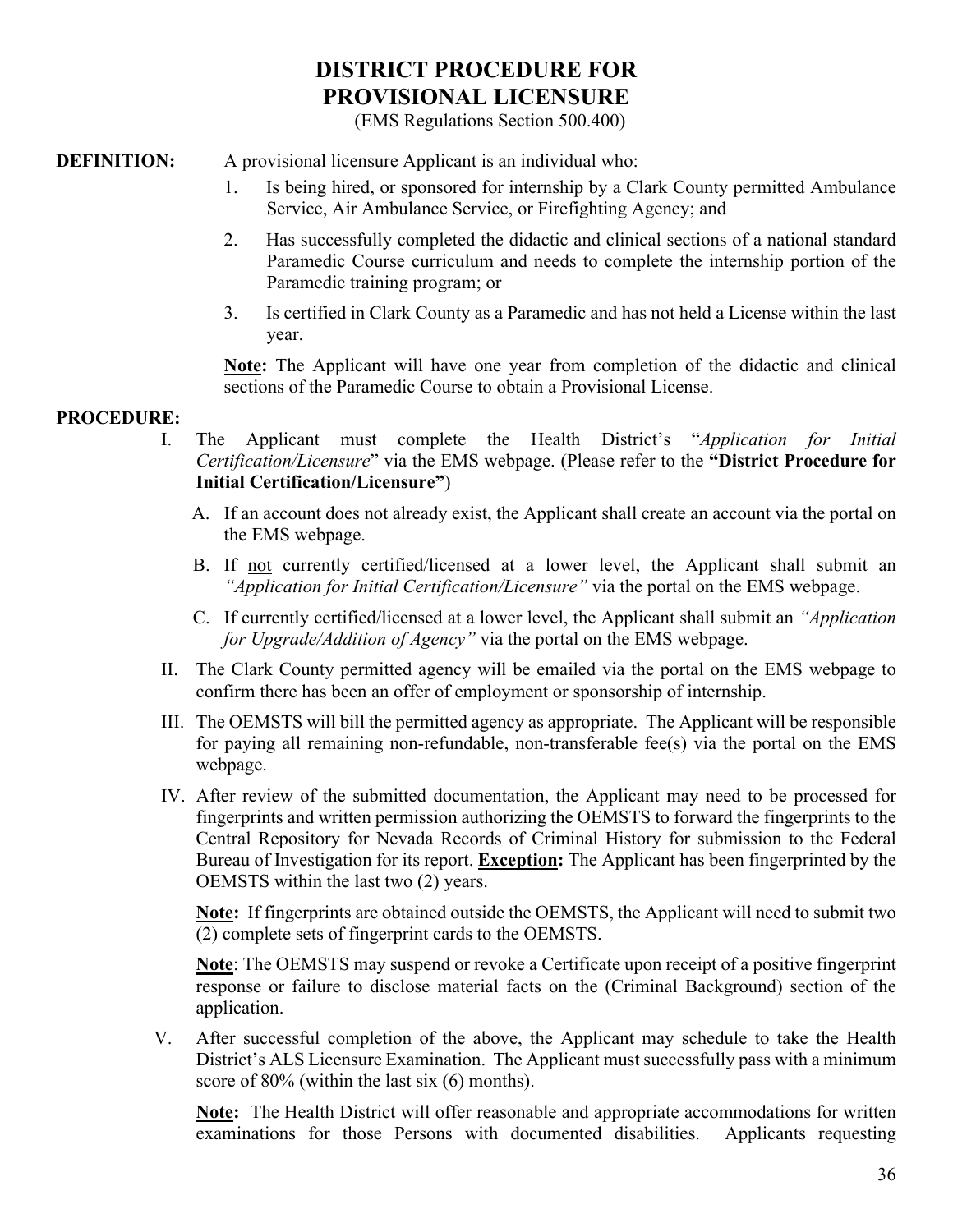# DISTRICT PROCEDURE FOR PROVISIONAL LICENSURE

(EMS Regulations Section 500.400)

**DEFINITION:** A provisional licensure Applicant is an individual who:

1. Is being hired, or sponsored for internship by a Clark County permitted Ambulance Service, Air Ambulance Service, or Firefighting Agency; and
2. Has successfully completed the didactic and clinical sections of a national standard Paramedic Course curriculum and needs to complete the internship portion of the Paramedic training program; or
3. Is certified in Clark County as a Paramedic and has not held a License within the last year.

**Note:** The Applicant will have one year from completion of the didactic and clinical sections of the Paramedic Course to obtain a Provisional License.

**PROCEDURE:**

I. The Applicant must complete the Health District's "*Application for Initial Certification/Licensure*" via the EMS webpage. (Please refer to the **"District Procedure for Initial Certification/Licensure"**)

   A. If an account does not already exist, the Applicant shall create an account via the portal on the EMS webpage.

   B. If not currently certified/licensed at a lower level, the Applicant shall submit an *"Application for Initial Certification/Licensure"* via the portal on the EMS webpage.

   C. If currently certified/licensed at a lower level, the Applicant shall submit an *"Application for Upgrade/Addition of Agency"* via the portal on the EMS webpage.

II. The Clark County permitted agency will be emailed via the portal on the EMS webpage to confirm there has been an offer of employment or sponsorship of internship.

III. The OEMSTS will bill the permitted agency as appropriate. The Applicant will be responsible for paying all remaining non-refundable, non-transferable fee(s) via the portal on the EMS webpage.

IV. After review of the submitted documentation, the Applicant may need to be processed for fingerprints and written permission authorizing the OEMSTS to forward the fingerprints to the Central Repository for Nevada Records of Criminal History for submission to the Federal Bureau of Investigation for its report. **Exception:** The Applicant has been fingerprinted by the OEMSTS within the last two (2) years.

   **Note:** If fingerprints are obtained outside the OEMSTS, the Applicant will need to submit two (2) complete sets of fingerprint cards to the OEMSTS.

   **Note**: The OEMSTS may suspend or revoke a Certificate upon receipt of a positive fingerprint response or failure to disclose material facts on the (Criminal Background) section of the application.

V. After successful completion of the above, the Applicant may schedule to take the Health District's ALS Licensure Examination. The Applicant must successfully pass with a minimum score of 80% (within the last six (6) months).

   **Note:** The Health District will offer reasonable and appropriate accommodations for written examinations for those Persons with documented disabilities. Applicants requesting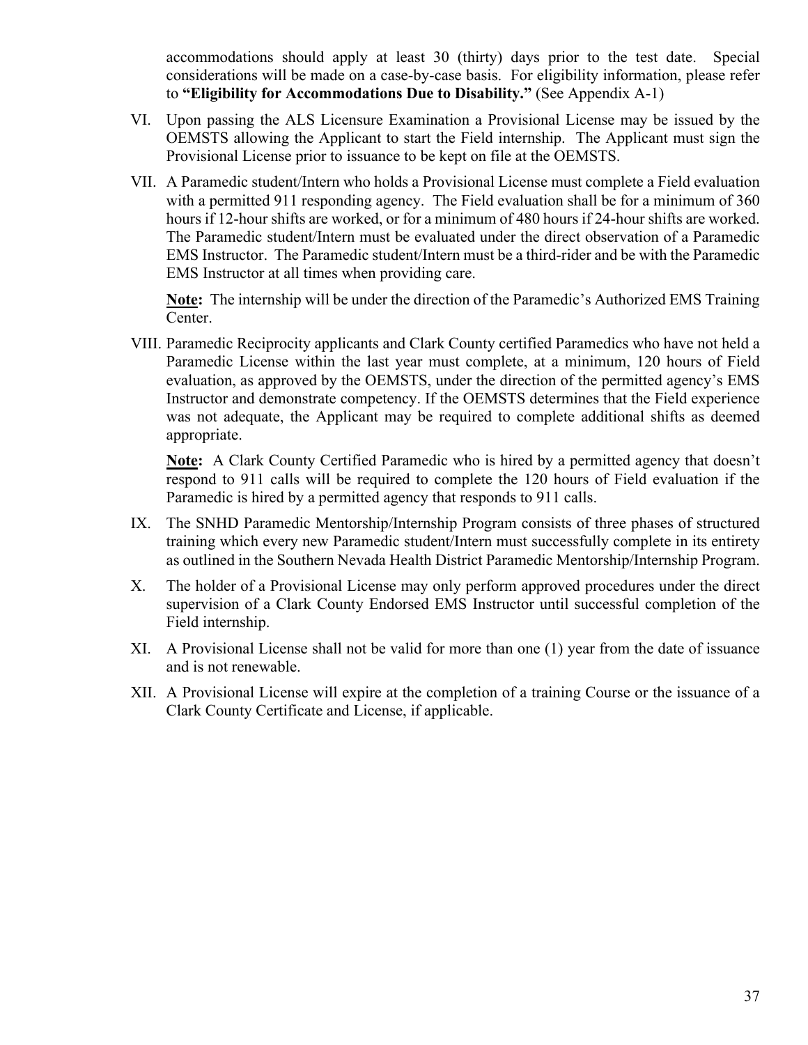accommodations should apply at least 30 (thirty) days prior to the test date. Special considerations will be made on a case-by-case basis. For eligibility information, please refer to **"Eligibility for Accommodations Due to Disability."** (See Appendix A-1)

VI. Upon passing the ALS Licensure Examination a Provisional License may be issued by the OEMSTS allowing the Applicant to start the Field internship. The Applicant must sign the Provisional License prior to issuance to be kept on file at the OEMSTS.

VII. A Paramedic student/Intern who holds a Provisional License must complete a Field evaluation with a permitted 911 responding agency. The Field evaluation shall be for a minimum of 360 hours if 12-hour shifts are worked, or for a minimum of 480 hours if 24-hour shifts are worked. The Paramedic student/Intern must be evaluated under the direct observation of a Paramedic EMS Instructor. The Paramedic student/Intern must be a third-rider and be with the Paramedic EMS Instructor at all times when providing care.

   **Note:** The internship will be under the direction of the Paramedic's Authorized EMS Training Center.

VIII. Paramedic Reciprocity applicants and Clark County certified Paramedics who have not held a Paramedic License within the last year must complete, at a minimum, 120 hours of Field evaluation, as approved by the OEMSTS, under the direction of the permitted agency's EMS Instructor and demonstrate competency. If the OEMSTS determines that the Field experience was not adequate, the Applicant may be required to complete additional shifts as deemed appropriate.

   **Note:** A Clark County Certified Paramedic who is hired by a permitted agency that doesn't respond to 911 calls will be required to complete the 120 hours of Field evaluation if the Paramedic is hired by a permitted agency that responds to 911 calls.

IX. The SNHD Paramedic Mentorship/Internship Program consists of three phases of structured training which every new Paramedic student/Intern must successfully complete in its entirety as outlined in the Southern Nevada Health District Paramedic Mentorship/Internship Program.

X. The holder of a Provisional License may only perform approved procedures under the direct supervision of a Clark County Endorsed EMS Instructor until successful completion of the Field internship.

XI. A Provisional License shall not be valid for more than one (1) year from the date of issuance and is not renewable.

XII. A Provisional License will expire at the completion of a training Course or the issuance of a Clark County Certificate and License, if applicable.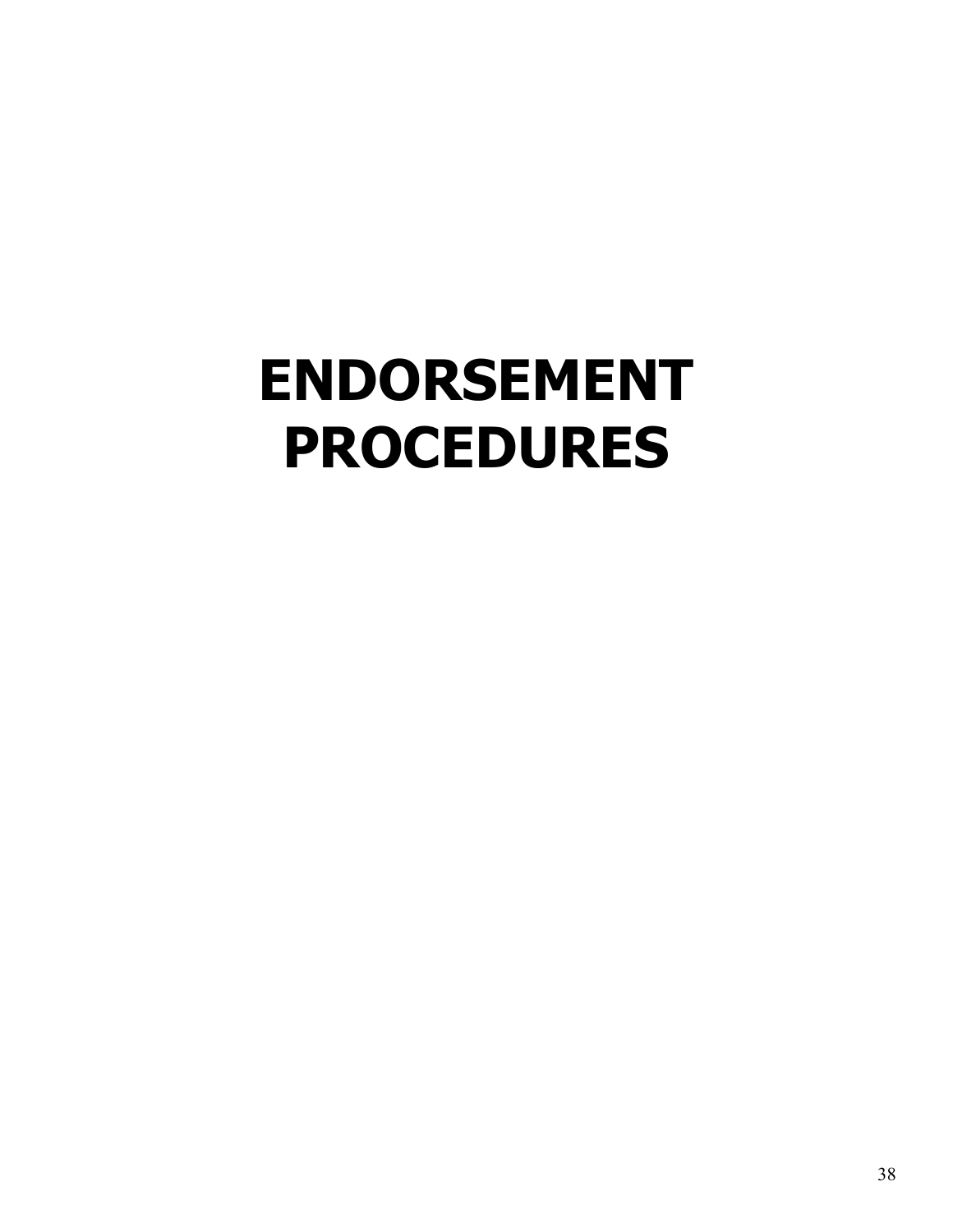# ENDORSEMENT PROCEDURES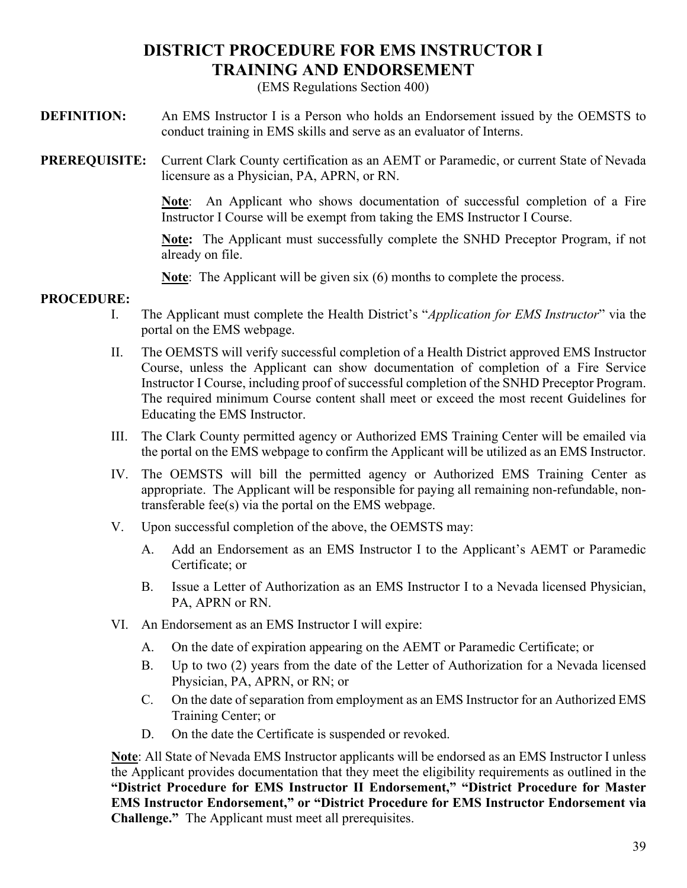# DISTRICT PROCEDURE FOR EMS INSTRUCTOR I TRAINING AND ENDORSEMENT

(EMS Regulations Section 400)

**DEFINITION:** An EMS Instructor I is a Person who holds an Endorsement issued by the OEMSTS to conduct training in EMS skills and serve as an evaluator of Interns.

**PREREQUISITE:** Current Clark County certification as an AEMT or Paramedic, or current State of Nevada licensure as a Physician, PA, APRN, or RN.

<u>**Note**</u>: An Applicant who shows documentation of successful completion of a Fire Instructor I Course will be exempt from taking the EMS Instructor I Course.

<u>**Note:**</u> The Applicant must successfully complete the SNHD Preceptor Program, if not already on file.

<u>**Note**</u>: The Applicant will be given six (6) months to complete the process.

**PROCEDURE:**

I. The Applicant must complete the Health District's "*Application for EMS Instructor*" via the portal on the EMS webpage.

II. The OEMSTS will verify successful completion of a Health District approved EMS Instructor Course, unless the Applicant can show documentation of completion of a Fire Service Instructor I Course, including proof of successful completion of the SNHD Preceptor Program. The required minimum Course content shall meet or exceed the most recent Guidelines for Educating the EMS Instructor.

III. The Clark County permitted agency or Authorized EMS Training Center will be emailed via the portal on the EMS webpage to confirm the Applicant will be utilized as an EMS Instructor.

IV. The OEMSTS will bill the permitted agency or Authorized EMS Training Center as appropriate. The Applicant will be responsible for paying all remaining non-refundable, non-transferable fee(s) via the portal on the EMS webpage.

V. Upon successful completion of the above, the OEMSTS may:

   A. Add an Endorsement as an EMS Instructor I to the Applicant's AEMT or Paramedic Certificate; or

   B. Issue a Letter of Authorization as an EMS Instructor I to a Nevada licensed Physician, PA, APRN or RN.

VI. An Endorsement as an EMS Instructor I will expire:

   A. On the date of expiration appearing on the AEMT or Paramedic Certificate; or

   B. Up to two (2) years from the date of the Letter of Authorization for a Nevada licensed Physician, PA, APRN, or RN; or

   C. On the date of separation from employment as an EMS Instructor for an Authorized EMS Training Center; or

   D. On the date the Certificate is suspended or revoked.

<u>**Note**</u>: All State of Nevada EMS Instructor applicants will be endorsed as an EMS Instructor I unless the Applicant provides documentation that they meet the eligibility requirements as outlined in the **"District Procedure for EMS Instructor II Endorsement," "District Procedure for Master EMS Instructor Endorsement," or "District Procedure for EMS Instructor Endorsement via Challenge."** The Applicant must meet all prerequisites.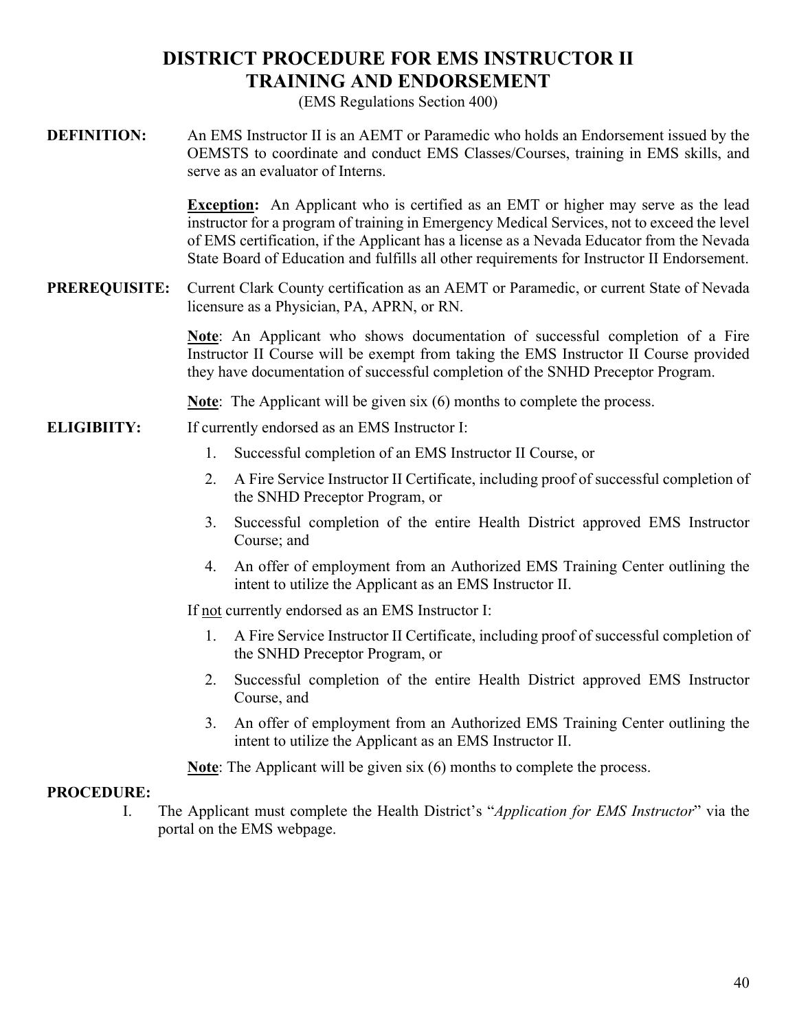# DISTRICT PROCEDURE FOR EMS INSTRUCTOR II TRAINING AND ENDORSEMENT

(EMS Regulations Section 400)

**DEFINITION:** An EMS Instructor II is an AEMT or Paramedic who holds an Endorsement issued by the OEMSTS to coordinate and conduct EMS Classes/Courses, training in EMS skills, and serve as an evaluator of Interns.

**Exception:** An Applicant who is certified as an EMT or higher may serve as the lead instructor for a program of training in Emergency Medical Services, not to exceed the level of EMS certification, if the Applicant has a license as a Nevada Educator from the Nevada State Board of Education and fulfills all other requirements for Instructor II Endorsement.

**PREREQUISITE:** Current Clark County certification as an AEMT or Paramedic, or current State of Nevada licensure as a Physician, PA, APRN, or RN.

**Note**: An Applicant who shows documentation of successful completion of a Fire Instructor II Course will be exempt from taking the EMS Instructor II Course provided they have documentation of successful completion of the SNHD Preceptor Program.

**Note**: The Applicant will be given six (6) months to complete the process.

**ELIGIBIITY:** If currently endorsed as an EMS Instructor I:

1. Successful completion of an EMS Instructor II Course, or
2. A Fire Service Instructor II Certificate, including proof of successful completion of the SNHD Preceptor Program, or
3. Successful completion of the entire Health District approved EMS Instructor Course; and
4. An offer of employment from an Authorized EMS Training Center outlining the intent to utilize the Applicant as an EMS Instructor II.

If not currently endorsed as an EMS Instructor I:

1. A Fire Service Instructor II Certificate, including proof of successful completion of the SNHD Preceptor Program, or
2. Successful completion of the entire Health District approved EMS Instructor Course, and
3. An offer of employment from an Authorized EMS Training Center outlining the intent to utilize the Applicant as an EMS Instructor II.

**Note**: The Applicant will be given six (6) months to complete the process.

**PROCEDURE:**

I. The Applicant must complete the Health District's "*Application for EMS Instructor*" via the portal on the EMS webpage.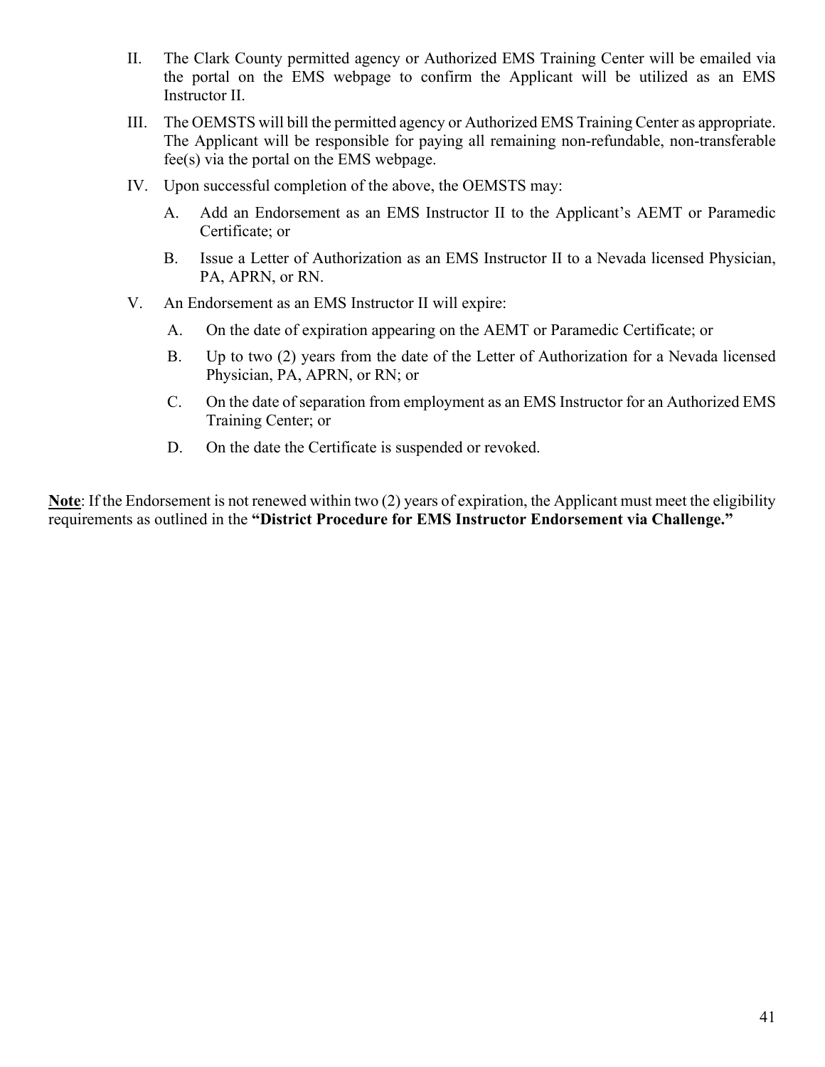II. The Clark County permitted agency or Authorized EMS Training Center will be emailed via the portal on the EMS webpage to confirm the Applicant will be utilized as an EMS Instructor II.

III. The OEMSTS will bill the permitted agency or Authorized EMS Training Center as appropriate. The Applicant will be responsible for paying all remaining non-refundable, non-transferable fee(s) via the portal on the EMS webpage.

IV. Upon successful completion of the above, the OEMSTS may:

   A. Add an Endorsement as an EMS Instructor II to the Applicant's AEMT or Paramedic Certificate; or

   B. Issue a Letter of Authorization as an EMS Instructor II to a Nevada licensed Physician, PA, APRN, or RN.

V. An Endorsement as an EMS Instructor II will expire:

   A. On the date of expiration appearing on the AEMT or Paramedic Certificate; or

   B. Up to two (2) years from the date of the Letter of Authorization for a Nevada licensed Physician, PA, APRN, or RN; or

   C. On the date of separation from employment as an EMS Instructor for an Authorized EMS Training Center; or

   D. On the date the Certificate is suspended or revoked.

**Note**: If the Endorsement is not renewed within two (2) years of expiration, the Applicant must meet the eligibility requirements as outlined in the **"District Procedure for EMS Instructor Endorsement via Challenge."**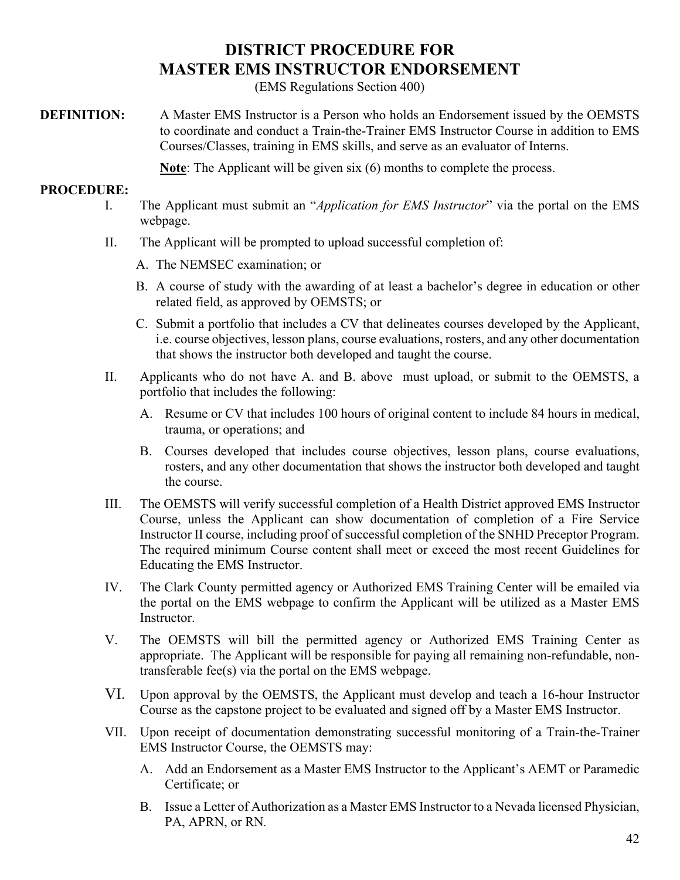# DISTRICT PROCEDURE FOR MASTER EMS INSTRUCTOR ENDORSEMENT

(EMS Regulations Section 400)

**DEFINITION:** A Master EMS Instructor is a Person who holds an Endorsement issued by the OEMSTS to coordinate and conduct a Train-the-Trainer EMS Instructor Course in addition to EMS Courses/Classes, training in EMS skills, and serve as an evaluator of Interns.

**Note**: The Applicant will be given six (6) months to complete the process.

**PROCEDURE:**

I. The Applicant must submit an "*Application for EMS Instructor*" via the portal on the EMS webpage.

II. The Applicant will be prompted to upload successful completion of:

   A. The NEMSEC examination; or

   B. A course of study with the awarding of at least a bachelor's degree in education or other related field, as approved by OEMSTS; or

   C. Submit a portfolio that includes a CV that delineates courses developed by the Applicant, i.e. course objectives, lesson plans, course evaluations, rosters, and any other documentation that shows the instructor both developed and taught the course.

II. Applicants who do not have A. and B. above must upload, or submit to the OEMSTS, a portfolio that includes the following:

   A. Resume or CV that includes 100 hours of original content to include 84 hours in medical, trauma, or operations; and

   B. Courses developed that includes course objectives, lesson plans, course evaluations, rosters, and any other documentation that shows the instructor both developed and taught the course.

III. The OEMSTS will verify successful completion of a Health District approved EMS Instructor Course, unless the Applicant can show documentation of completion of a Fire Service Instructor II course, including proof of successful completion of the SNHD Preceptor Program. The required minimum Course content shall meet or exceed the most recent Guidelines for Educating the EMS Instructor.

IV. The Clark County permitted agency or Authorized EMS Training Center will be emailed via the portal on the EMS webpage to confirm the Applicant will be utilized as a Master EMS Instructor.

V. The OEMSTS will bill the permitted agency or Authorized EMS Training Center as appropriate. The Applicant will be responsible for paying all remaining non-refundable, non-transferable fee(s) via the portal on the EMS webpage.

VI. Upon approval by the OEMSTS, the Applicant must develop and teach a 16-hour Instructor Course as the capstone project to be evaluated and signed off by a Master EMS Instructor.

VII. Upon receipt of documentation demonstrating successful monitoring of a Train-the-Trainer EMS Instructor Course, the OEMSTS may:

   A. Add an Endorsement as a Master EMS Instructor to the Applicant's AEMT or Paramedic Certificate; or

   B. Issue a Letter of Authorization as a Master EMS Instructor to a Nevada licensed Physician, PA, APRN, or RN.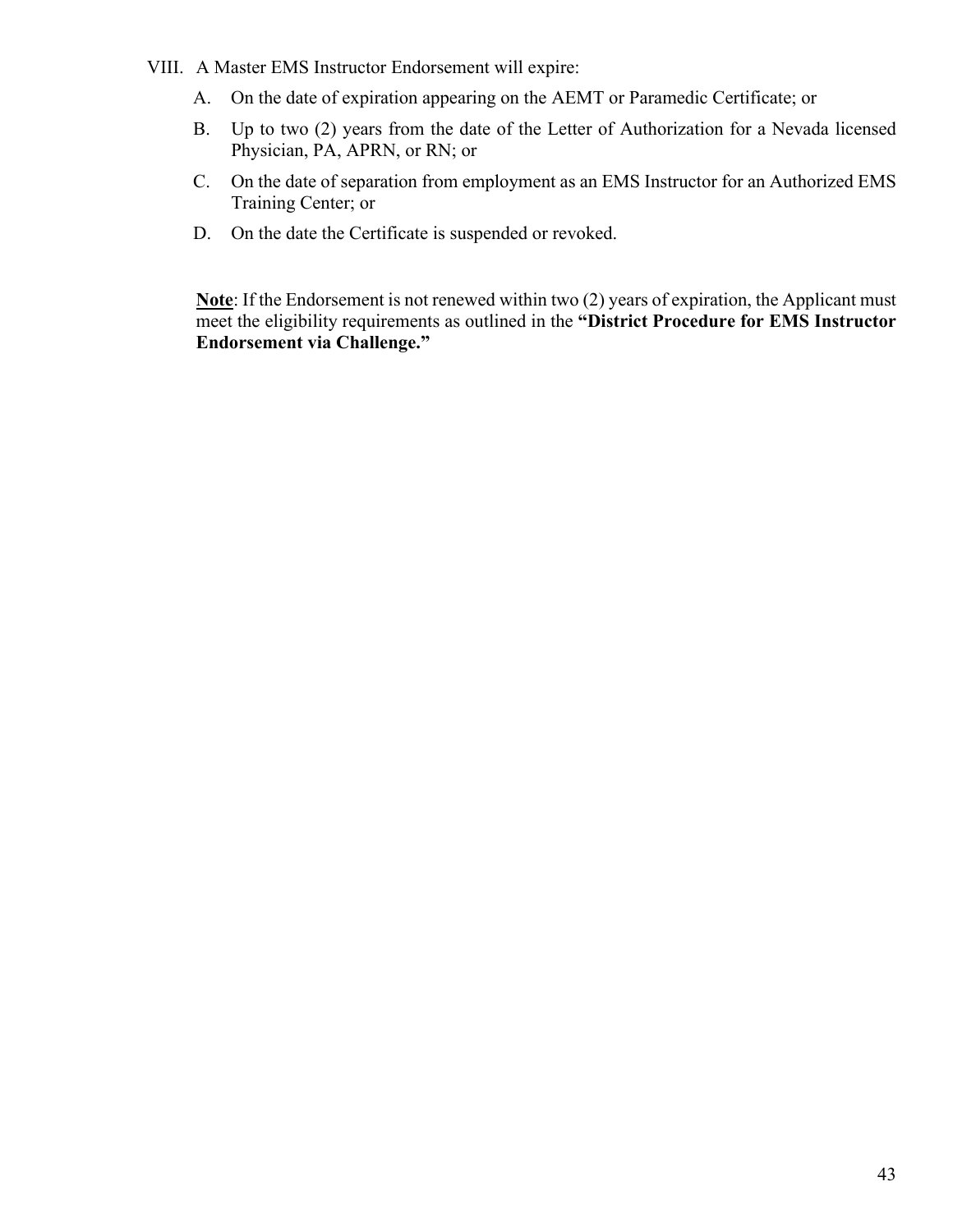VIII. A Master EMS Instructor Endorsement will expire:

A. On the date of expiration appearing on the AEMT or Paramedic Certificate; or

B. Up to two (2) years from the date of the Letter of Authorization for a Nevada licensed Physician, PA, APRN, or RN; or

C. On the date of separation from employment as an EMS Instructor for an Authorized EMS Training Center; or

D. On the date the Certificate is suspended or revoked.

<u>**Note**</u>: If the Endorsement is not renewed within two (2) years of expiration, the Applicant must meet the eligibility requirements as outlined in the **"District Procedure for EMS Instructor Endorsement via Challenge."**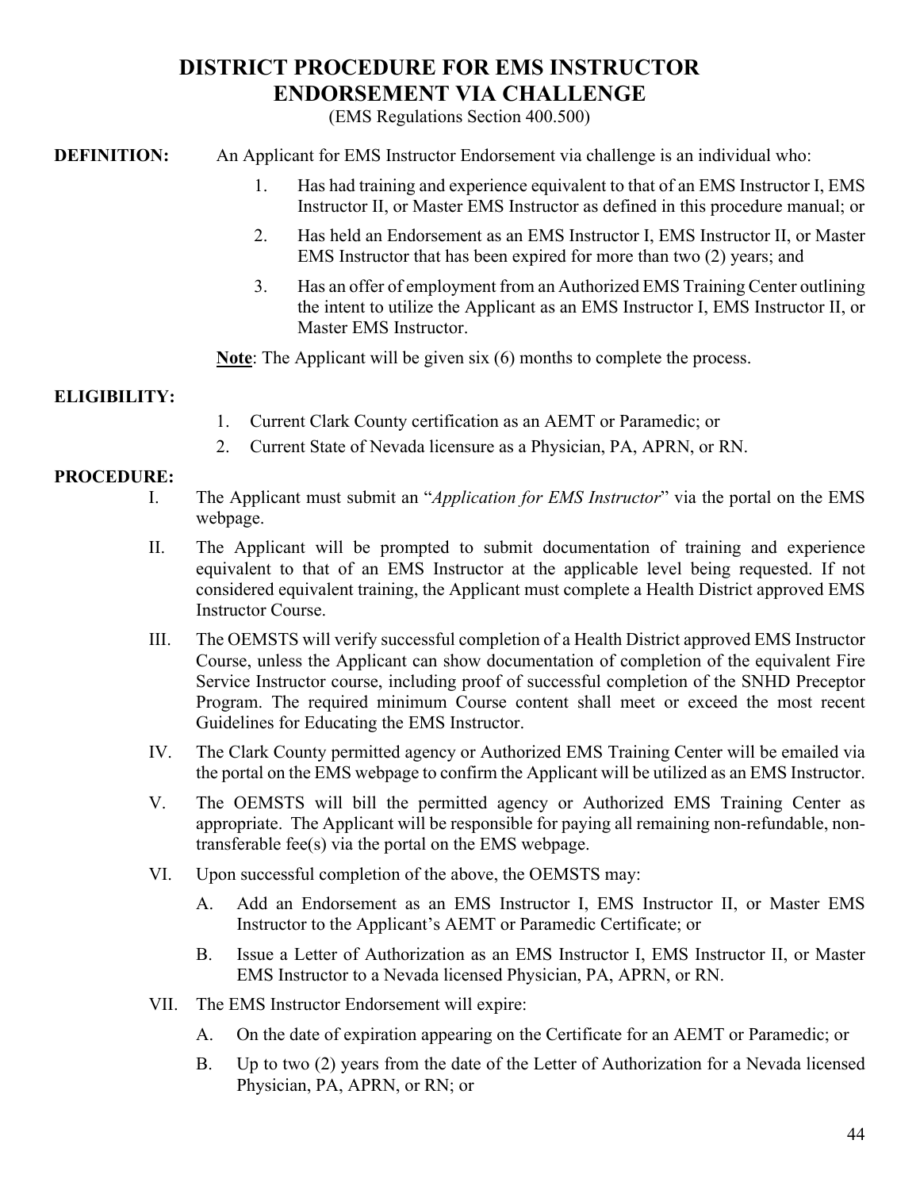# DISTRICT PROCEDURE FOR EMS INSTRUCTOR ENDORSEMENT VIA CHALLENGE

(EMS Regulations Section 400.500)

**DEFINITION:** An Applicant for EMS Instructor Endorsement via challenge is an individual who:

1. Has had training and experience equivalent to that of an EMS Instructor I, EMS Instructor II, or Master EMS Instructor as defined in this procedure manual; or
2. Has held an Endorsement as an EMS Instructor I, EMS Instructor II, or Master EMS Instructor that has been expired for more than two (2) years; and
3. Has an offer of employment from an Authorized EMS Training Center outlining the intent to utilize the Applicant as an EMS Instructor I, EMS Instructor II, or Master EMS Instructor.

<u>**Note**</u>: The Applicant will be given six (6) months to complete the process.

**ELIGIBILITY:**

1. Current Clark County certification as an AEMT or Paramedic; or
2. Current State of Nevada licensure as a Physician, PA, APRN, or RN.

**PROCEDURE:**

I. The Applicant must submit an "*Application for EMS Instructor*" via the portal on the EMS webpage.

II. The Applicant will be prompted to submit documentation of training and experience equivalent to that of an EMS Instructor at the applicable level being requested. If not considered equivalent training, the Applicant must complete a Health District approved EMS Instructor Course.

III. The OEMSTS will verify successful completion of a Health District approved EMS Instructor Course, unless the Applicant can show documentation of completion of the equivalent Fire Service Instructor course, including proof of successful completion of the SNHD Preceptor Program. The required minimum Course content shall meet or exceed the most recent Guidelines for Educating the EMS Instructor.

IV. The Clark County permitted agency or Authorized EMS Training Center will be emailed via the portal on the EMS webpage to confirm the Applicant will be utilized as an EMS Instructor.

V. The OEMSTS will bill the permitted agency or Authorized EMS Training Center as appropriate. The Applicant will be responsible for paying all remaining non-refundable, non-transferable fee(s) via the portal on the EMS webpage.

VI. Upon successful completion of the above, the OEMSTS may:

   A. Add an Endorsement as an EMS Instructor I, EMS Instructor II, or Master EMS Instructor to the Applicant's AEMT or Paramedic Certificate; or

   B. Issue a Letter of Authorization as an EMS Instructor I, EMS Instructor II, or Master EMS Instructor to a Nevada licensed Physician, PA, APRN, or RN.

VII. The EMS Instructor Endorsement will expire:

   A. On the date of expiration appearing on the Certificate for an AEMT or Paramedic; or

   B. Up to two (2) years from the date of the Letter of Authorization for a Nevada licensed Physician, PA, APRN, or RN; or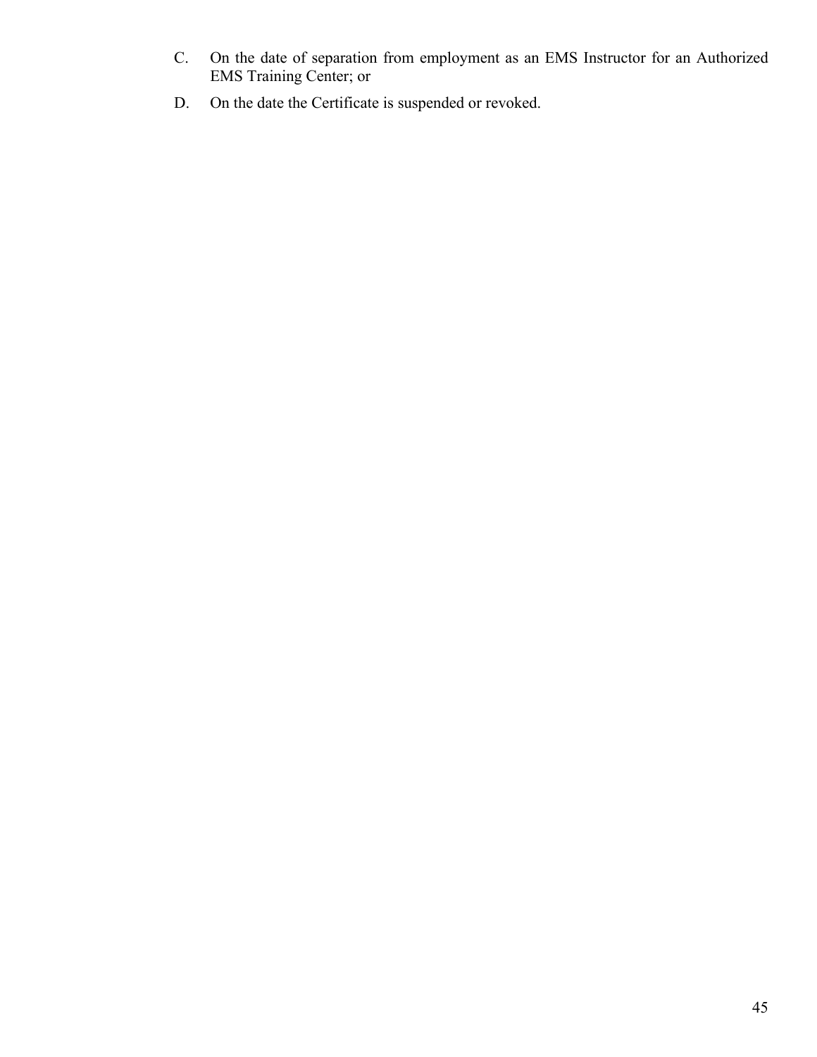C. On the date of separation from employment as an EMS Instructor for an Authorized EMS Training Center; or

D. On the date the Certificate is suspended or revoked.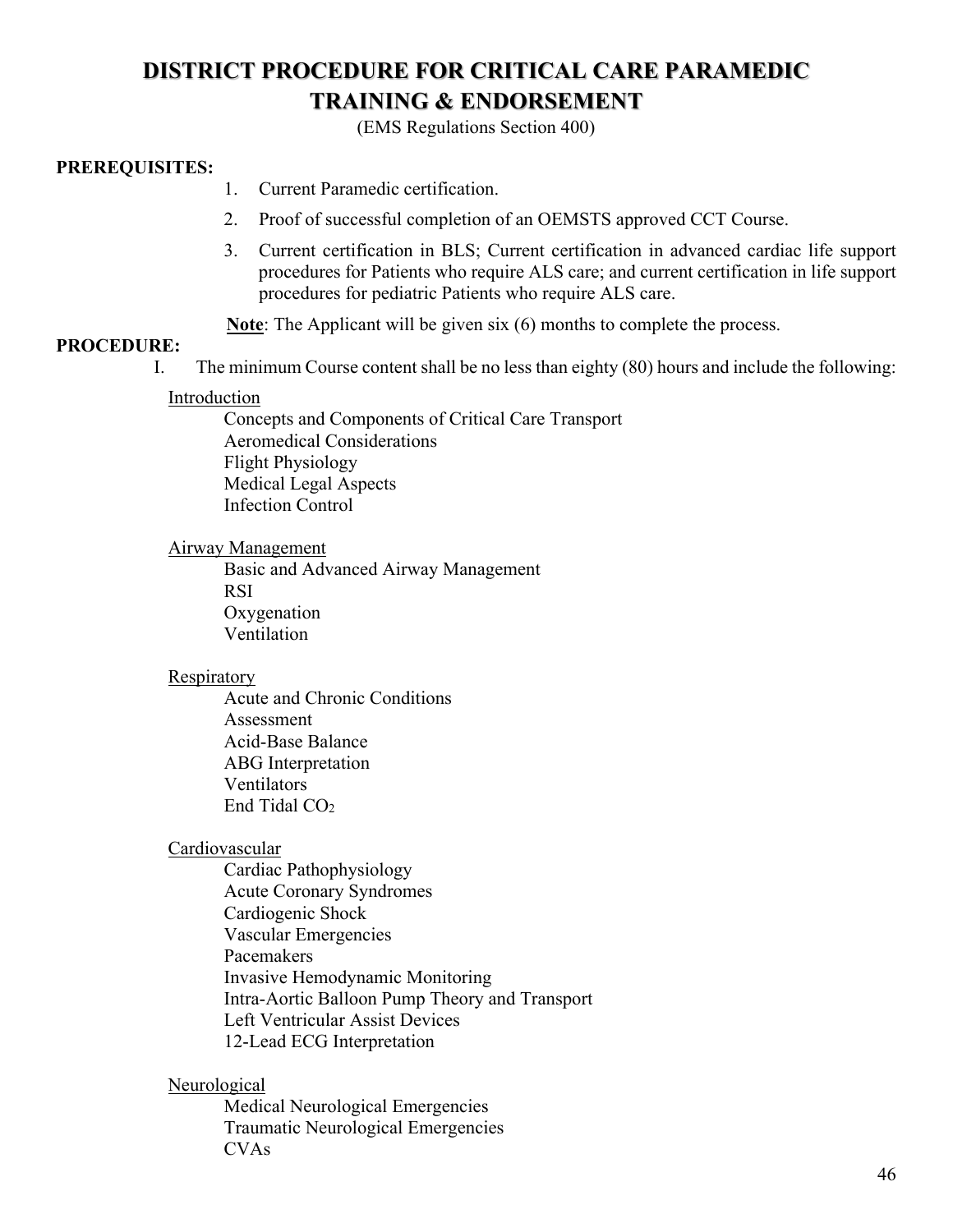# DISTRICT PROCEDURE FOR CRITICAL CARE PARAMEDIC TRAINING & ENDORSEMENT

(EMS Regulations Section 400)

**PREREQUISITES:**

1. Current Paramedic certification.
2. Proof of successful completion of an OEMSTS approved CCT Course.
3. Current certification in BLS; Current certification in advanced cardiac life support procedures for Patients who require ALS care; and current certification in life support procedures for pediatric Patients who require ALS care.

**Note**: The Applicant will be given six (6) months to complete the process.

**PROCEDURE:**

I. The minimum Course content shall be no less than eighty (80) hours and include the following:

Introduction
- Concepts and Components of Critical Care Transport
- Aeromedical Considerations
- Flight Physiology
- Medical Legal Aspects
- Infection Control

Airway Management
- Basic and Advanced Airway Management
- RSI
- Oxygenation
- Ventilation

Respiratory
- Acute and Chronic Conditions
- Assessment
- Acid-Base Balance
- ABG Interpretation
- Ventilators
- End Tidal $CO_2$

Cardiovascular
- Cardiac Pathophysiology
- Acute Coronary Syndromes
- Cardiogenic Shock
- Vascular Emergencies
- Pacemakers
- Invasive Hemodynamic Monitoring
- Intra-Aortic Balloon Pump Theory and Transport
- Left Ventricular Assist Devices
- 12-Lead ECG Interpretation

Neurological
- Medical Neurological Emergencies
- Traumatic Neurological Emergencies
- CVAs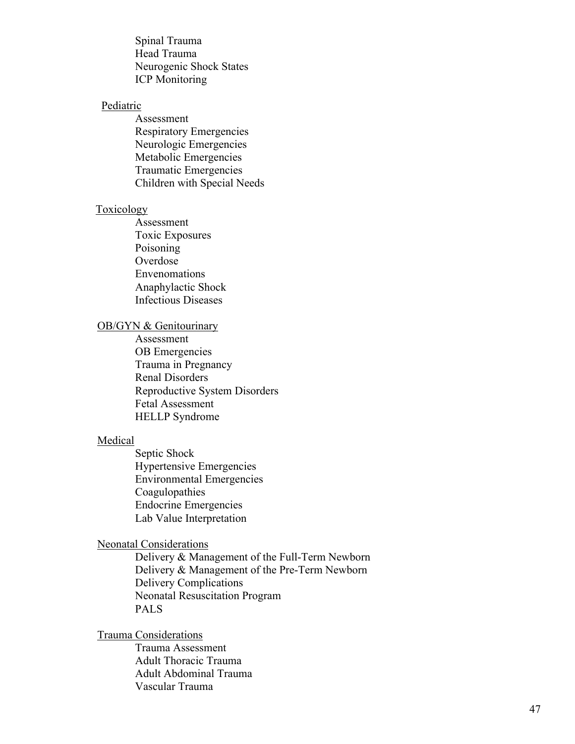- Spinal Trauma
- Head Trauma
- Neurogenic Shock States
- ICP Monitoring

<u>Pediatric</u>

- Assessment
- Respiratory Emergencies
- Neurologic Emergencies
- Metabolic Emergencies
- Traumatic Emergencies
- Children with Special Needs

<u>Toxicology</u>

- Assessment
- Toxic Exposures
- Poisoning
- Overdose
- Envenomations
- Anaphylactic Shock
- Infectious Diseases

<u>OB/GYN & Genitourinary</u>

- Assessment
- OB Emergencies
- Trauma in Pregnancy
- Renal Disorders
- Reproductive System Disorders
- Fetal Assessment
- HELLP Syndrome

<u>Medical</u>

- Septic Shock
- Hypertensive Emergencies
- Environmental Emergencies
- Coagulopathies
- Endocrine Emergencies
- Lab Value Interpretation

<u>Neonatal Considerations</u>

- Delivery & Management of the Full-Term Newborn
- Delivery & Management of the Pre-Term Newborn
- Delivery Complications
- Neonatal Resuscitation Program
- PALS

<u>Trauma Considerations</u>

- Trauma Assessment
- Adult Thoracic Trauma
- Adult Abdominal Trauma
- Vascular Trauma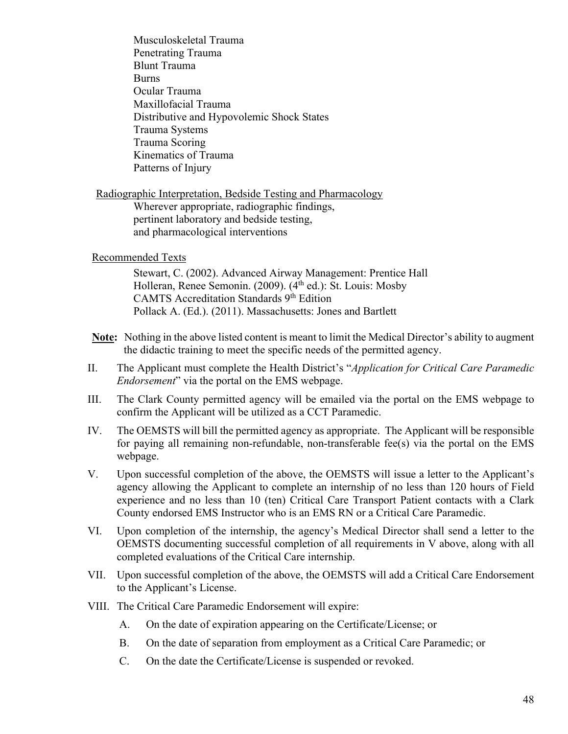Musculoskeletal Trauma
Penetrating Trauma
Blunt Trauma
Burns
Ocular Trauma
Maxillofacial Trauma
Distributive and Hypovolemic Shock States
Trauma Systems
Trauma Scoring
Kinematics of Trauma
Patterns of Injury

Radiographic Interpretation, Bedside Testing and Pharmacology

Wherever appropriate, radiographic findings,
pertinent laboratory and bedside testing,
and pharmacological interventions

Recommended Texts

Stewart, C. (2002). Advanced Airway Management: Prentice Hall
Holleran, Renee Semonin. (2009). (4th ed.): St. Louis: Mosby
CAMTS Accreditation Standards 9th Edition
Pollack A. (Ed.). (2011). Massachusetts: Jones and Bartlett

**Note:** Nothing in the above listed content is meant to limit the Medical Director's ability to augment the didactic training to meet the specific needs of the permitted agency.

II. The Applicant must complete the Health District's "*Application for Critical Care Paramedic Endorsement*" via the portal on the EMS webpage.

III. The Clark County permitted agency will be emailed via the portal on the EMS webpage to confirm the Applicant will be utilized as a CCT Paramedic.

IV. The OEMSTS will bill the permitted agency as appropriate. The Applicant will be responsible for paying all remaining non-refundable, non-transferable fee(s) via the portal on the EMS webpage.

V. Upon successful completion of the above, the OEMSTS will issue a letter to the Applicant's agency allowing the Applicant to complete an internship of no less than 120 hours of Field experience and no less than 10 (ten) Critical Care Transport Patient contacts with a Clark County endorsed EMS Instructor who is an EMS RN or a Critical Care Paramedic.

VI. Upon completion of the internship, the agency's Medical Director shall send a letter to the OEMSTS documenting successful completion of all requirements in V above, along with all completed evaluations of the Critical Care internship.

VII. Upon successful completion of the above, the OEMSTS will add a Critical Care Endorsement to the Applicant's License.

VIII. The Critical Care Paramedic Endorsement will expire:

A. On the date of expiration appearing on the Certificate/License; or

B. On the date of separation from employment as a Critical Care Paramedic; or

C. On the date the Certificate/License is suspended or revoked.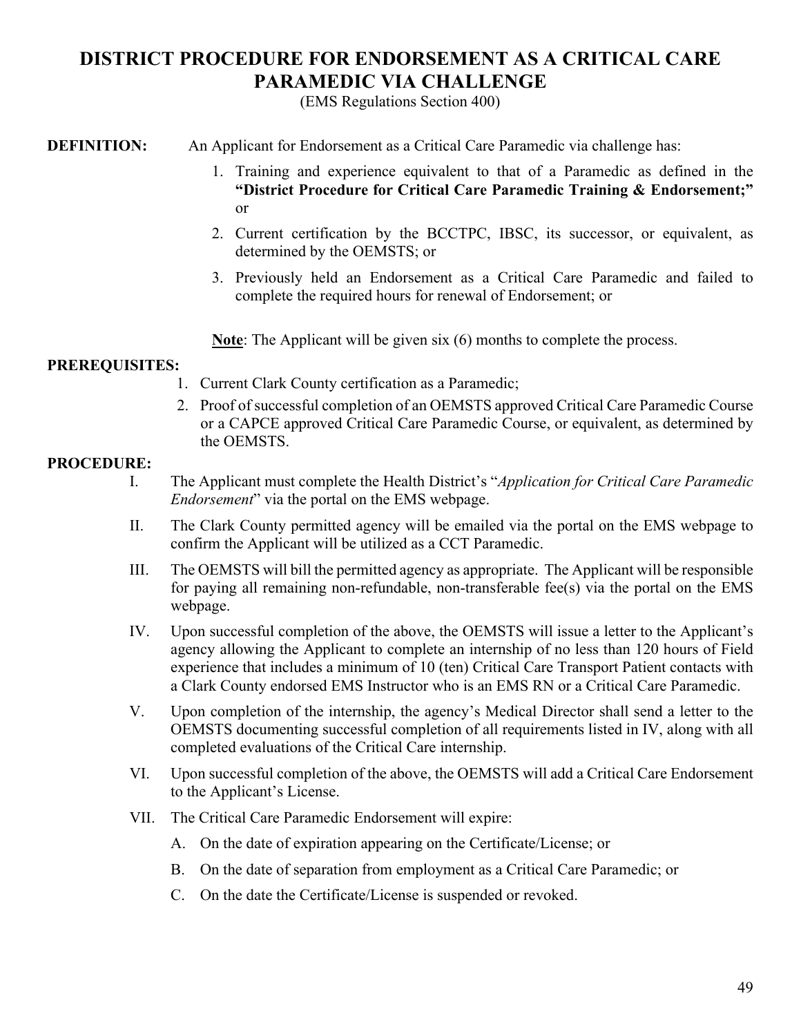# DISTRICT PROCEDURE FOR ENDORSEMENT AS A CRITICAL CARE PARAMEDIC VIA CHALLENGE

(EMS Regulations Section 400)

**DEFINITION:** An Applicant for Endorsement as a Critical Care Paramedic via challenge has:

1. Training and experience equivalent to that of a Paramedic as defined in the **"District Procedure for Critical Care Paramedic Training & Endorsement;"** or
2. Current certification by the BCCTPC, IBSC, its successor, or equivalent, as determined by the OEMSTS; or
3. Previously held an Endorsement as a Critical Care Paramedic and failed to complete the required hours for renewal of Endorsement; or

<u>**Note**</u>: The Applicant will be given six (6) months to complete the process.

**PREREQUISITES:**

1. Current Clark County certification as a Paramedic;
2. Proof of successful completion of an OEMSTS approved Critical Care Paramedic Course or a CAPCE approved Critical Care Paramedic Course, or equivalent, as determined by the OEMSTS.

**PROCEDURE:**

I. The Applicant must complete the Health District's "*Application for Critical Care Paramedic Endorsement*" via the portal on the EMS webpage.

II. The Clark County permitted agency will be emailed via the portal on the EMS webpage to confirm the Applicant will be utilized as a CCT Paramedic.

III. The OEMSTS will bill the permitted agency as appropriate. The Applicant will be responsible for paying all remaining non-refundable, non-transferable fee(s) via the portal on the EMS webpage.

IV. Upon successful completion of the above, the OEMSTS will issue a letter to the Applicant's agency allowing the Applicant to complete an internship of no less than 120 hours of Field experience that includes a minimum of 10 (ten) Critical Care Transport Patient contacts with a Clark County endorsed EMS Instructor who is an EMS RN or a Critical Care Paramedic.

V. Upon completion of the internship, the agency's Medical Director shall send a letter to the OEMSTS documenting successful completion of all requirements listed in IV, along with all completed evaluations of the Critical Care internship.

VI. Upon successful completion of the above, the OEMSTS will add a Critical Care Endorsement to the Applicant's License.

VII. The Critical Care Paramedic Endorsement will expire:

   A. On the date of expiration appearing on the Certificate/License; or

   B. On the date of separation from employment as a Critical Care Paramedic; or

   C. On the date the Certificate/License is suspended or revoked.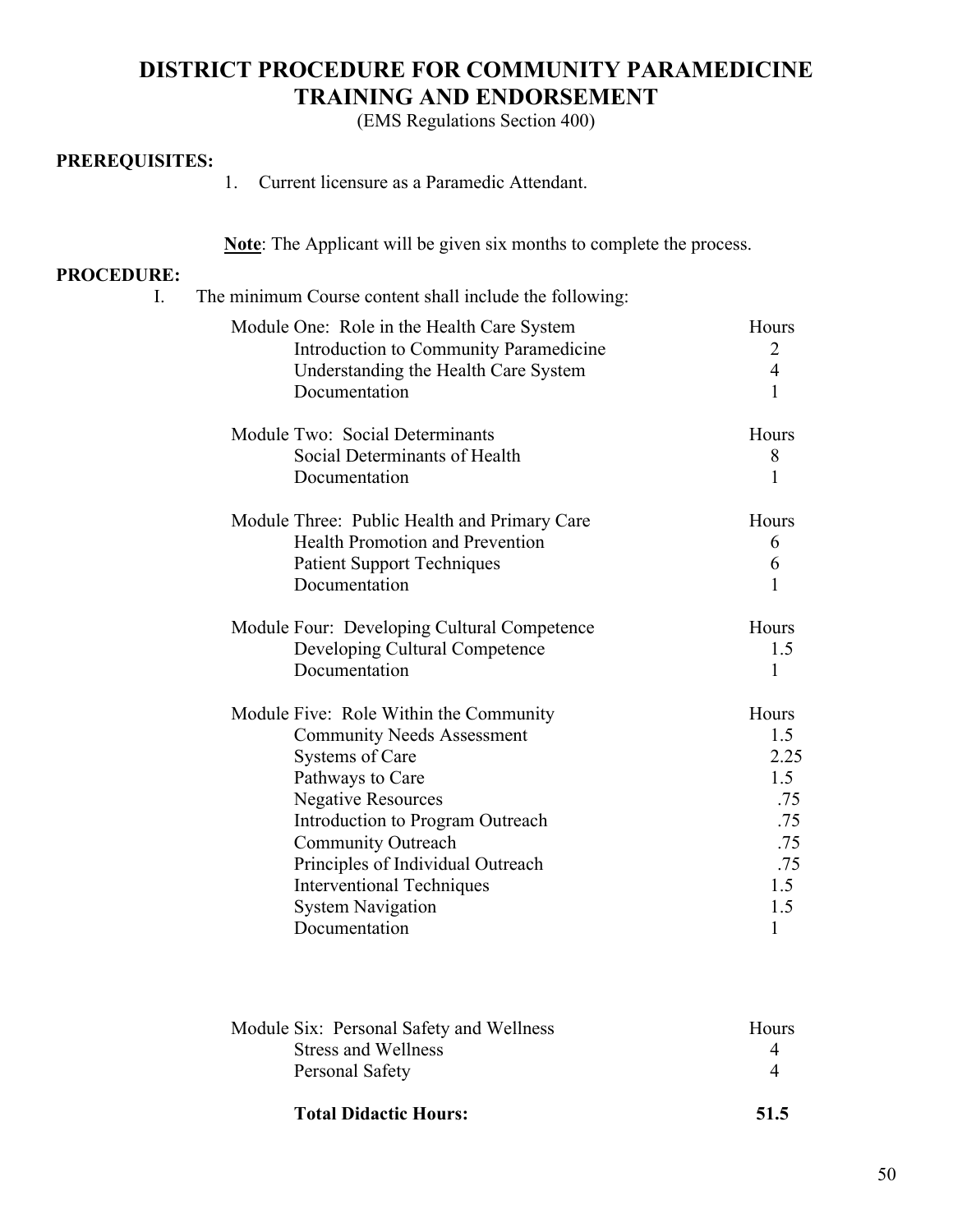# DISTRICT PROCEDURE FOR COMMUNITY PARAMEDICINE TRAINING AND ENDORSEMENT

(EMS Regulations Section 400)

**PREREQUISITES:**

1. Current licensure as a Paramedic Attendant.

**Note**: The Applicant will be given six months to complete the process.

**PROCEDURE:**

I. The minimum Course content shall include the following:

| Module One: Role in the Health Care System | Hours |
|---|---|
| Introduction to Community Paramedicine | 2 |
| Understanding the Health Care System | 4 |
| Documentation | 1 |

| Module Two: Social Determinants | Hours |
|---|---|
| Social Determinants of Health | 8 |
| Documentation | 1 |

| Module Three: Public Health and Primary Care | Hours |
|---|---|
| Health Promotion and Prevention | 6 |
| Patient Support Techniques | 6 |
| Documentation | 1 |

| Module Four: Developing Cultural Competence | Hours |
|---|---|
| Developing Cultural Competence | 1.5 |
| Documentation | 1 |

| Module Five: Role Within the Community | Hours |
|---|---|
| Community Needs Assessment | 1.5 |
| Systems of Care | 2.25 |
| Pathways to Care | 1.5 |
| Negative Resources | .75 |
| Introduction to Program Outreach | .75 |
| Community Outreach | .75 |
| Principles of Individual Outreach | .75 |
| Interventional Techniques | 1.5 |
| System Navigation | 1.5 |
| Documentation | 1 |

| Module Six: Personal Safety and Wellness | Hours |
|---|---|
| Stress and Wellness | 4 |
| Personal Safety | 4 |
| **Total Didactic Hours:** | **51.5** |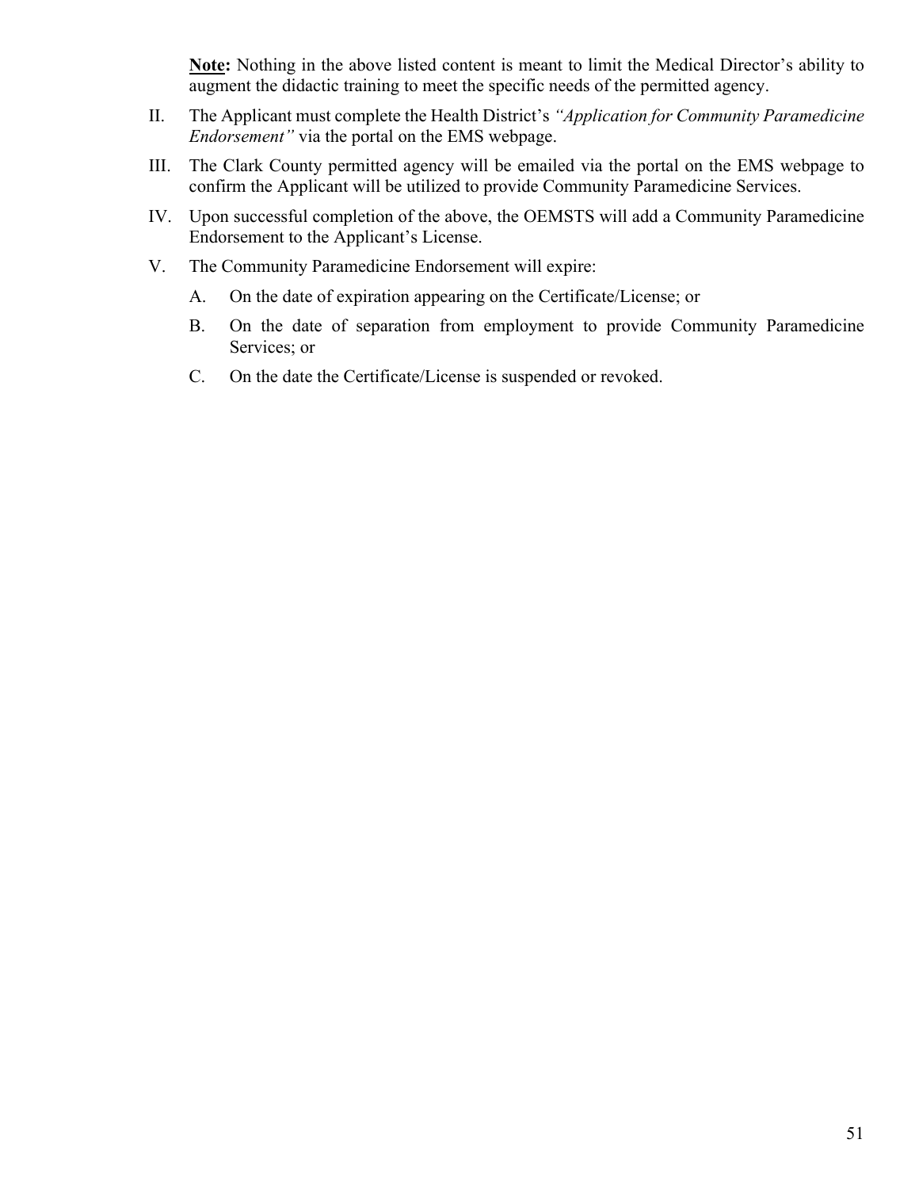**<u>Note</u>:** Nothing in the above listed content is meant to limit the Medical Director's ability to augment the didactic training to meet the specific needs of the permitted agency.

II. The Applicant must complete the Health District's *"Application for Community Paramedicine Endorsement"* via the portal on the EMS webpage.

III. The Clark County permitted agency will be emailed via the portal on the EMS webpage to confirm the Applicant will be utilized to provide Community Paramedicine Services.

IV. Upon successful completion of the above, the OEMSTS will add a Community Paramedicine Endorsement to the Applicant's License.

V. The Community Paramedicine Endorsement will expire:

   A. On the date of expiration appearing on the Certificate/License; or

   B. On the date of separation from employment to provide Community Paramedicine Services; or

   C. On the date the Certificate/License is suspended or revoked.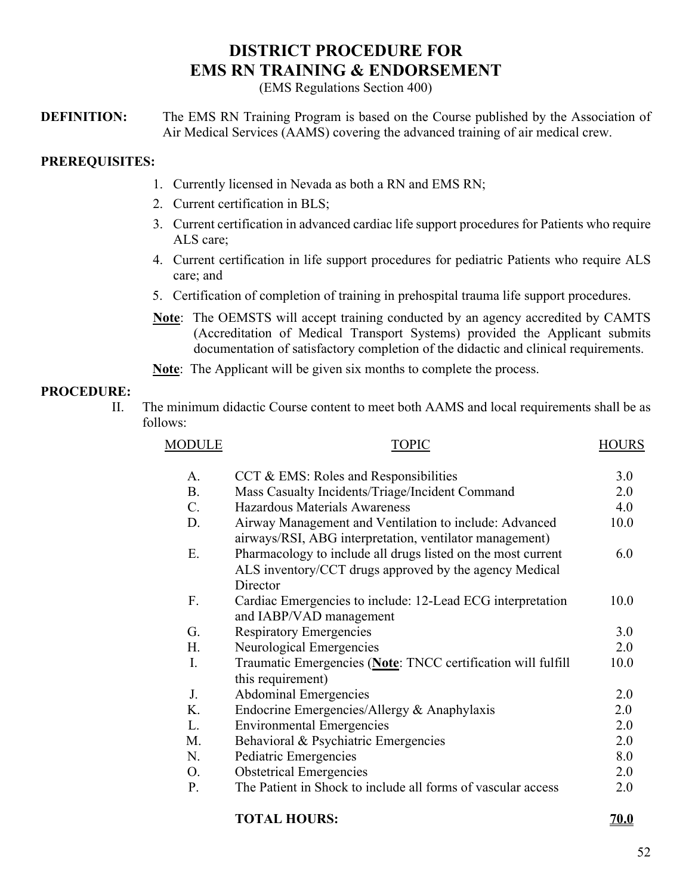# DISTRICT PROCEDURE FOR EMS RN TRAINING & ENDORSEMENT

(EMS Regulations Section 400)

**DEFINITION:** The EMS RN Training Program is based on the Course published by the Association of Air Medical Services (AAMS) covering the advanced training of air medical crew.

**PREREQUISITES:**

1. Currently licensed in Nevada as both a RN and EMS RN;
2. Current certification in BLS;
3. Current certification in advanced cardiac life support procedures for Patients who require ALS care;
4. Current certification in life support procedures for pediatric Patients who require ALS care; and
5. Certification of completion of training in prehospital trauma life support procedures.

**Note**: The OEMSTS will accept training conducted by an agency accredited by CAMTS (Accreditation of Medical Transport Systems) provided the Applicant submits documentation of satisfactory completion of the didactic and clinical requirements.

**Note**: The Applicant will be given six months to complete the process.

**PROCEDURE:**

II. The minimum didactic Course content to meet both AAMS and local requirements shall be as follows:

| MODULE | TOPIC | HOURS |
|---|---|---|
| A. | CCT & EMS: Roles and Responsibilities | 3.0 |
| B. | Mass Casualty Incidents/Triage/Incident Command | 2.0 |
| C. | Hazardous Materials Awareness | 4.0 |
| D. | Airway Management and Ventilation to include: Advanced airways/RSI, ABG interpretation, ventilator management) | 10.0 |
| E. | Pharmacology to include all drugs listed on the most current ALS inventory/CCT drugs approved by the agency Medical Director | 6.0 |
| F. | Cardiac Emergencies to include: 12-Lead ECG interpretation and IABP/VAD management | 10.0 |
| G. | Respiratory Emergencies | 3.0 |
| H. | Neurological Emergencies | 2.0 |
| I. | Traumatic Emergencies (**Note**: TNCC certification will fulfill this requirement) | 10.0 |
| J. | Abdominal Emergencies | 2.0 |
| K. | Endocrine Emergencies/Allergy & Anaphylaxis | 2.0 |
| L. | Environmental Emergencies | 2.0 |
| M. | Behavioral & Psychiatric Emergencies | 2.0 |
| N. | Pediatric Emergencies | 8.0 |
| O. | Obstetrical Emergencies | 2.0 |
| P. | The Patient in Shock to include all forms of vascular access | 2.0 |
| | **TOTAL HOURS:** | **70.0** |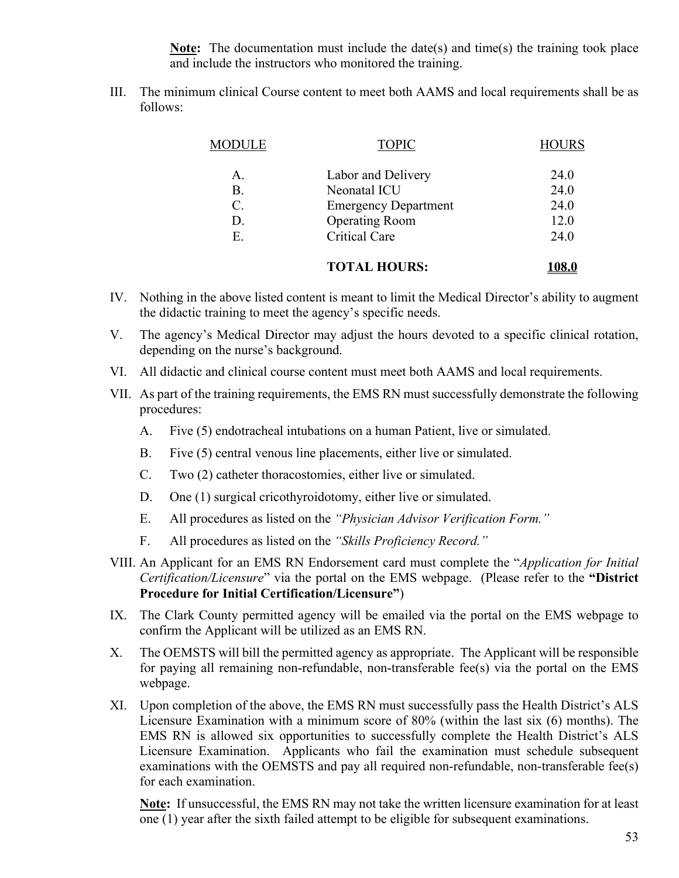**Note:** The documentation must include the date(s) and time(s) the training took place and include the instructors who monitored the training.

III. The minimum clinical Course content to meet both AAMS and local requirements shall be as follows:

| MODULE | TOPIC | HOURS |
|---|---|---|
| A. | Labor and Delivery | 24.0 |
| B. | Neonatal ICU | 24.0 |
| C. | Emergency Department | 24.0 |
| D. | Operating Room | 12.0 |
| E. | Critical Care | 24.0 |
| | **TOTAL HOURS:** | **108.0** |

IV. Nothing in the above listed content is meant to limit the Medical Director's ability to augment the didactic training to meet the agency's specific needs.

V. The agency's Medical Director may adjust the hours devoted to a specific clinical rotation, depending on the nurse's background.

VI. All didactic and clinical course content must meet both AAMS and local requirements.

VII. As part of the training requirements, the EMS RN must successfully demonstrate the following procedures:

   A. Five (5) endotracheal intubations on a human Patient, live or simulated.

   B. Five (5) central venous line placements, either live or simulated.

   C. Two (2) catheter thoracostomies, either live or simulated.

   D. One (1) surgical cricothyroidotomy, either live or simulated.

   E. All procedures as listed on the *"Physician Advisor Verification Form."*

   F. All procedures as listed on the *"Skills Proficiency Record."*

VIII. An Applicant for an EMS RN Endorsement card must complete the "*Application for Initial Certification/Licensure*" via the portal on the EMS webpage. (Please refer to the **"District Procedure for Initial Certification/Licensure"**)

IX. The Clark County permitted agency will be emailed via the portal on the EMS webpage to confirm the Applicant will be utilized as an EMS RN.

X. The OEMSTS will bill the permitted agency as appropriate. The Applicant will be responsible for paying all remaining non-refundable, non-transferable fee(s) via the portal on the EMS webpage.

XI. Upon completion of the above, the EMS RN must successfully pass the Health District's ALS Licensure Examination with a minimum score of 80% (within the last six (6) months). The EMS RN is allowed six opportunities to successfully complete the Health District's ALS Licensure Examination. Applicants who fail the examination must schedule subsequent examinations with the OEMSTS and pay all required non-refundable, non-transferable fee(s) for each examination.

**Note:** If unsuccessful, the EMS RN may not take the written licensure examination for at least one (1) year after the sixth failed attempt to be eligible for subsequent examinations.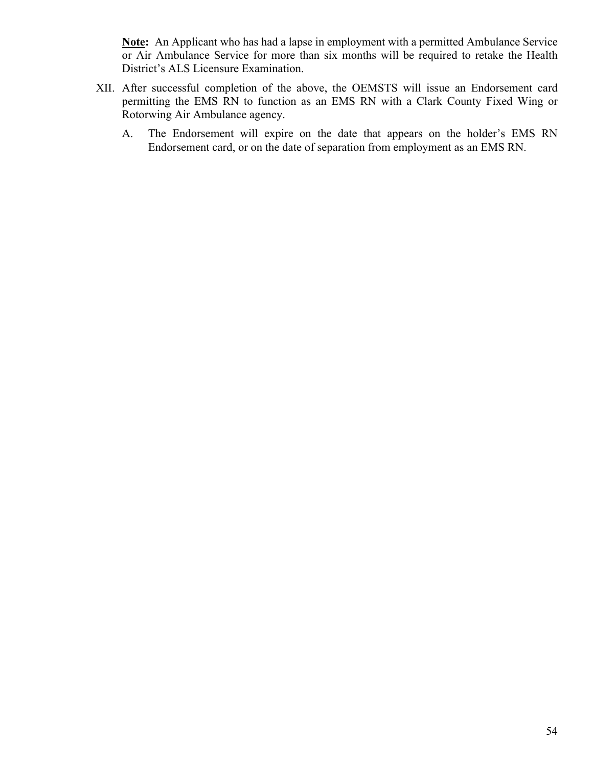**Note:** An Applicant who has had a lapse in employment with a permitted Ambulance Service or Air Ambulance Service for more than six months will be required to retake the Health District's ALS Licensure Examination.

XII. After successful completion of the above, the OEMSTS will issue an Endorsement card permitting the EMS RN to function as an EMS RN with a Clark County Fixed Wing or Rotorwing Air Ambulance agency.

   A. The Endorsement will expire on the date that appears on the holder's EMS RN Endorsement card, or on the date of separation from employment as an EMS RN.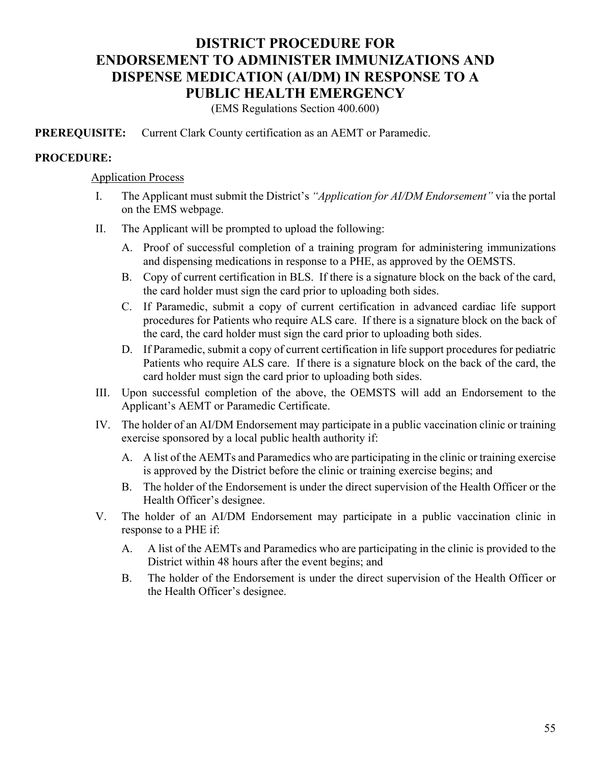# DISTRICT PROCEDURE FOR ENDORSEMENT TO ADMINISTER IMMUNIZATIONS AND DISPENSE MEDICATION (AI/DM) IN RESPONSE TO A PUBLIC HEALTH EMERGENCY

(EMS Regulations Section 400.600)

**PREREQUISITE:** Current Clark County certification as an AEMT or Paramedic.

**PROCEDURE:**

Application Process

I. The Applicant must submit the District's *"Application for AI/DM Endorsement"* via the portal on the EMS webpage.

II. The Applicant will be prompted to upload the following:

   A. Proof of successful completion of a training program for administering immunizations and dispensing medications in response to a PHE, as approved by the OEMSTS.

   B. Copy of current certification in BLS. If there is a signature block on the back of the card, the card holder must sign the card prior to uploading both sides.

   C. If Paramedic, submit a copy of current certification in advanced cardiac life support procedures for Patients who require ALS care. If there is a signature block on the back of the card, the card holder must sign the card prior to uploading both sides.

   D. If Paramedic, submit a copy of current certification in life support procedures for pediatric Patients who require ALS care. If there is a signature block on the back of the card, the card holder must sign the card prior to uploading both sides.

III. Upon successful completion of the above, the OEMSTS will add an Endorsement to the Applicant's AEMT or Paramedic Certificate.

IV. The holder of an AI/DM Endorsement may participate in a public vaccination clinic or training exercise sponsored by a local public health authority if:

   A. A list of the AEMTs and Paramedics who are participating in the clinic or training exercise is approved by the District before the clinic or training exercise begins; and

   B. The holder of the Endorsement is under the direct supervision of the Health Officer or the Health Officer's designee.

V. The holder of an AI/DM Endorsement may participate in a public vaccination clinic in response to a PHE if:

   A. A list of the AEMTs and Paramedics who are participating in the clinic is provided to the District within 48 hours after the event begins; and

   B. The holder of the Endorsement is under the direct supervision of the Health Officer or the Health Officer's designee.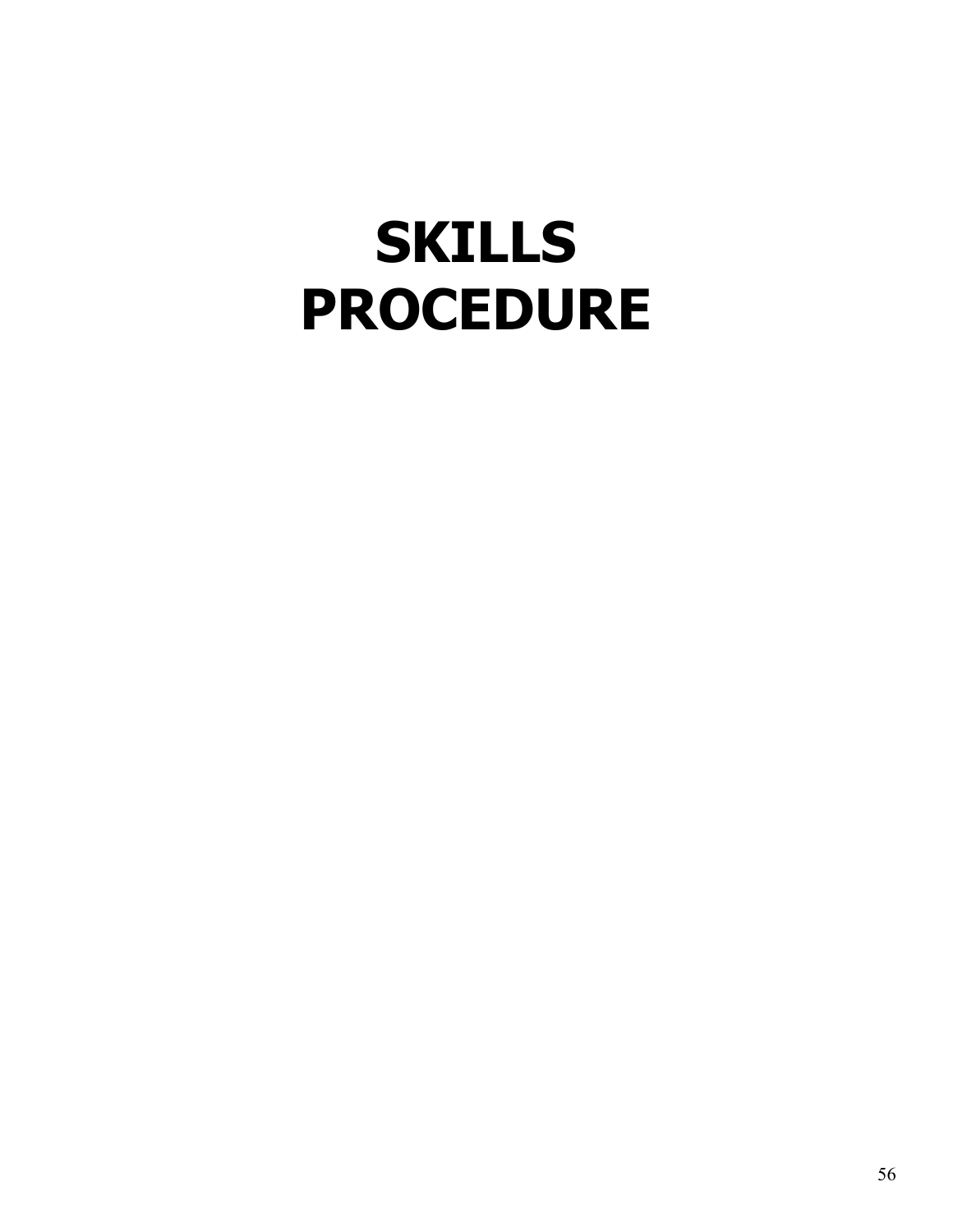# SKILLS PROCEDURE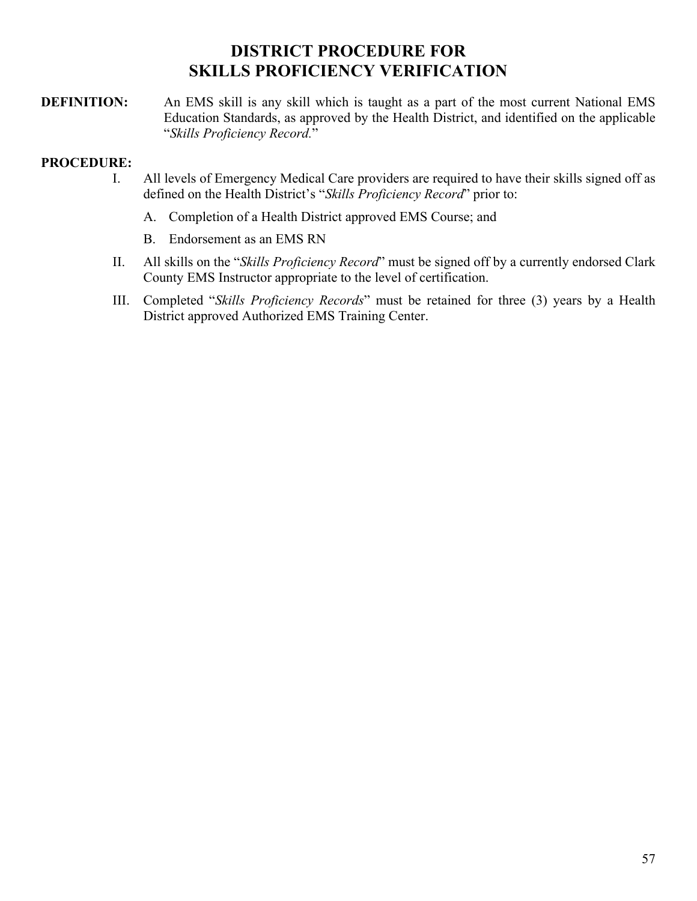# DISTRICT PROCEDURE FOR SKILLS PROFICIENCY VERIFICATION

**DEFINITION:** An EMS skill is any skill which is taught as a part of the most current National EMS Education Standards, as approved by the Health District, and identified on the applicable "*Skills Proficiency Record.*"

**PROCEDURE:**

I. All levels of Emergency Medical Care providers are required to have their skills signed off as defined on the Health District's "*Skills Proficiency Record*" prior to:

   A. Completion of a Health District approved EMS Course; and

   B. Endorsement as an EMS RN

II. All skills on the "*Skills Proficiency Record*" must be signed off by a currently endorsed Clark County EMS Instructor appropriate to the level of certification.

III. Completed "*Skills Proficiency Records*" must be retained for three (3) years by a Health District approved Authorized EMS Training Center.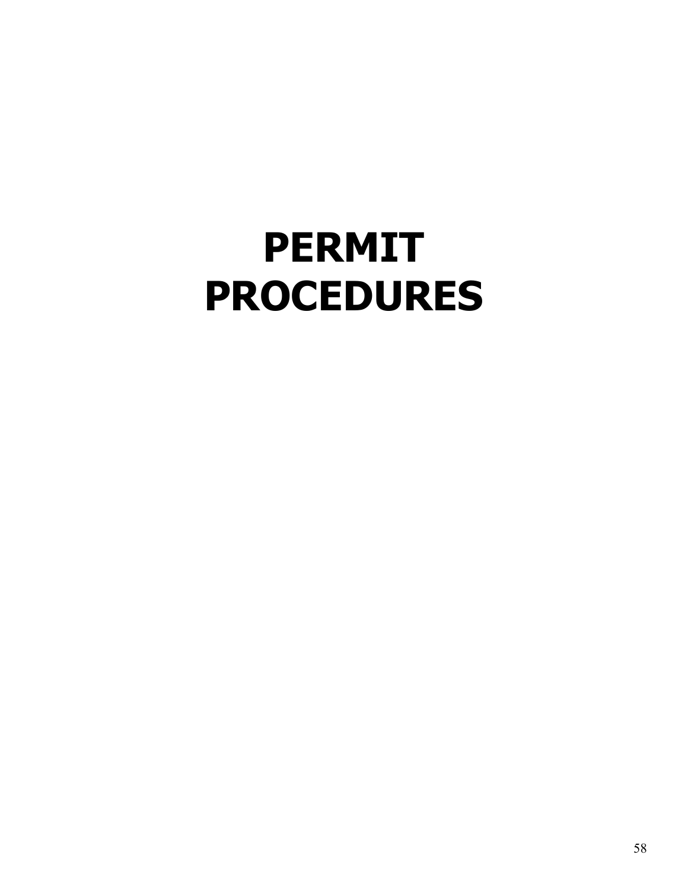# PERMIT PROCEDURES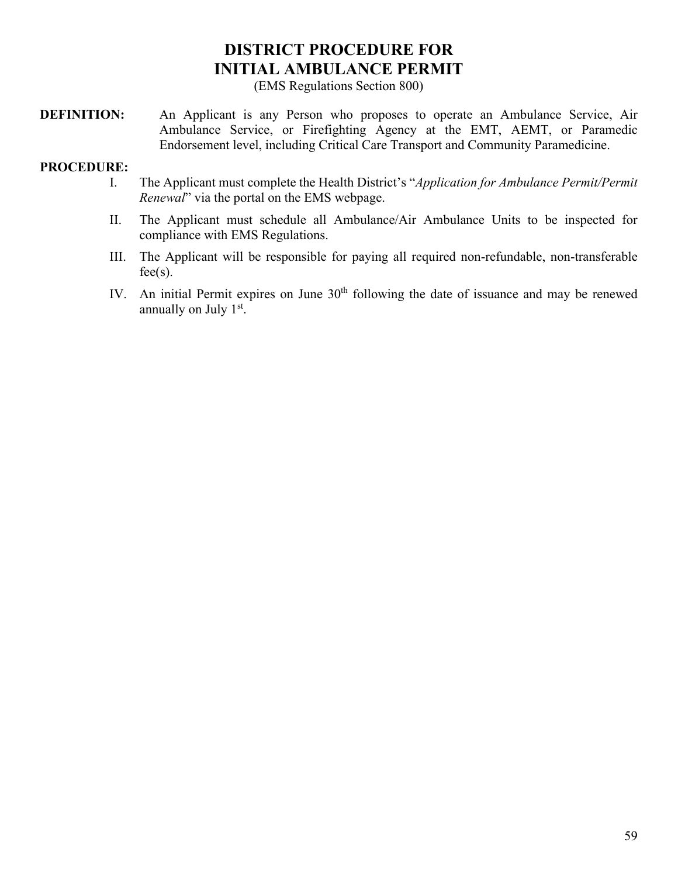# DISTRICT PROCEDURE FOR INITIAL AMBULANCE PERMIT

(EMS Regulations Section 800)

**DEFINITION:** An Applicant is any Person who proposes to operate an Ambulance Service, Air Ambulance Service, or Firefighting Agency at the EMT, AEMT, or Paramedic Endorsement level, including Critical Care Transport and Community Paramedicine.

**PROCEDURE:**

I. The Applicant must complete the Health District's "*Application for Ambulance Permit/Permit Renewal*" via the portal on the EMS webpage.

II. The Applicant must schedule all Ambulance/Air Ambulance Units to be inspected for compliance with EMS Regulations.

III. The Applicant will be responsible for paying all required non-refundable, non-transferable fee(s).

IV. An initial Permit expires on June 30th following the date of issuance and may be renewed annually on July 1st.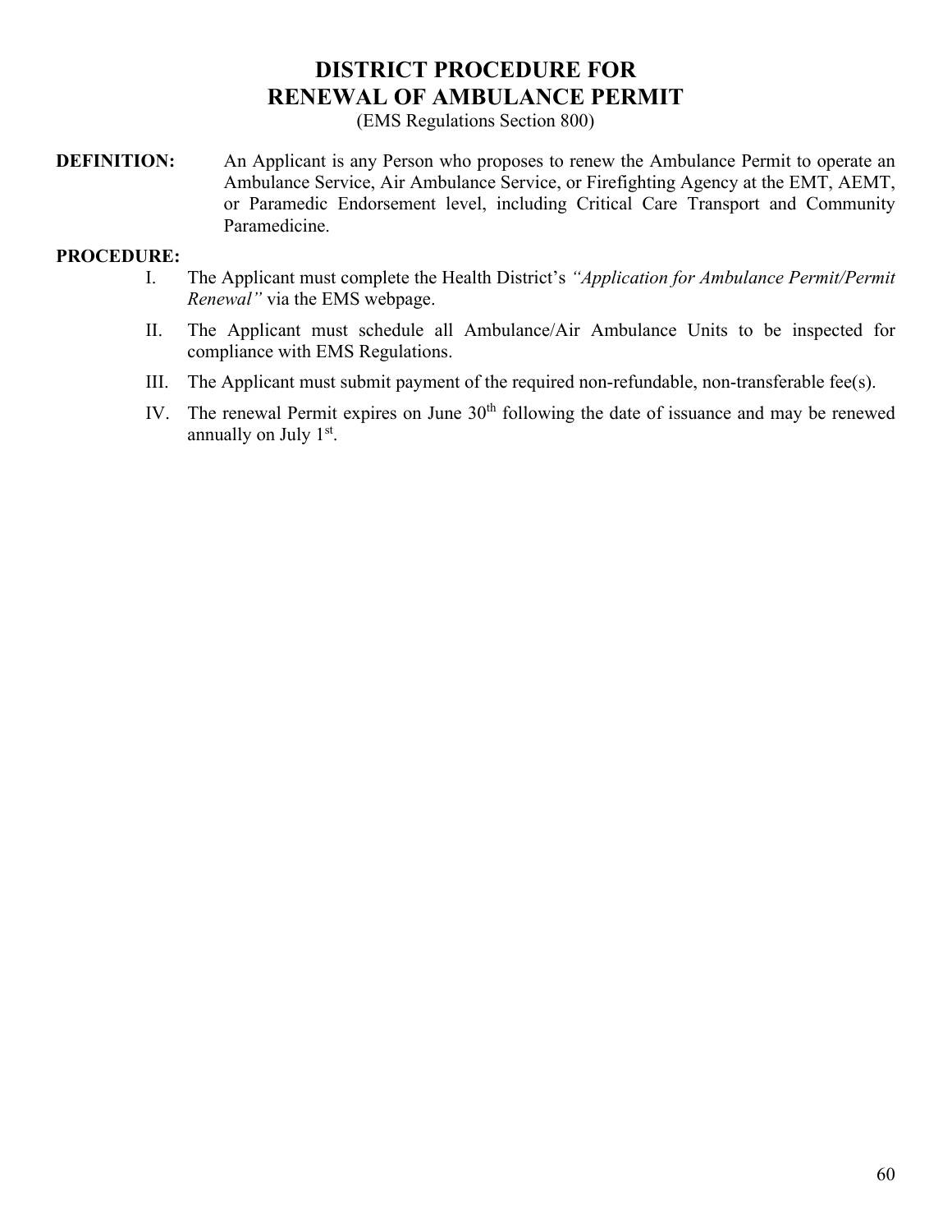# DISTRICT PROCEDURE FOR RENEWAL OF AMBULANCE PERMIT

(EMS Regulations Section 800)

**DEFINITION:** An Applicant is any Person who proposes to renew the Ambulance Permit to operate an Ambulance Service, Air Ambulance Service, or Firefighting Agency at the EMT, AEMT, or Paramedic Endorsement level, including Critical Care Transport and Community Paramedicine.

**PROCEDURE:**

I. The Applicant must complete the Health District's *"Application for Ambulance Permit/Permit Renewal"* via the EMS webpage.

II. The Applicant must schedule all Ambulance/Air Ambulance Units to be inspected for compliance with EMS Regulations.

III. The Applicant must submit payment of the required non-refundable, non-transferable fee(s).

IV. The renewal Permit expires on June 30th following the date of issuance and may be renewed annually on July 1st.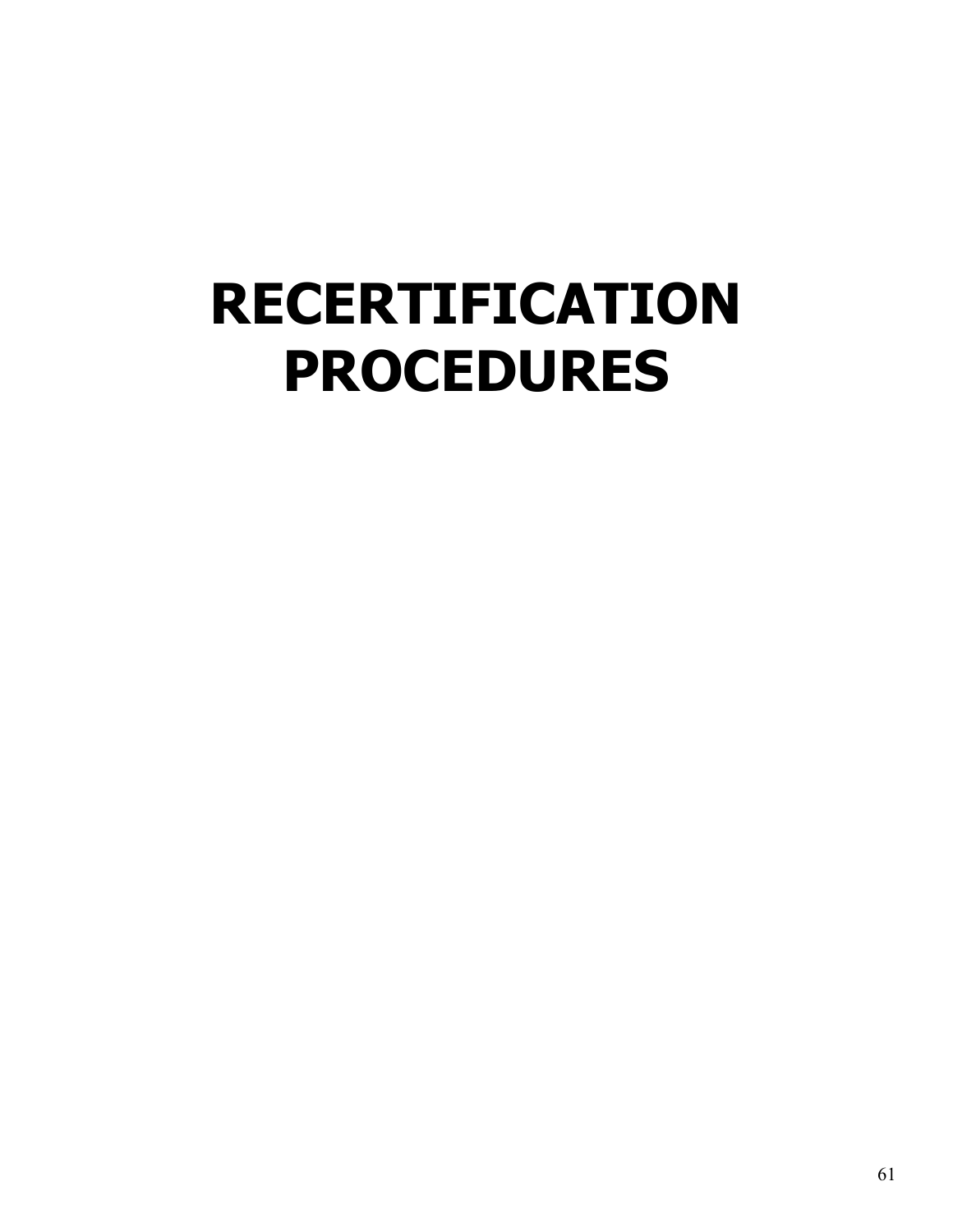# RECERTIFICATION PROCEDURES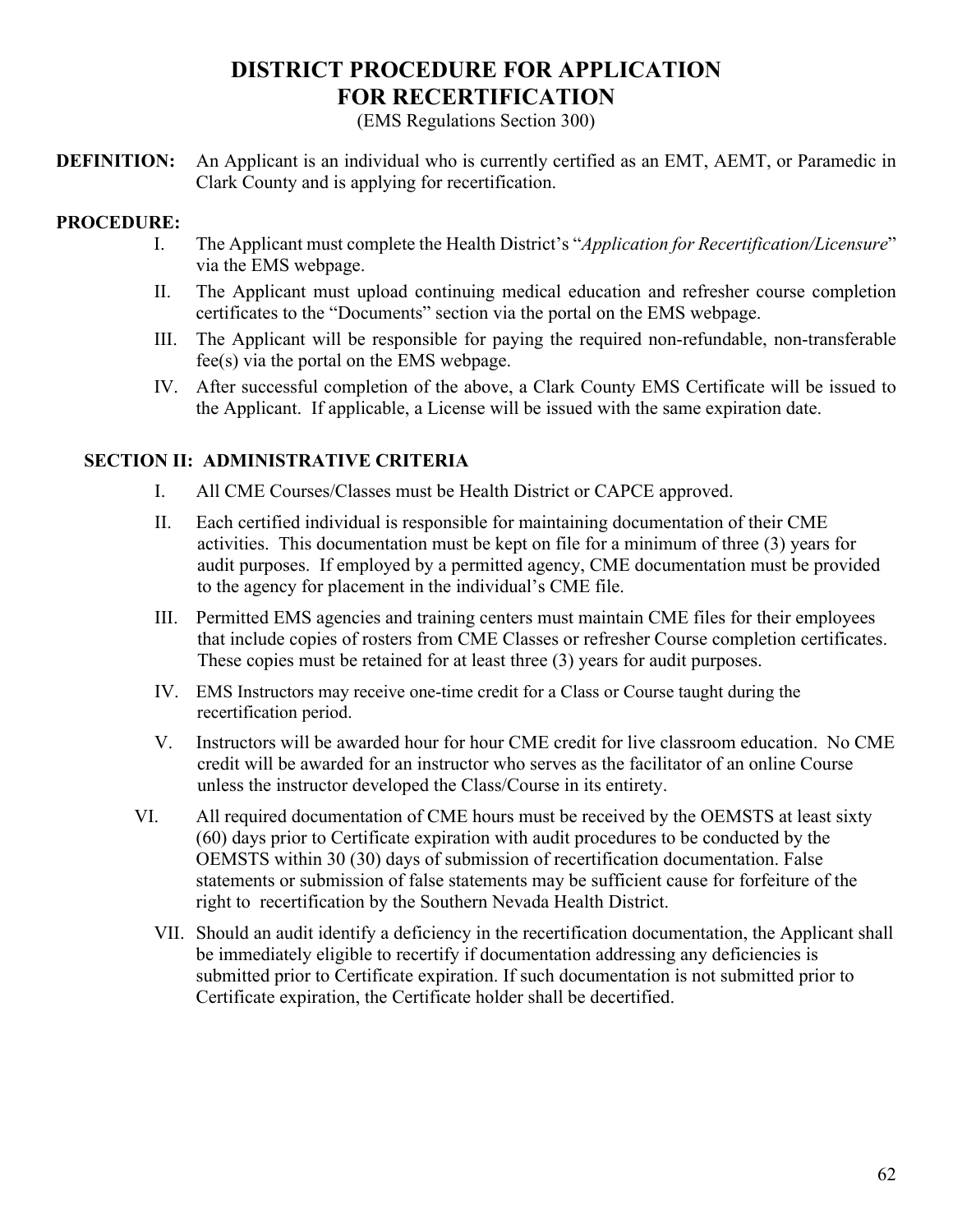# DISTRICT PROCEDURE FOR APPLICATION FOR RECERTIFICATION

(EMS Regulations Section 300)

**DEFINITION:** An Applicant is an individual who is currently certified as an EMT, AEMT, or Paramedic in Clark County and is applying for recertification.

**PROCEDURE:**

I. The Applicant must complete the Health District's "*Application for Recertification/Licensure*" via the EMS webpage.

II. The Applicant must upload continuing medical education and refresher course completion certificates to the "Documents" section via the portal on the EMS webpage.

III. The Applicant will be responsible for paying the required non-refundable, non-transferable fee(s) via the portal on the EMS webpage.

IV. After successful completion of the above, a Clark County EMS Certificate will be issued to the Applicant. If applicable, a License will be issued with the same expiration date.

## SECTION II: ADMINISTRATIVE CRITERIA

I. All CME Courses/Classes must be Health District or CAPCE approved.

II. Each certified individual is responsible for maintaining documentation of their CME activities. This documentation must be kept on file for a minimum of three (3) years for audit purposes. If employed by a permitted agency, CME documentation must be provided to the agency for placement in the individual's CME file.

III. Permitted EMS agencies and training centers must maintain CME files for their employees that include copies of rosters from CME Classes or refresher Course completion certificates. These copies must be retained for at least three (3) years for audit purposes.

IV. EMS Instructors may receive one-time credit for a Class or Course taught during the recertification period.

V. Instructors will be awarded hour for hour CME credit for live classroom education. No CME credit will be awarded for an instructor who serves as the facilitator of an online Course unless the instructor developed the Class/Course in its entirety.

VI. All required documentation of CME hours must be received by the OEMSTS at least sixty (60) days prior to Certificate expiration with audit procedures to be conducted by the OEMSTS within 30 (30) days of submission of recertification documentation. False statements or submission of false statements may be sufficient cause for forfeiture of the right to recertification by the Southern Nevada Health District.

VII. Should an audit identify a deficiency in the recertification documentation, the Applicant shall be immediately eligible to recertify if documentation addressing any deficiencies is submitted prior to Certificate expiration. If such documentation is not submitted prior to Certificate expiration, the Certificate holder shall be decertified.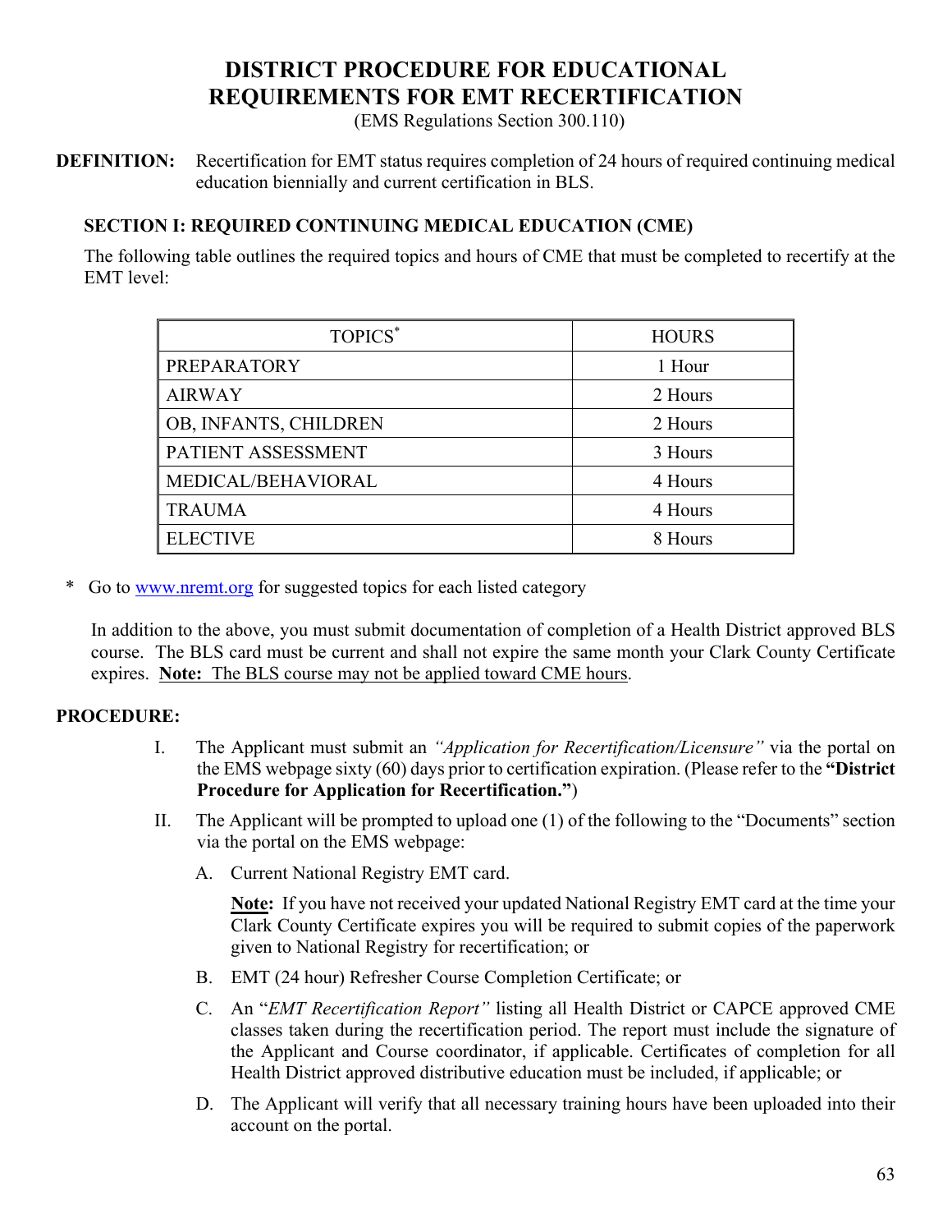# DISTRICT PROCEDURE FOR EDUCATIONAL REQUIREMENTS FOR EMT RECERTIFICATION

(EMS Regulations Section 300.110)

**DEFINITION:** Recertification for EMT status requires completion of 24 hours of required continuing medical education biennially and current certification in BLS.

## SECTION I: REQUIRED CONTINUING MEDICAL EDUCATION (CME)

The following table outlines the required topics and hours of CME that must be completed to recertify at the EMT level:

| TOPICS* | HOURS |
|---|---|
| PREPARATORY | 1 Hour |
| AIRWAY | 2 Hours |
| OB, INFANTS, CHILDREN | 2 Hours |
| PATIENT ASSESSMENT | 3 Hours |
| MEDICAL/BEHAVIORAL | 4 Hours |
| TRAUMA | 4 Hours |
| ELECTIVE | 8 Hours |

\* Go to www.nremt.org for suggested topics for each listed category

In addition to the above, you must submit documentation of completion of a Health District approved BLS course. The BLS card must be current and shall not expire the same month your Clark County Certificate expires. **Note:** <u>The BLS course may not be applied toward CME hours</u>.

**PROCEDURE:**

I. The Applicant must submit an *"Application for Recertification/Licensure"* via the portal on the EMS webpage sixty (60) days prior to certification expiration. (Please refer to the **"District Procedure for Application for Recertification."**)

II. The Applicant will be prompted to upload one (1) of the following to the "Documents" section via the portal on the EMS webpage:

   A. Current National Registry EMT card.

      **<u>Note:</u>** If you have not received your updated National Registry EMT card at the time your Clark County Certificate expires you will be required to submit copies of the paperwork given to National Registry for recertification; or

   B. EMT (24 hour) Refresher Course Completion Certificate; or

   C. An "*EMT Recertification Report"* listing all Health District or CAPCE approved CME classes taken during the recertification period. The report must include the signature of the Applicant and Course coordinator, if applicable. Certificates of completion for all Health District approved distributive education must be included, if applicable; or

   D. The Applicant will verify that all necessary training hours have been uploaded into their account on the portal.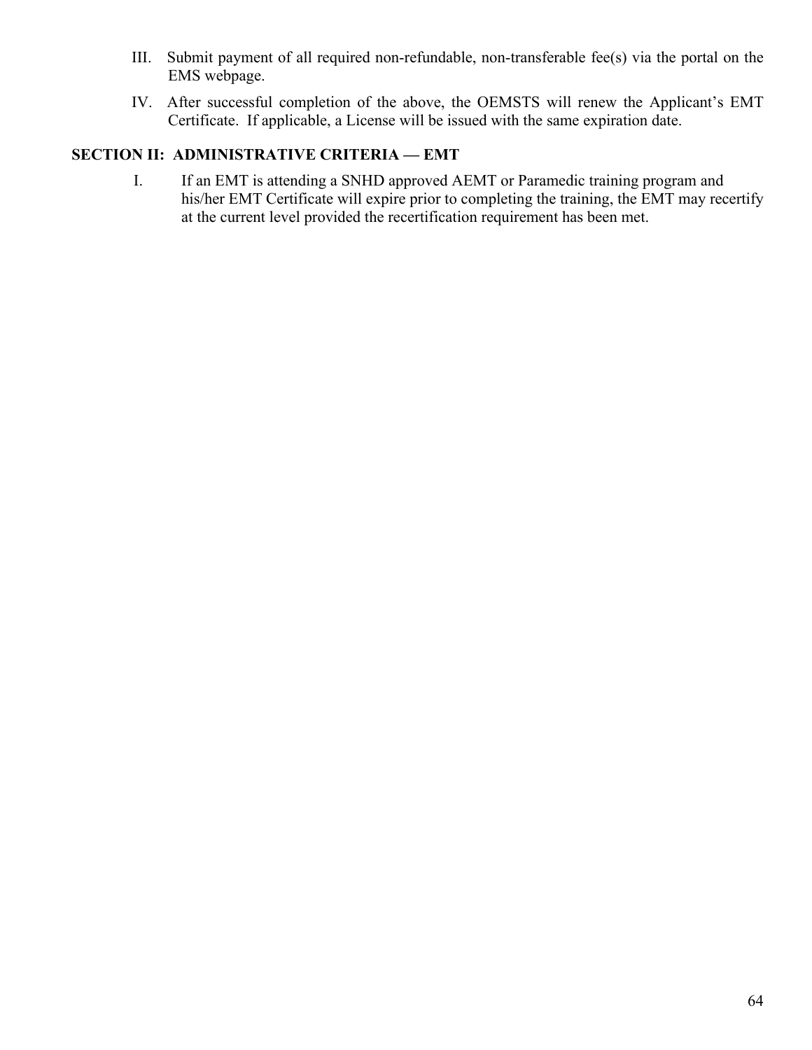III. Submit payment of all required non-refundable, non-transferable fee(s) via the portal on the EMS webpage.

IV. After successful completion of the above, the OEMSTS will renew the Applicant's EMT Certificate. If applicable, a License will be issued with the same expiration date.

**SECTION II: ADMINISTRATIVE CRITERIA — EMT**

I. If an EMT is attending a SNHD approved AEMT or Paramedic training program and his/her EMT Certificate will expire prior to completing the training, the EMT may recertify at the current level provided the recertification requirement has been met.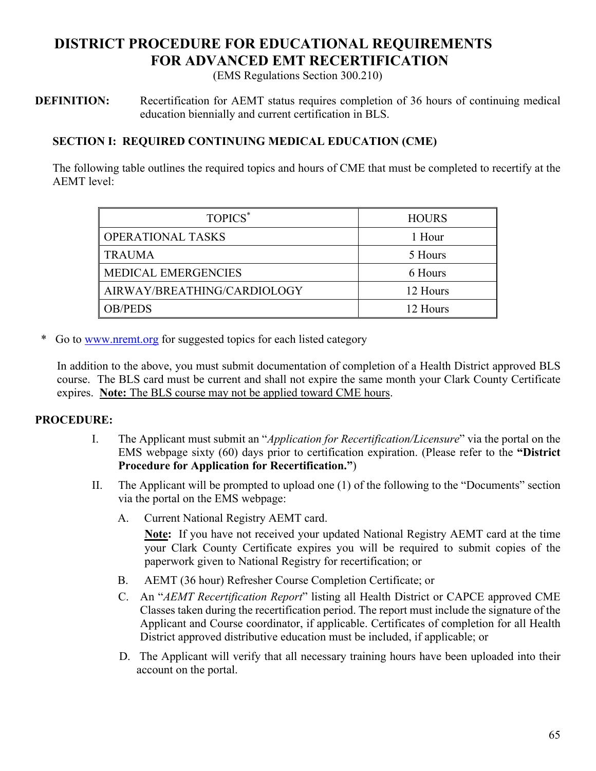# DISTRICT PROCEDURE FOR EDUCATIONAL REQUIREMENTS FOR ADVANCED EMT RECERTIFICATION

(EMS Regulations Section 300.210)

**DEFINITION:** Recertification for AEMT status requires completion of 36 hours of continuing medical education biennially and current certification in BLS.

## SECTION I: REQUIRED CONTINUING MEDICAL EDUCATION (CME)

The following table outlines the required topics and hours of CME that must be completed to recertify at the AEMT level:

| TOPICS* | HOURS |
|---|---|
| OPERATIONAL TASKS | 1 Hour |
| TRAUMA | 5 Hours |
| MEDICAL EMERGENCIES | 6 Hours |
| AIRWAY/BREATHING/CARDIOLOGY | 12 Hours |
| OB/PEDS | 12 Hours |

\* Go to www.nremt.org for suggested topics for each listed category

In addition to the above, you must submit documentation of completion of a Health District approved BLS course. The BLS card must be current and shall not expire the same month your Clark County Certificate expires. **Note:** The BLS course may not be applied toward CME hours.

## PROCEDURE:

I. The Applicant must submit an "*Application for Recertification/Licensure*" via the portal on the EMS webpage sixty (60) days prior to certification expiration. (Please refer to the **"District Procedure for Application for Recertification."**)

II. The Applicant will be prompted to upload one (1) of the following to the "Documents" section via the portal on the EMS webpage:

   A. Current National Registry AEMT card.

      **Note:** If you have not received your updated National Registry AEMT card at the time your Clark County Certificate expires you will be required to submit copies of the paperwork given to National Registry for recertification; or

   B. AEMT (36 hour) Refresher Course Completion Certificate; or

   C. An "*AEMT Recertification Report*" listing all Health District or CAPCE approved CME Classes taken during the recertification period. The report must include the signature of the Applicant and Course coordinator, if applicable. Certificates of completion for all Health District approved distributive education must be included, if applicable; or

   D. The Applicant will verify that all necessary training hours have been uploaded into their account on the portal.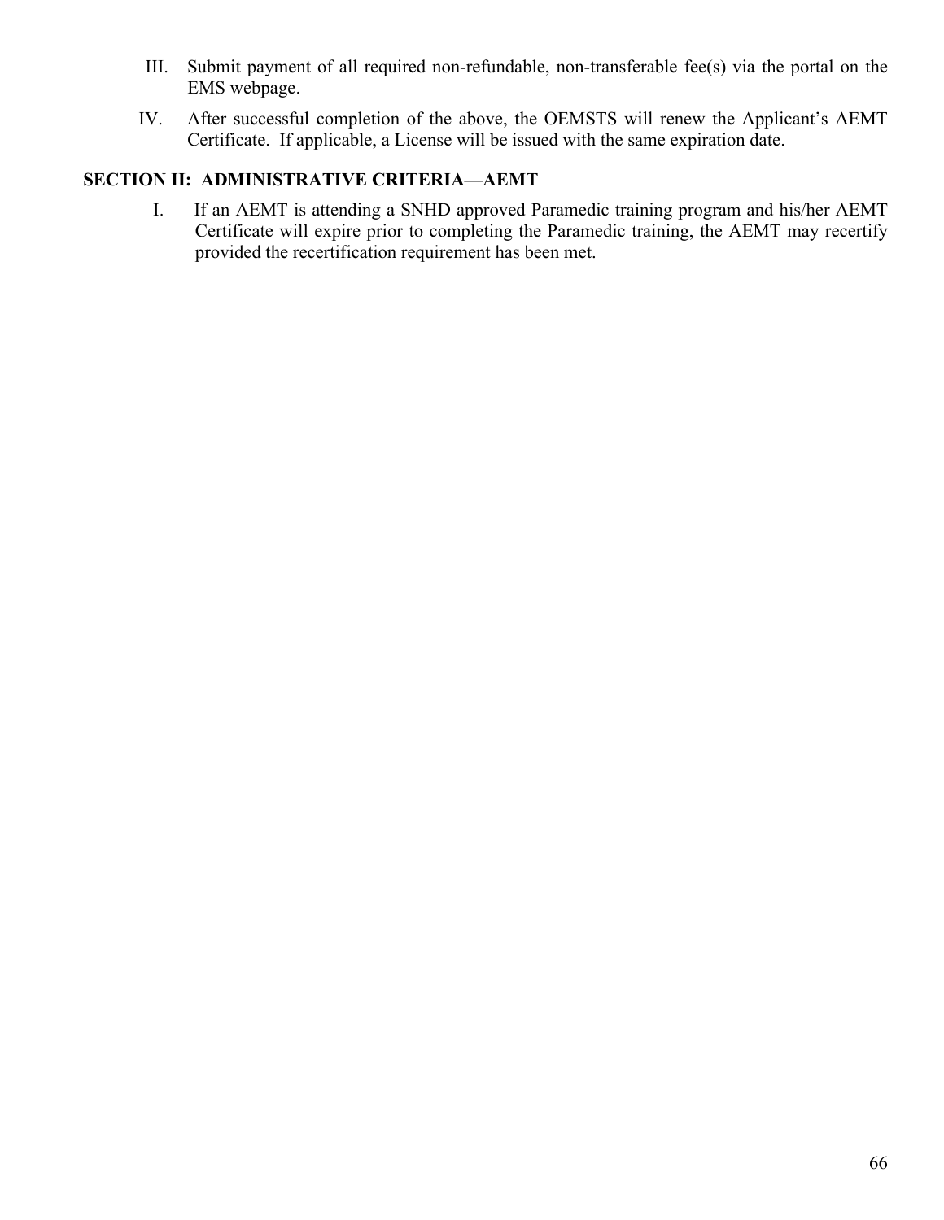III. Submit payment of all required non-refundable, non-transferable fee(s) via the portal on the EMS webpage.

IV. After successful completion of the above, the OEMSTS will renew the Applicant's AEMT Certificate. If applicable, a License will be issued with the same expiration date.

## SECTION II: ADMINISTRATIVE CRITERIA—AEMT

I. If an AEMT is attending a SNHD approved Paramedic training program and his/her AEMT Certificate will expire prior to completing the Paramedic training, the AEMT may recertify provided the recertification requirement has been met.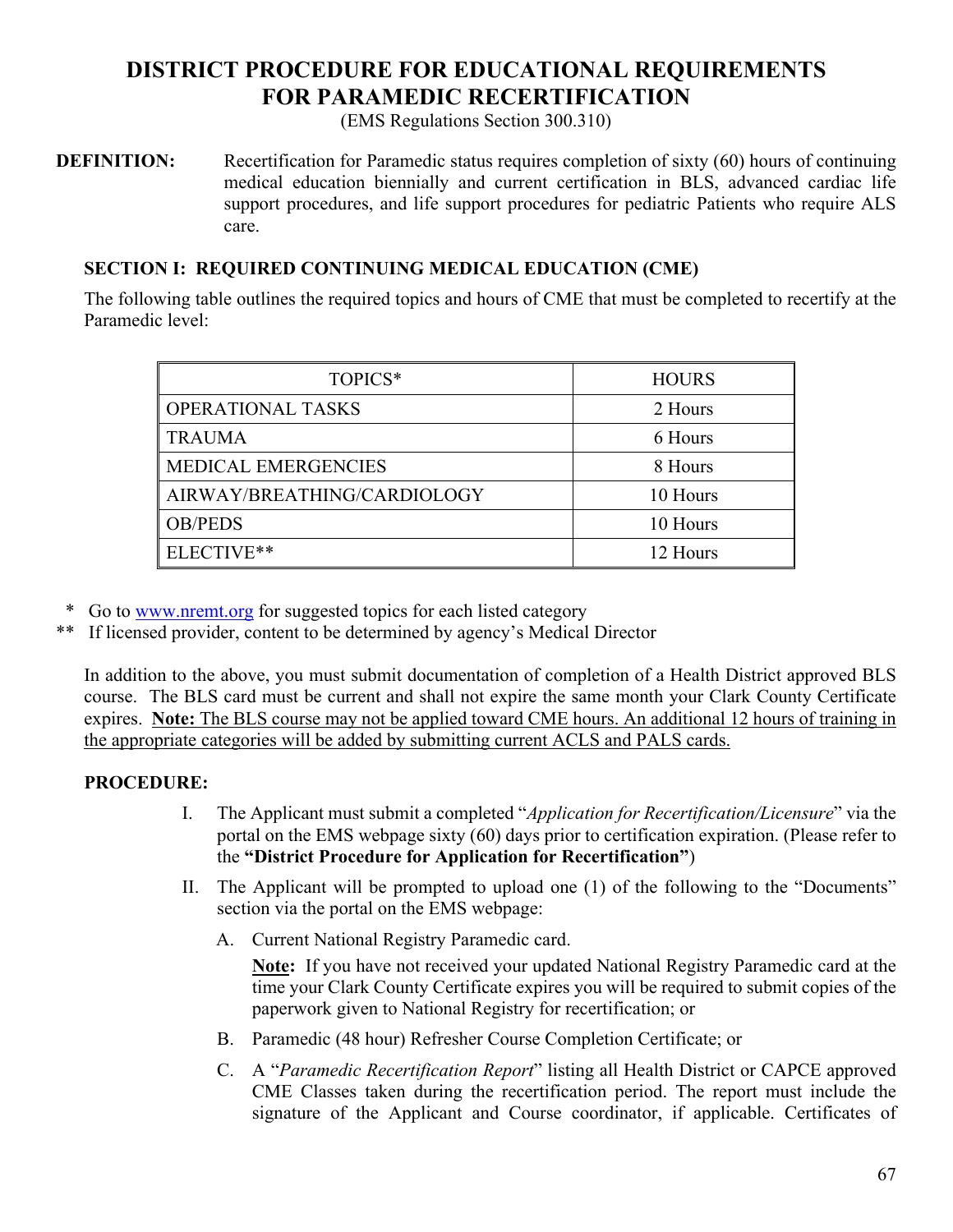# DISTRICT PROCEDURE FOR EDUCATIONAL REQUIREMENTS FOR PARAMEDIC RECERTIFICATION

(EMS Regulations Section 300.310)

**DEFINITION:** Recertification for Paramedic status requires completion of sixty (60) hours of continuing medical education biennially and current certification in BLS, advanced cardiac life support procedures, and life support procedures for pediatric Patients who require ALS care.

## SECTION I: REQUIRED CONTINUING MEDICAL EDUCATION (CME)

The following table outlines the required topics and hours of CME that must be completed to recertify at the Paramedic level:

| TOPICS* | HOURS |
|---|---|
| OPERATIONAL TASKS | 2 Hours |
| TRAUMA | 6 Hours |
| MEDICAL EMERGENCIES | 8 Hours |
| AIRWAY/BREATHING/CARDIOLOGY | 10 Hours |
| OB/PEDS | 10 Hours |
| ELECTIVE** | 12 Hours |

\* Go to www.nremt.org for suggested topics for each listed category

\** If licensed provider, content to be determined by agency's Medical Director

In addition to the above, you must submit documentation of completion of a Health District approved BLS course. The BLS card must be current and shall not expire the same month your Clark County Certificate expires. **Note:** The BLS course may not be applied toward CME hours. An additional 12 hours of training in the appropriate categories will be added by submitting current ACLS and PALS cards.

**PROCEDURE:**

I. The Applicant must submit a completed "*Application for Recertification/Licensure*" via the portal on the EMS webpage sixty (60) days prior to certification expiration. (Please refer to the **"District Procedure for Application for Recertification"**)

II. The Applicant will be prompted to upload one (1) of the following to the "Documents" section via the portal on the EMS webpage:

   A. Current National Registry Paramedic card.

      **Note:** If you have not received your updated National Registry Paramedic card at the time your Clark County Certificate expires you will be required to submit copies of the paperwork given to National Registry for recertification; or

   B. Paramedic (48 hour) Refresher Course Completion Certificate; or

   C. A "*Paramedic Recertification Report*" listing all Health District or CAPCE approved CME Classes taken during the recertification period. The report must include the signature of the Applicant and Course coordinator, if applicable. Certificates of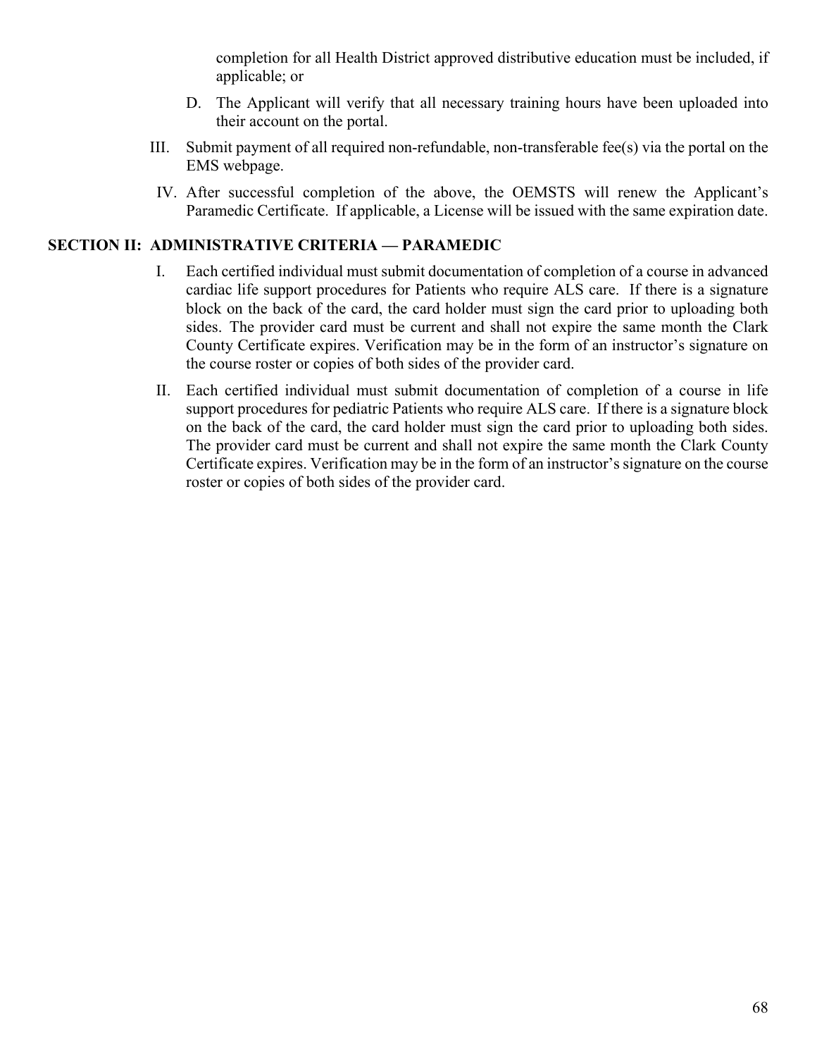completion for all Health District approved distributive education must be included, if applicable; or

D. The Applicant will verify that all necessary training hours have been uploaded into their account on the portal.

III. Submit payment of all required non-refundable, non-transferable fee(s) via the portal on the EMS webpage.

IV. After successful completion of the above, the OEMSTS will renew the Applicant's Paramedic Certificate. If applicable, a License will be issued with the same expiration date.

## SECTION II: ADMINISTRATIVE CRITERIA — PARAMEDIC

I. Each certified individual must submit documentation of completion of a course in advanced cardiac life support procedures for Patients who require ALS care. If there is a signature block on the back of the card, the card holder must sign the card prior to uploading both sides. The provider card must be current and shall not expire the same month the Clark County Certificate expires. Verification may be in the form of an instructor's signature on the course roster or copies of both sides of the provider card.

II. Each certified individual must submit documentation of completion of a course in life support procedures for pediatric Patients who require ALS care. If there is a signature block on the back of the card, the card holder must sign the card prior to uploading both sides. The provider card must be current and shall not expire the same month the Clark County Certificate expires. Verification may be in the form of an instructor's signature on the course roster or copies of both sides of the provider card.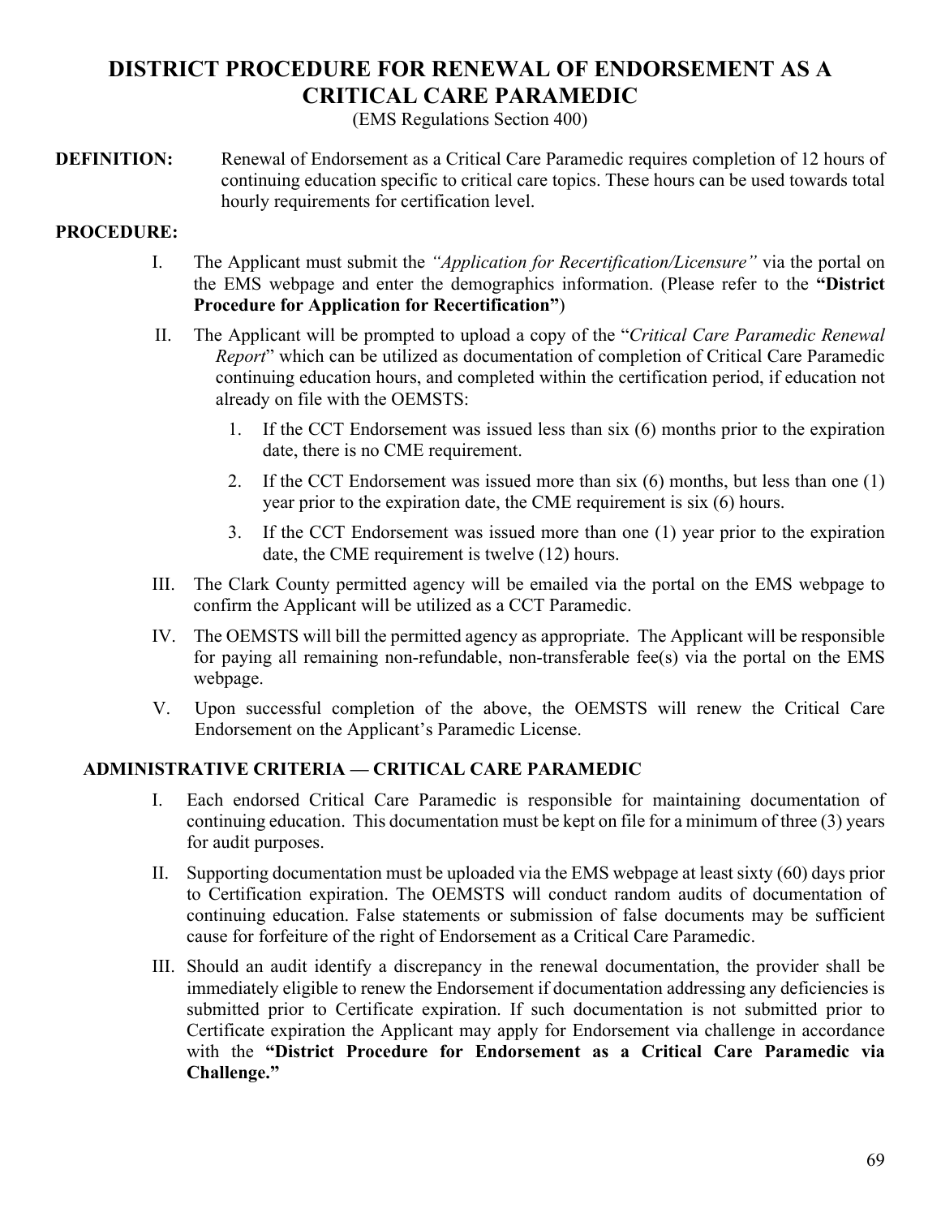# DISTRICT PROCEDURE FOR RENEWAL OF ENDORSEMENT AS A CRITICAL CARE PARAMEDIC

(EMS Regulations Section 400)

**DEFINITION:** Renewal of Endorsement as a Critical Care Paramedic requires completion of 12 hours of continuing education specific to critical care topics. These hours can be used towards total hourly requirements for certification level.

**PROCEDURE:**

I. The Applicant must submit the *"Application for Recertification/Licensure"* via the portal on the EMS webpage and enter the demographics information. (Please refer to the **"District Procedure for Application for Recertification"**)

II. The Applicant will be prompted to upload a copy of the "*Critical Care Paramedic Renewal Report*" which can be utilized as documentation of completion of Critical Care Paramedic continuing education hours, and completed within the certification period, if education not already on file with the OEMSTS:

   1. If the CCT Endorsement was issued less than six (6) months prior to the expiration date, there is no CME requirement.
   2. If the CCT Endorsement was issued more than six (6) months, but less than one (1) year prior to the expiration date, the CME requirement is six (6) hours.
   3. If the CCT Endorsement was issued more than one (1) year prior to the expiration date, the CME requirement is twelve (12) hours.

III. The Clark County permitted agency will be emailed via the portal on the EMS webpage to confirm the Applicant will be utilized as a CCT Paramedic.

IV. The OEMSTS will bill the permitted agency as appropriate. The Applicant will be responsible for paying all remaining non-refundable, non-transferable fee(s) via the portal on the EMS webpage.

V. Upon successful completion of the above, the OEMSTS will renew the Critical Care Endorsement on the Applicant's Paramedic License.

## ADMINISTRATIVE CRITERIA — CRITICAL CARE PARAMEDIC

I. Each endorsed Critical Care Paramedic is responsible for maintaining documentation of continuing education. This documentation must be kept on file for a minimum of three (3) years for audit purposes.

II. Supporting documentation must be uploaded via the EMS webpage at least sixty (60) days prior to Certification expiration. The OEMSTS will conduct random audits of documentation of continuing education. False statements or submission of false documents may be sufficient cause for forfeiture of the right of Endorsement as a Critical Care Paramedic.

III. Should an audit identify a discrepancy in the renewal documentation, the provider shall be immediately eligible to renew the Endorsement if documentation addressing any deficiencies is submitted prior to Certificate expiration. If such documentation is not submitted prior to Certificate expiration the Applicant may apply for Endorsement via challenge in accordance with the **"District Procedure for Endorsement as a Critical Care Paramedic via Challenge."**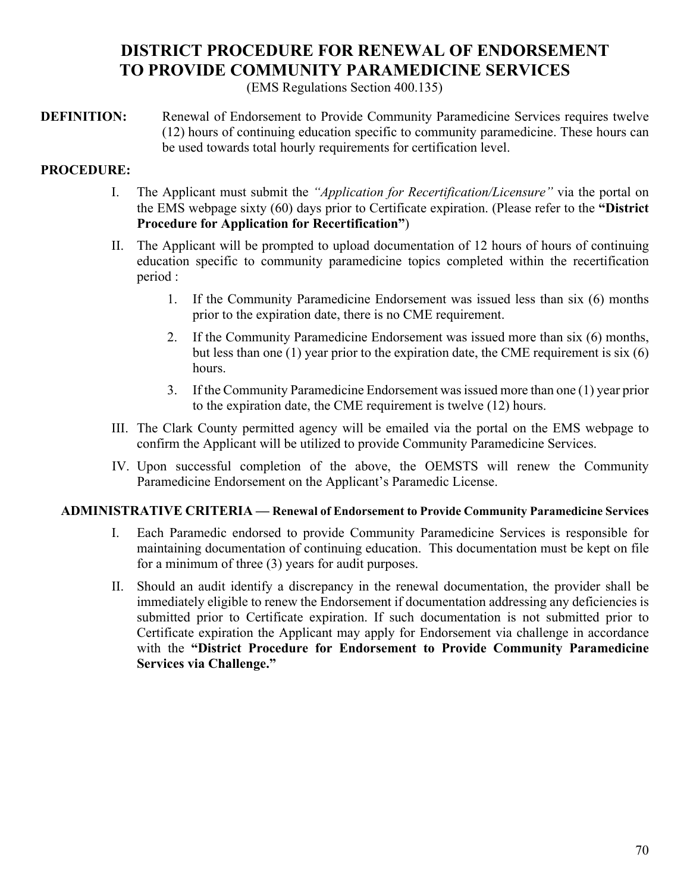# DISTRICT PROCEDURE FOR RENEWAL OF ENDORSEMENT TO PROVIDE COMMUNITY PARAMEDICINE SERVICES

(EMS Regulations Section 400.135)

**DEFINITION:** Renewal of Endorsement to Provide Community Paramedicine Services requires twelve (12) hours of continuing education specific to community paramedicine. These hours can be used towards total hourly requirements for certification level.

**PROCEDURE:**

I. The Applicant must submit the *"Application for Recertification/Licensure"* via the portal on the EMS webpage sixty (60) days prior to Certificate expiration. (Please refer to the **"District Procedure for Application for Recertification"**)

II. The Applicant will be prompted to upload documentation of 12 hours of hours of continuing education specific to community paramedicine topics completed within the recertification period :

   1. If the Community Paramedicine Endorsement was issued less than six (6) months prior to the expiration date, there is no CME requirement.
   2. If the Community Paramedicine Endorsement was issued more than six (6) months, but less than one (1) year prior to the expiration date, the CME requirement is six (6) hours.
   3. If the Community Paramedicine Endorsement was issued more than one (1) year prior to the expiration date, the CME requirement is twelve (12) hours.

III. The Clark County permitted agency will be emailed via the portal on the EMS webpage to confirm the Applicant will be utilized to provide Community Paramedicine Services.

IV. Upon successful completion of the above, the OEMSTS will renew the Community Paramedicine Endorsement on the Applicant's Paramedic License.

**ADMINISTRATIVE CRITERIA — Renewal of Endorsement to Provide Community Paramedicine Services**

I. Each Paramedic endorsed to provide Community Paramedicine Services is responsible for maintaining documentation of continuing education. This documentation must be kept on file for a minimum of three (3) years for audit purposes.

II. Should an audit identify a discrepancy in the renewal documentation, the provider shall be immediately eligible to renew the Endorsement if documentation addressing any deficiencies is submitted prior to Certificate expiration. If such documentation is not submitted prior to Certificate expiration the Applicant may apply for Endorsement via challenge in accordance with the **"District Procedure for Endorsement to Provide Community Paramedicine Services via Challenge."**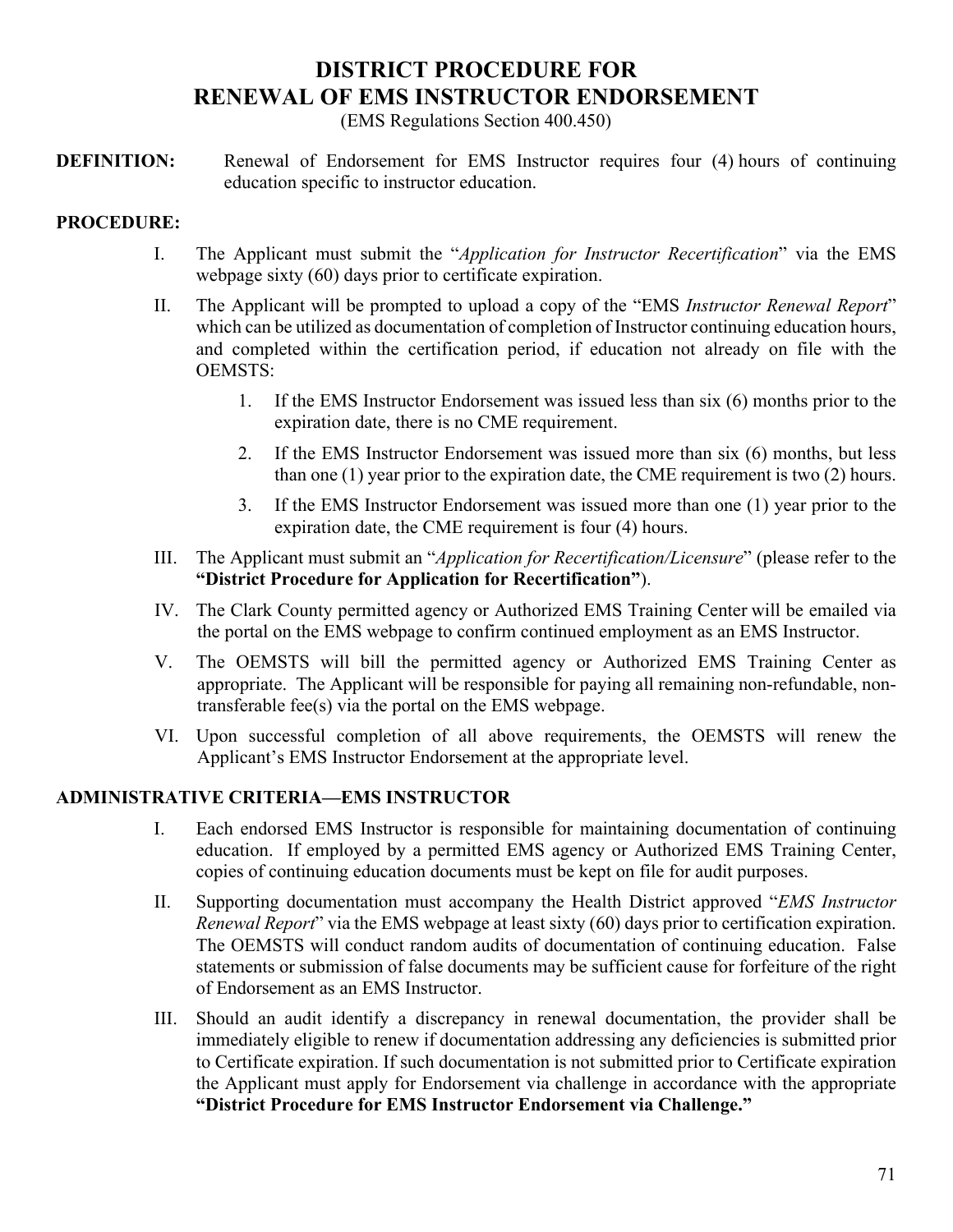# DISTRICT PROCEDURE FOR RENEWAL OF EMS INSTRUCTOR ENDORSEMENT

(EMS Regulations Section 400.450)

**DEFINITION:** Renewal of Endorsement for EMS Instructor requires four (4) hours of continuing education specific to instructor education.

**PROCEDURE:**

I. The Applicant must submit the "*Application for Instructor Recertification*" via the EMS webpage sixty (60) days prior to certificate expiration.

II. The Applicant will be prompted to upload a copy of the "EMS *Instructor Renewal Report*" which can be utilized as documentation of completion of Instructor continuing education hours, and completed within the certification period, if education not already on file with the OEMSTS:

   1. If the EMS Instructor Endorsement was issued less than six (6) months prior to the expiration date, there is no CME requirement.
   2. If the EMS Instructor Endorsement was issued more than six (6) months, but less than one (1) year prior to the expiration date, the CME requirement is two (2) hours.
   3. If the EMS Instructor Endorsement was issued more than one (1) year prior to the expiration date, the CME requirement is four (4) hours.

III. The Applicant must submit an "*Application for Recertification/Licensure*" (please refer to the **"District Procedure for Application for Recertification"**).

IV. The Clark County permitted agency or Authorized EMS Training Center will be emailed via the portal on the EMS webpage to confirm continued employment as an EMS Instructor.

V. The OEMSTS will bill the permitted agency or Authorized EMS Training Center as appropriate. The Applicant will be responsible for paying all remaining non-refundable, non-transferable fee(s) via the portal on the EMS webpage.

VI. Upon successful completion of all above requirements, the OEMSTS will renew the Applicant's EMS Instructor Endorsement at the appropriate level.

**ADMINISTRATIVE CRITERIA—EMS INSTRUCTOR**

I. Each endorsed EMS Instructor is responsible for maintaining documentation of continuing education. If employed by a permitted EMS agency or Authorized EMS Training Center, copies of continuing education documents must be kept on file for audit purposes.

II. Supporting documentation must accompany the Health District approved "*EMS Instructor Renewal Report*" via the EMS webpage at least sixty (60) days prior to certification expiration. The OEMSTS will conduct random audits of documentation of continuing education. False statements or submission of false documents may be sufficient cause for forfeiture of the right of Endorsement as an EMS Instructor.

III. Should an audit identify a discrepancy in renewal documentation, the provider shall be immediately eligible to renew if documentation addressing any deficiencies is submitted prior to Certificate expiration. If such documentation is not submitted prior to Certificate expiration the Applicant must apply for Endorsement via challenge in accordance with the appropriate **"District Procedure for EMS Instructor Endorsement via Challenge."**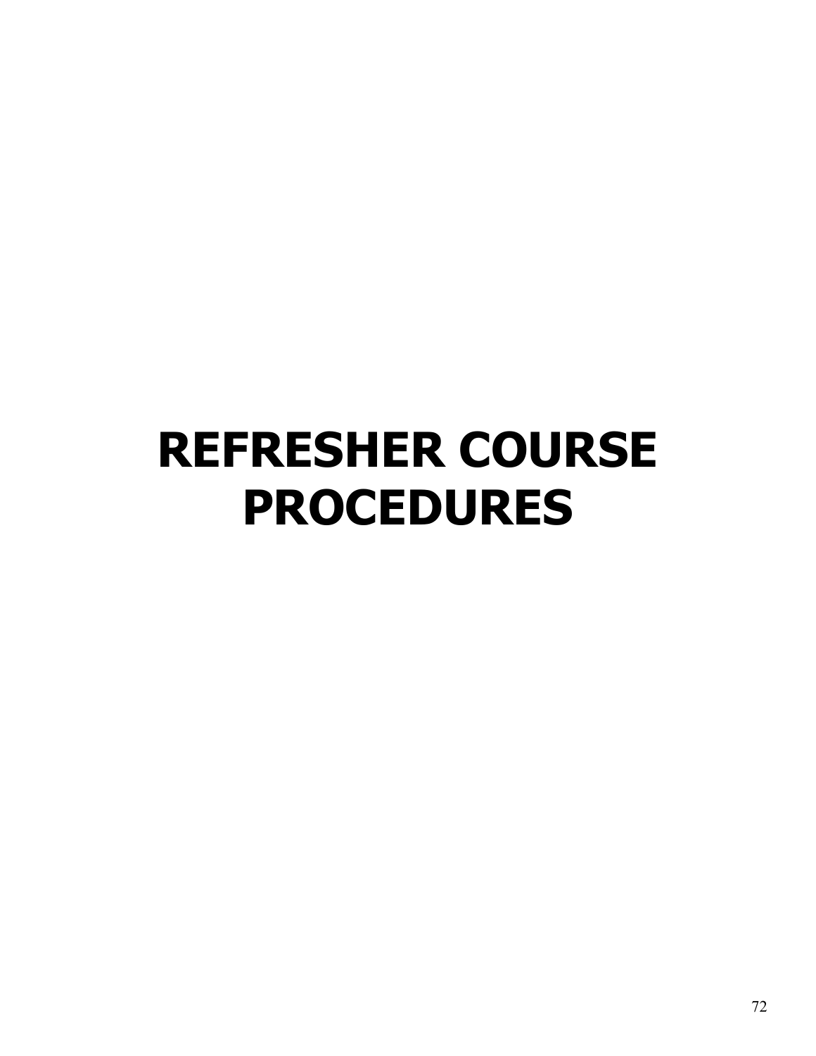# REFRESHER COURSE PROCEDURES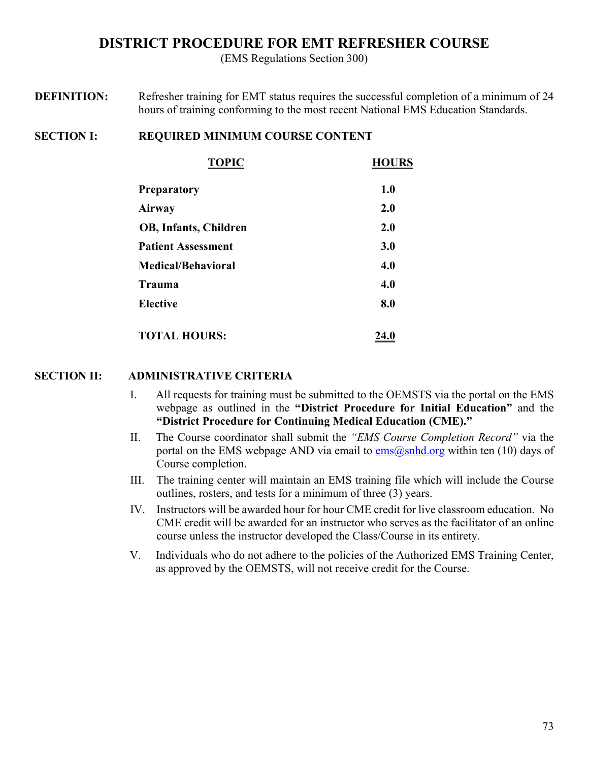# DISTRICT PROCEDURE FOR EMT REFRESHER COURSE

(EMS Regulations Section 300)

**DEFINITION:** Refresher training for EMT status requires the successful completion of a minimum of 24 hours of training conforming to the most recent National EMS Education Standards.

## SECTION I: REQUIRED MINIMUM COURSE CONTENT

| TOPIC | HOURS |
|---|---|
| **Preparatory** | **1.0** |
| **Airway** | **2.0** |
| **OB, Infants, Children** | **2.0** |
| **Patient Assessment** | **3.0** |
| **Medical/Behavioral** | **4.0** |
| **Trauma** | **4.0** |
| **Elective** | **8.0** |
| **TOTAL HOURS:** | **24.0** |

## SECTION II: ADMINISTRATIVE CRITERIA

I. All requests for training must be submitted to the OEMSTS via the portal on the EMS webpage as outlined in the **"District Procedure for Initial Education"** and the **"District Procedure for Continuing Medical Education (CME)."**

II. The Course coordinator shall submit the *"EMS Course Completion Record"* via the portal on the EMS webpage AND via email to ems@snhd.org within ten (10) days of Course completion.

III. The training center will maintain an EMS training file which will include the Course outlines, rosters, and tests for a minimum of three (3) years.

IV. Instructors will be awarded hour for hour CME credit for live classroom education. No CME credit will be awarded for an instructor who serves as the facilitator of an online course unless the instructor developed the Class/Course in its entirety.

V. Individuals who do not adhere to the policies of the Authorized EMS Training Center, as approved by the OEMSTS, will not receive credit for the Course.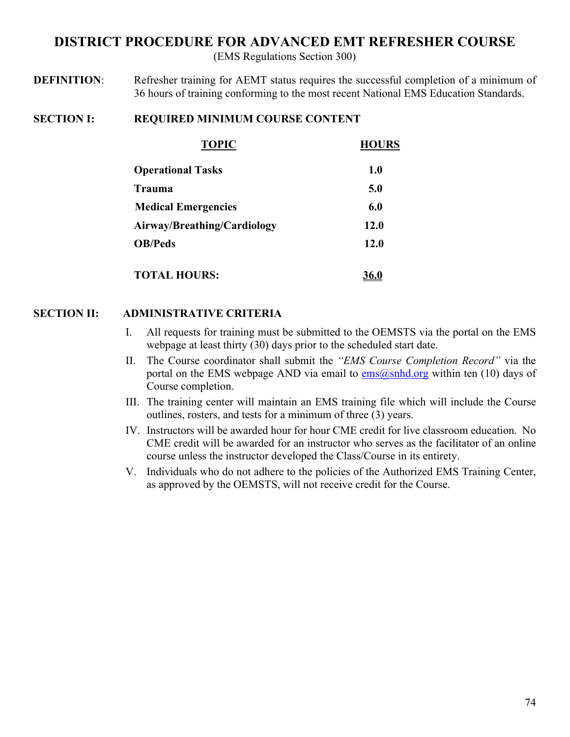# DISTRICT PROCEDURE FOR ADVANCED EMT REFRESHER COURSE

(EMS Regulations Section 300)

**DEFINITION**: Refresher training for AEMT status requires the successful completion of a minimum of 36 hours of training conforming to the most recent National EMS Education Standards.

## SECTION I: REQUIRED MINIMUM COURSE CONTENT

| TOPIC | HOURS |
| --- | --- |
| **Operational Tasks** | **1.0** |
| **Trauma** | **5.0** |
| **Medical Emergencies** | **6.0** |
| **Airway/Breathing/Cardiology** | **12.0** |
| **OB/Peds** | **12.0** |
| **TOTAL HOURS:** | **36.0** |

## SECTION II: ADMINISTRATIVE CRITERIA

I. All requests for training must be submitted to the OEMSTS via the portal on the EMS webpage at least thirty (30) days prior to the scheduled start date.

II. The Course coordinator shall submit the *"EMS Course Completion Record"* via the portal on the EMS webpage AND via email to ems@snhd.org within ten (10) days of Course completion.

III. The training center will maintain an EMS training file which will include the Course outlines, rosters, and tests for a minimum of three (3) years.

IV. Instructors will be awarded hour for hour CME credit for live classroom education. No CME credit will be awarded for an instructor who serves as the facilitator of an online course unless the instructor developed the Class/Course in its entirety.

V. Individuals who do not adhere to the policies of the Authorized EMS Training Center, as approved by the OEMSTS, will not receive credit for the Course.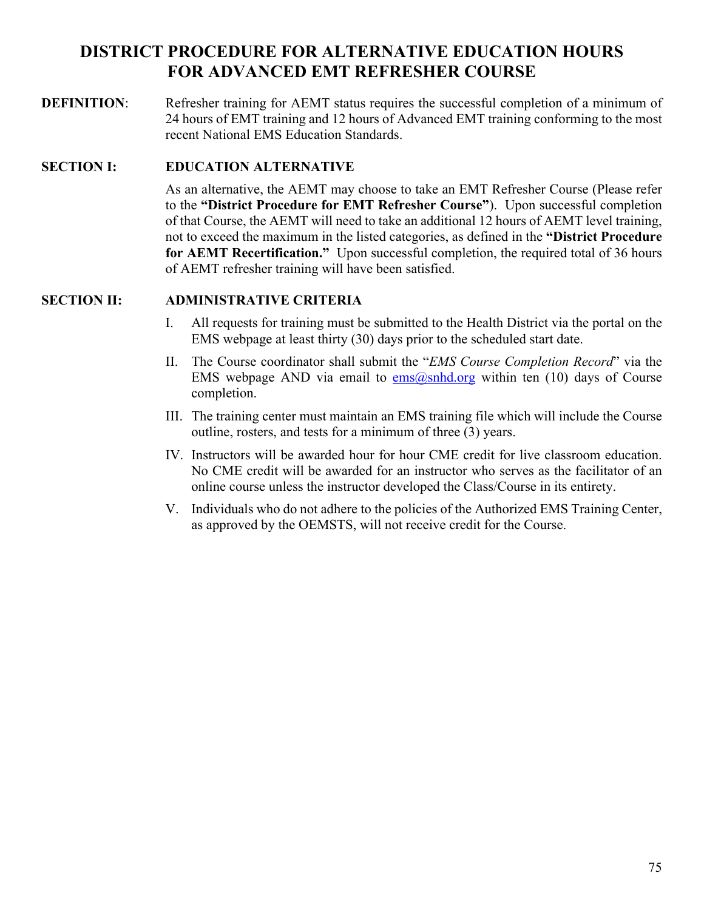# DISTRICT PROCEDURE FOR ALTERNATIVE EDUCATION HOURS FOR ADVANCED EMT REFRESHER COURSE

**DEFINITION**: Refresher training for AEMT status requires the successful completion of a minimum of 24 hours of EMT training and 12 hours of Advanced EMT training conforming to the most recent National EMS Education Standards.

## SECTION I: EDUCATION ALTERNATIVE

As an alternative, the AEMT may choose to take an EMT Refresher Course (Please refer to the **"District Procedure for EMT Refresher Course"**). Upon successful completion of that Course, the AEMT will need to take an additional 12 hours of AEMT level training, not to exceed the maximum in the listed categories, as defined in the **"District Procedure for AEMT Recertification."** Upon successful completion, the required total of 36 hours of AEMT refresher training will have been satisfied.

## SECTION II: ADMINISTRATIVE CRITERIA

I. All requests for training must be submitted to the Health District via the portal on the EMS webpage at least thirty (30) days prior to the scheduled start date.

II. The Course coordinator shall submit the "*EMS Course Completion Record*" via the EMS webpage AND via email to ems@snhd.org within ten (10) days of Course completion.

III. The training center must maintain an EMS training file which will include the Course outline, rosters, and tests for a minimum of three (3) years.

IV. Instructors will be awarded hour for hour CME credit for live classroom education. No CME credit will be awarded for an instructor who serves as the facilitator of an online course unless the instructor developed the Class/Course in its entirety.

V. Individuals who do not adhere to the policies of the Authorized EMS Training Center, as approved by the OEMSTS, will not receive credit for the Course.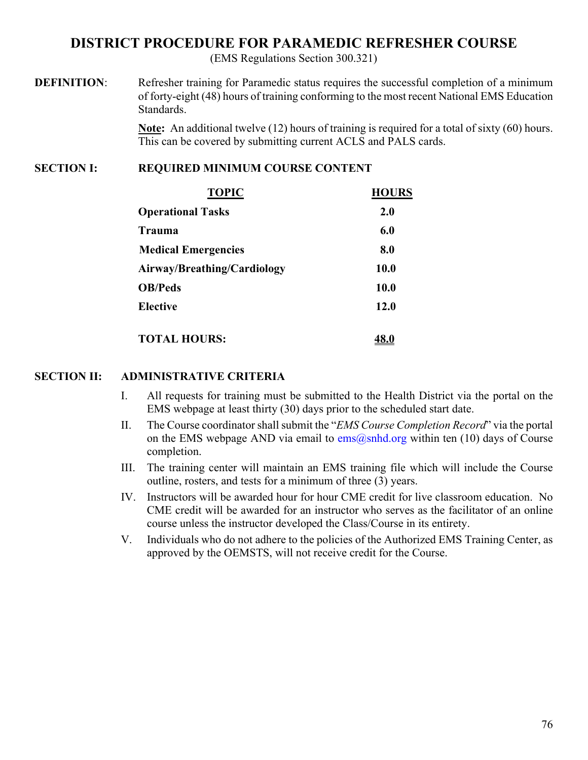# DISTRICT PROCEDURE FOR PARAMEDIC REFRESHER COURSE

(EMS Regulations Section 300.321)

**DEFINITION**: Refresher training for Paramedic status requires the successful completion of a minimum of forty-eight (48) hours of training conforming to the most recent National EMS Education Standards.

**Note:** An additional twelve (12) hours of training is required for a total of sixty (60) hours. This can be covered by submitting current ACLS and PALS cards.

## SECTION I: REQUIRED MINIMUM COURSE CONTENT

| TOPIC | HOURS |
|---|---|
| **Operational Tasks** | **2.0** |
| **Trauma** | **6.0** |
| **Medical Emergencies** | **8.0** |
| **Airway/Breathing/Cardiology** | **10.0** |
| **OB/Peds** | **10.0** |
| **Elective** | **12.0** |
| **TOTAL HOURS:** | **48.0** |

## SECTION II: ADMINISTRATIVE CRITERIA

I. All requests for training must be submitted to the Health District via the portal on the EMS webpage at least thirty (30) days prior to the scheduled start date.

II. The Course coordinator shall submit the "*EMS Course Completion Record*" via the portal on the EMS webpage AND via email to ems@snhd.org within ten (10) days of Course completion.

III. The training center will maintain an EMS training file which will include the Course outline, rosters, and tests for a minimum of three (3) years.

IV. Instructors will be awarded hour for hour CME credit for live classroom education. No CME credit will be awarded for an instructor who serves as the facilitator of an online course unless the instructor developed the Class/Course in its entirety.

V. Individuals who do not adhere to the policies of the Authorized EMS Training Center, as approved by the OEMSTS, will not receive credit for the Course.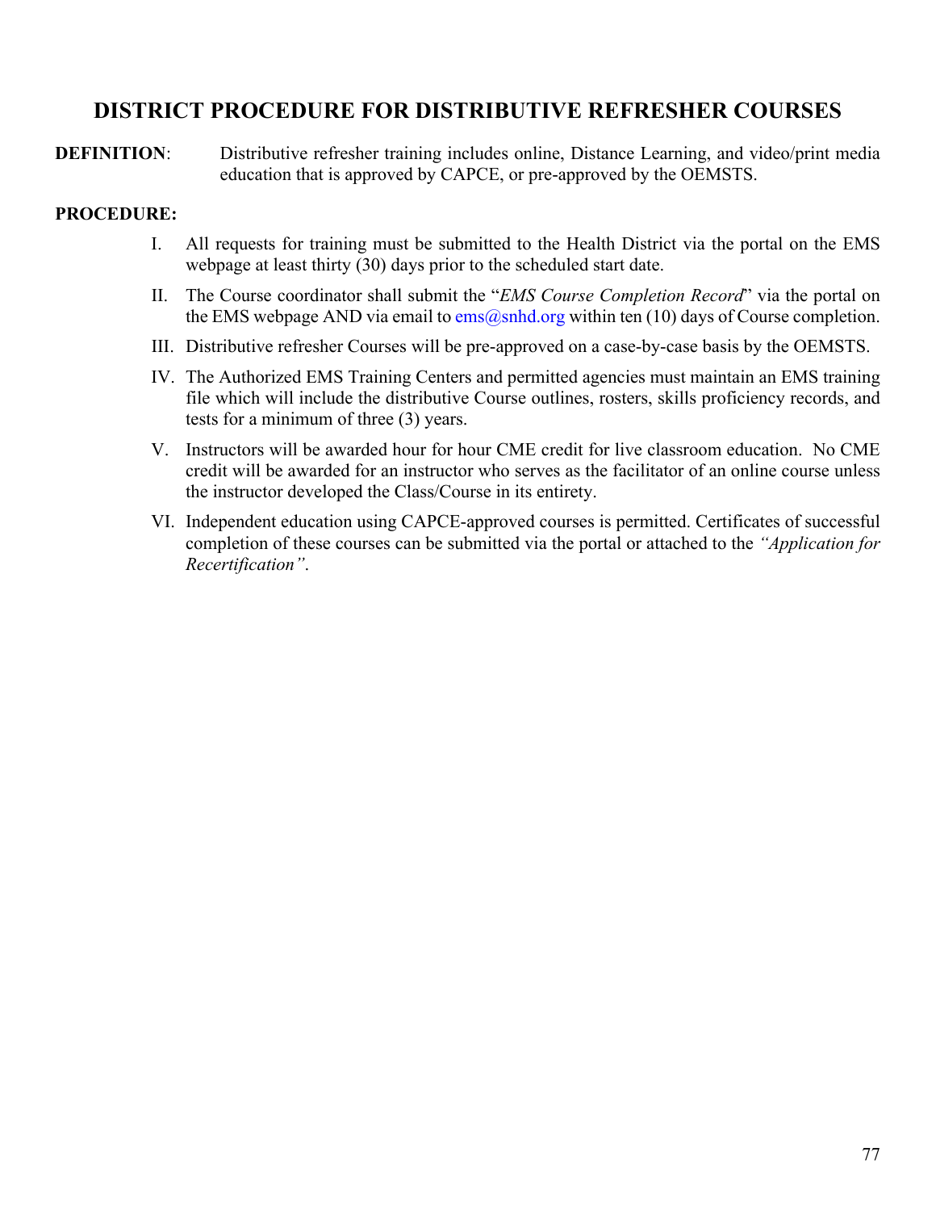## DISTRICT PROCEDURE FOR DISTRIBUTIVE REFRESHER COURSES

**DEFINITION**: Distributive refresher training includes online, Distance Learning, and video/print media education that is approved by CAPCE, or pre-approved by the OEMSTS.

**PROCEDURE:**

I. All requests for training must be submitted to the Health District via the portal on the EMS webpage at least thirty (30) days prior to the scheduled start date.

II. The Course coordinator shall submit the "*EMS Course Completion Record*" via the portal on the EMS webpage AND via email to ems@snhd.org within ten (10) days of Course completion.

III. Distributive refresher Courses will be pre-approved on a case-by-case basis by the OEMSTS.

IV. The Authorized EMS Training Centers and permitted agencies must maintain an EMS training file which will include the distributive Course outlines, rosters, skills proficiency records, and tests for a minimum of three (3) years.

V. Instructors will be awarded hour for hour CME credit for live classroom education. No CME credit will be awarded for an instructor who serves as the facilitator of an online course unless the instructor developed the Class/Course in its entirety.

VI. Independent education using CAPCE-approved courses is permitted. Certificates of successful completion of these courses can be submitted via the portal or attached to the *"Application for Recertification"*.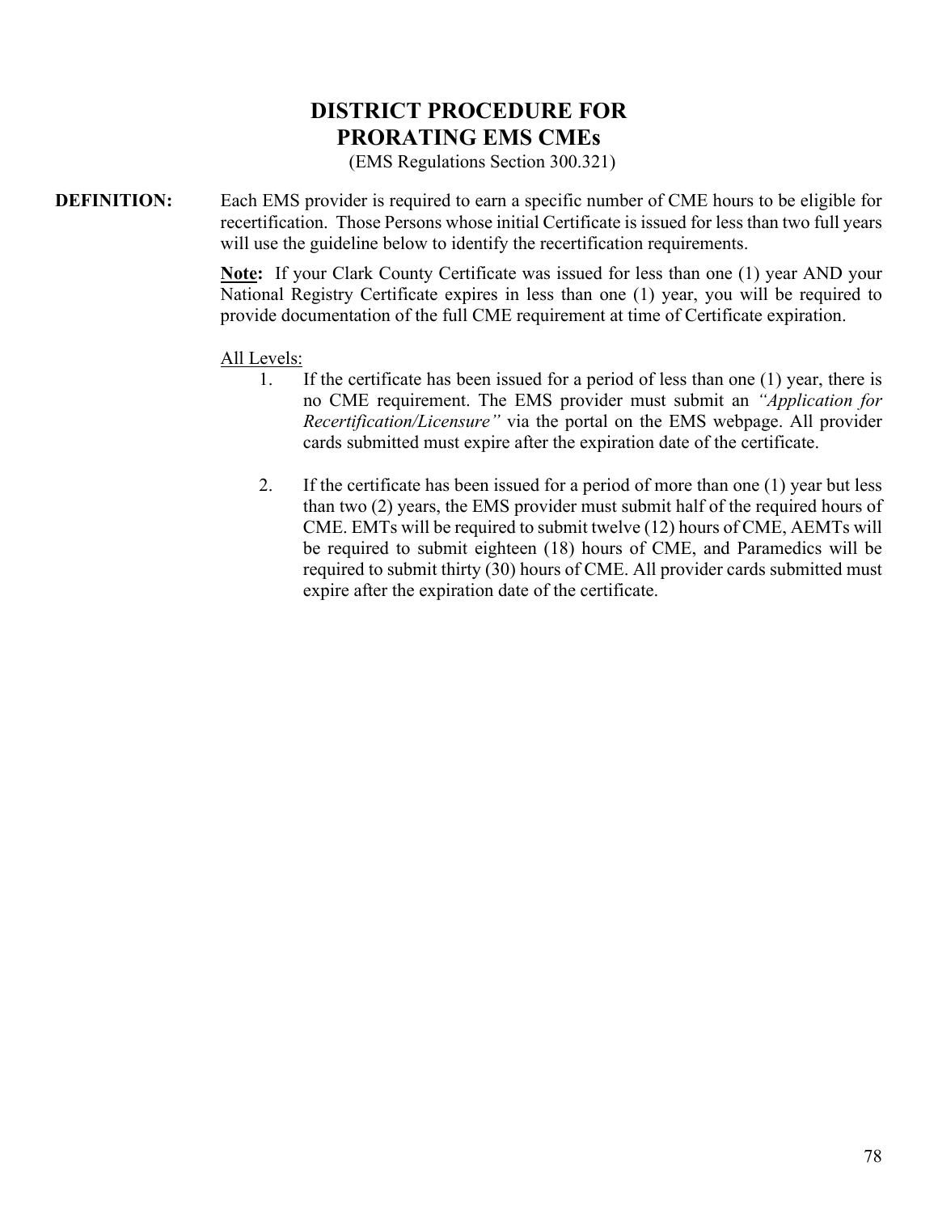# DISTRICT PROCEDURE FOR PRORATING EMS CMEs

(EMS Regulations Section 300.321)

**DEFINITION:** Each EMS provider is required to earn a specific number of CME hours to be eligible for recertification. Those Persons whose initial Certificate is issued for less than two full years will use the guideline below to identify the recertification requirements.

**<u>Note</u>:** If your Clark County Certificate was issued for less than one (1) year AND your National Registry Certificate expires in less than one (1) year, you will be required to provide documentation of the full CME requirement at time of Certificate expiration.

<u>All Levels:</u>

1. If the certificate has been issued for a period of less than one (1) year, there is no CME requirement. The EMS provider must submit an *"Application for Recertification/Licensure"* via the portal on the EMS webpage. All provider cards submitted must expire after the expiration date of the certificate.

2. If the certificate has been issued for a period of more than one (1) year but less than two (2) years, the EMS provider must submit half of the required hours of CME. EMTs will be required to submit twelve (12) hours of CME, AEMTs will be required to submit eighteen (18) hours of CME, and Paramedics will be required to submit thirty (30) hours of CME. All provider cards submitted must expire after the expiration date of the certificate.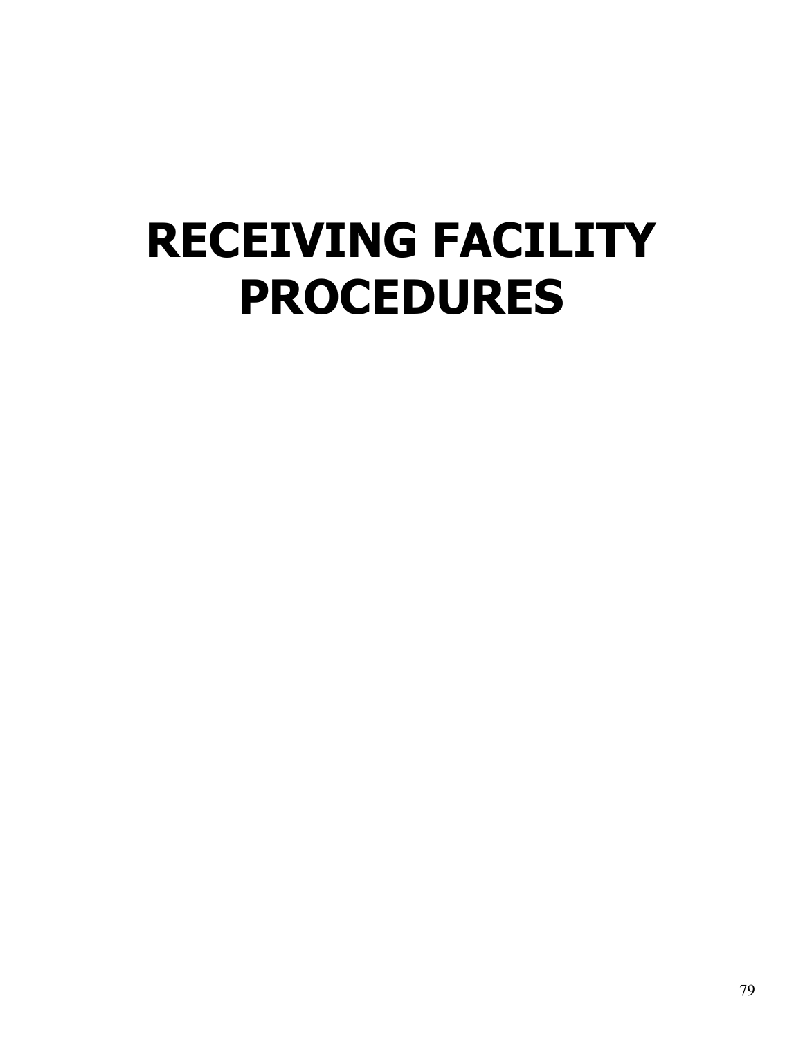# RECEIVING FACILITY PROCEDURES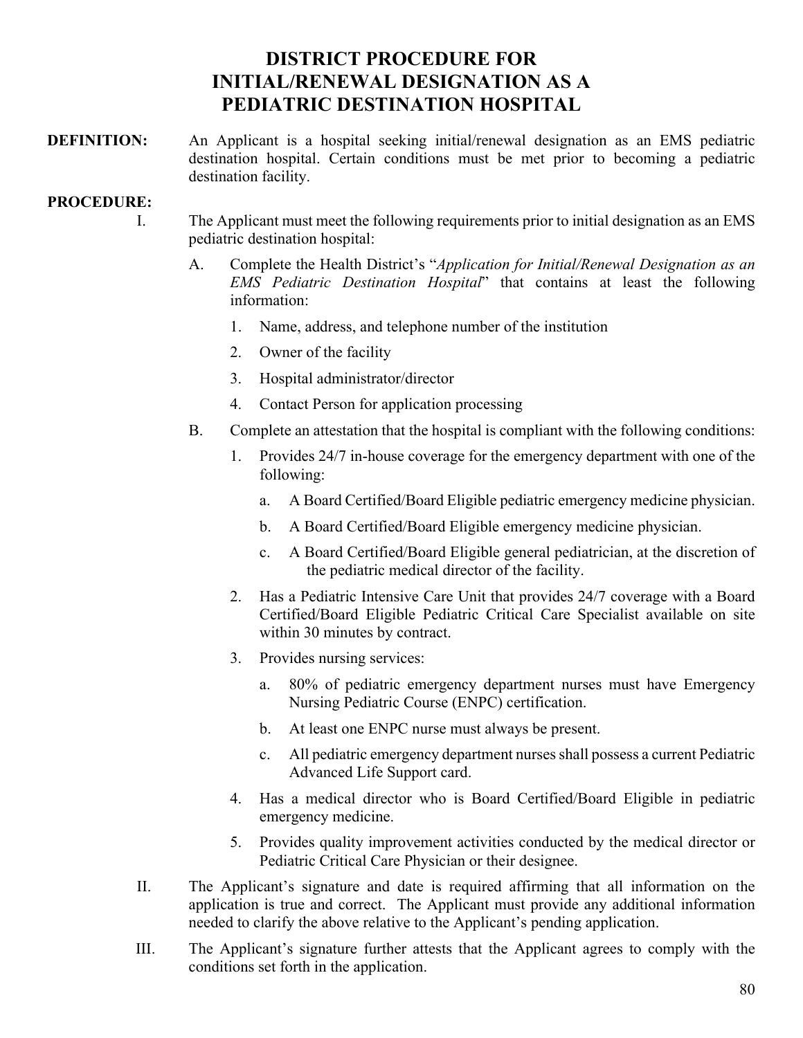# DISTRICT PROCEDURE FOR INITIAL/RENEWAL DESIGNATION AS A PEDIATRIC DESTINATION HOSPITAL

**DEFINITION:** An Applicant is a hospital seeking initial/renewal designation as an EMS pediatric destination hospital. Certain conditions must be met prior to becoming a pediatric destination facility.

**PROCEDURE:**

I. The Applicant must meet the following requirements prior to initial designation as an EMS pediatric destination hospital:

   A. Complete the Health District's "*Application for Initial/Renewal Designation as an EMS Pediatric Destination Hospital*" that contains at least the following information:

      1. Name, address, and telephone number of the institution
      2. Owner of the facility
      3. Hospital administrator/director
      4. Contact Person for application processing

   B. Complete an attestation that the hospital is compliant with the following conditions:

      1. Provides 24/7 in-house coverage for the emergency department with one of the following:
         a. A Board Certified/Board Eligible pediatric emergency medicine physician.
         b. A Board Certified/Board Eligible emergency medicine physician.
         c. A Board Certified/Board Eligible general pediatrician, at the discretion of the pediatric medical director of the facility.
      2. Has a Pediatric Intensive Care Unit that provides 24/7 coverage with a Board Certified/Board Eligible Pediatric Critical Care Specialist available on site within 30 minutes by contract.
      3. Provides nursing services:
         a. 80% of pediatric emergency department nurses must have Emergency Nursing Pediatric Course (ENPC) certification.
         b. At least one ENPC nurse must always be present.
         c. All pediatric emergency department nurses shall possess a current Pediatric Advanced Life Support card.
      4. Has a medical director who is Board Certified/Board Eligible in pediatric emergency medicine.
      5. Provides quality improvement activities conducted by the medical director or Pediatric Critical Care Physician or their designee.

II. The Applicant's signature and date is required affirming that all information on the application is true and correct. The Applicant must provide any additional information needed to clarify the above relative to the Applicant's pending application.

III. The Applicant's signature further attests that the Applicant agrees to comply with the conditions set forth in the application.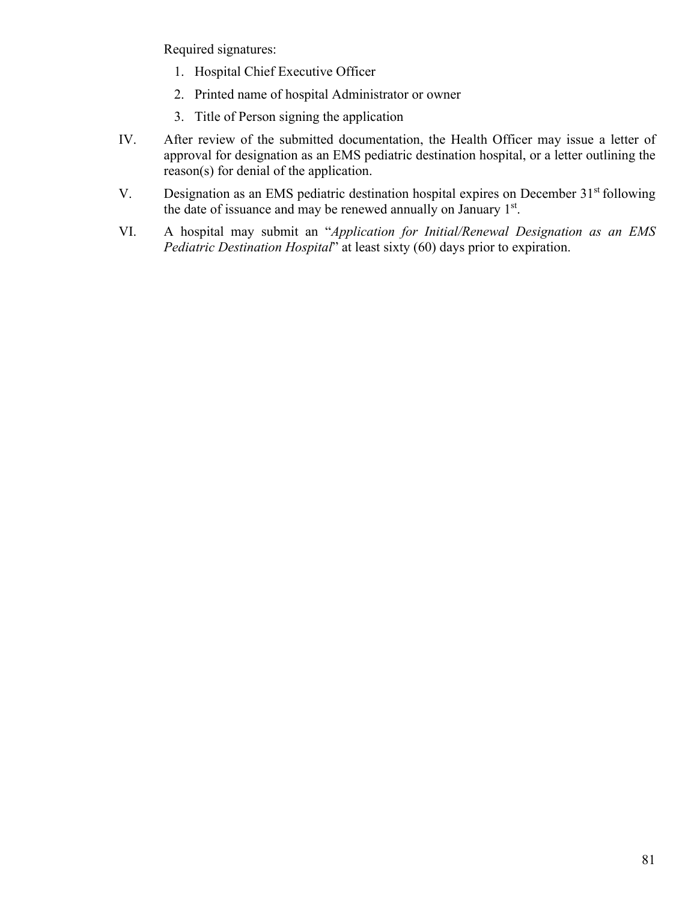Required signatures:

1. Hospital Chief Executive Officer
2. Printed name of hospital Administrator or owner
3. Title of Person signing the application

IV. After review of the submitted documentation, the Health Officer may issue a letter of approval for designation as an EMS pediatric destination hospital, or a letter outlining the reason(s) for denial of the application.

V. Designation as an EMS pediatric destination hospital expires on December 31st following the date of issuance and may be renewed annually on January 1st.

VI. A hospital may submit an "*Application for Initial/Renewal Designation as an EMS Pediatric Destination Hospital*" at least sixty (60) days prior to expiration.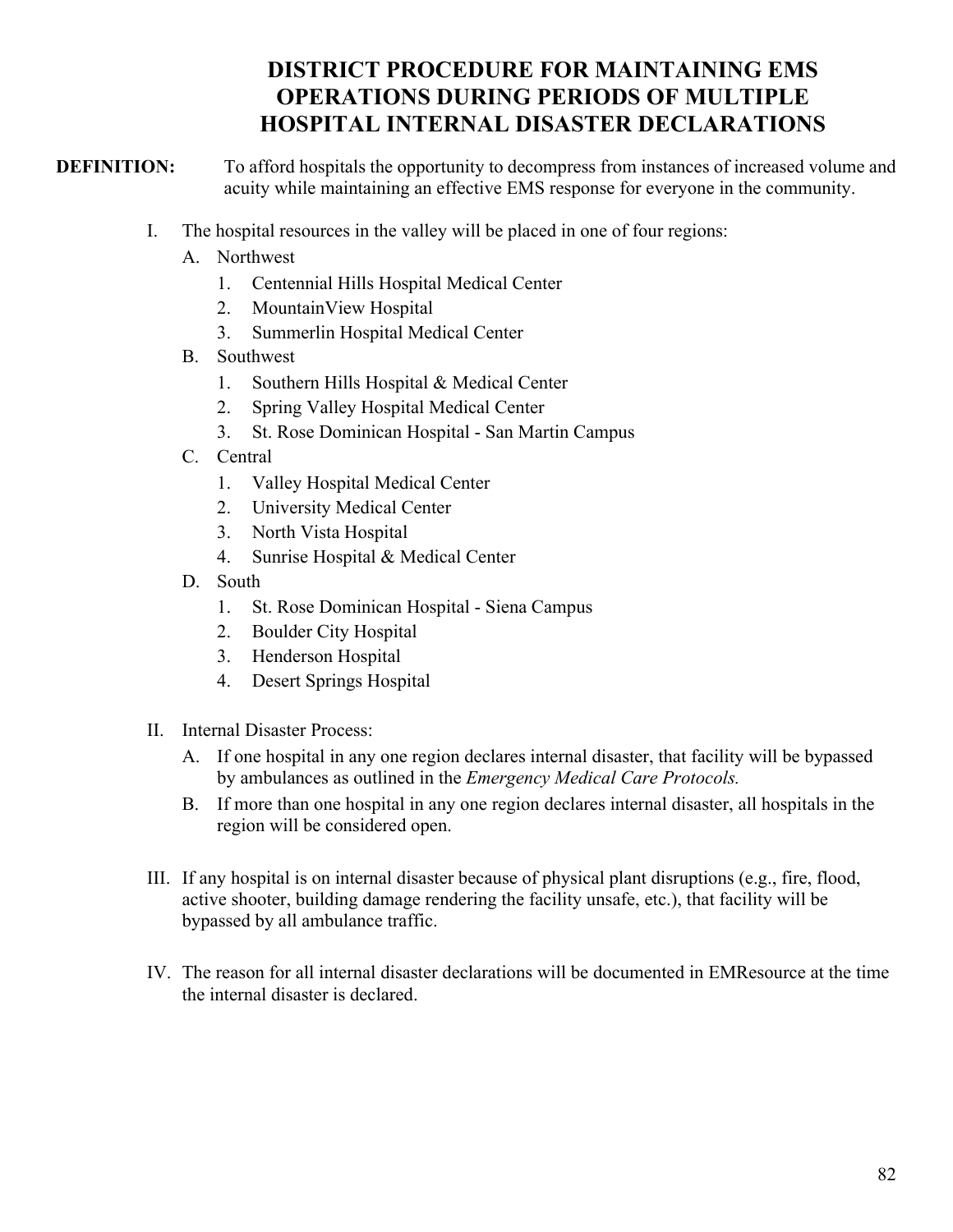# DISTRICT PROCEDURE FOR MAINTAINING EMS OPERATIONS DURING PERIODS OF MULTIPLE HOSPITAL INTERNAL DISASTER DECLARATIONS

**DEFINITION:** To afford hospitals the opportunity to decompress from instances of increased volume and acuity while maintaining an effective EMS response for everyone in the community.

I. The hospital resources in the valley will be placed in one of four regions:
   A. Northwest
      1. Centennial Hills Hospital Medical Center
      2. MountainView Hospital
      3. Summerlin Hospital Medical Center
   B. Southwest
      1. Southern Hills Hospital & Medical Center
      2. Spring Valley Hospital Medical Center
      3. St. Rose Dominican Hospital - San Martin Campus
   C. Central
      1. Valley Hospital Medical Center
      2. University Medical Center
      3. North Vista Hospital
      4. Sunrise Hospital & Medical Center
   D. South
      1. St. Rose Dominican Hospital - Siena Campus
      2. Boulder City Hospital
      3. Henderson Hospital
      4. Desert Springs Hospital

II. Internal Disaster Process:
   A. If one hospital in any one region declares internal disaster, that facility will be bypassed by ambulances as outlined in the *Emergency Medical Care Protocols.*
   B. If more than one hospital in any one region declares internal disaster, all hospitals in the region will be considered open.

III. If any hospital is on internal disaster because of physical plant disruptions (e.g., fire, flood, active shooter, building damage rendering the facility unsafe, etc.), that facility will be bypassed by all ambulance traffic.

IV. The reason for all internal disaster declarations will be documented in EMResource at the time the internal disaster is declared.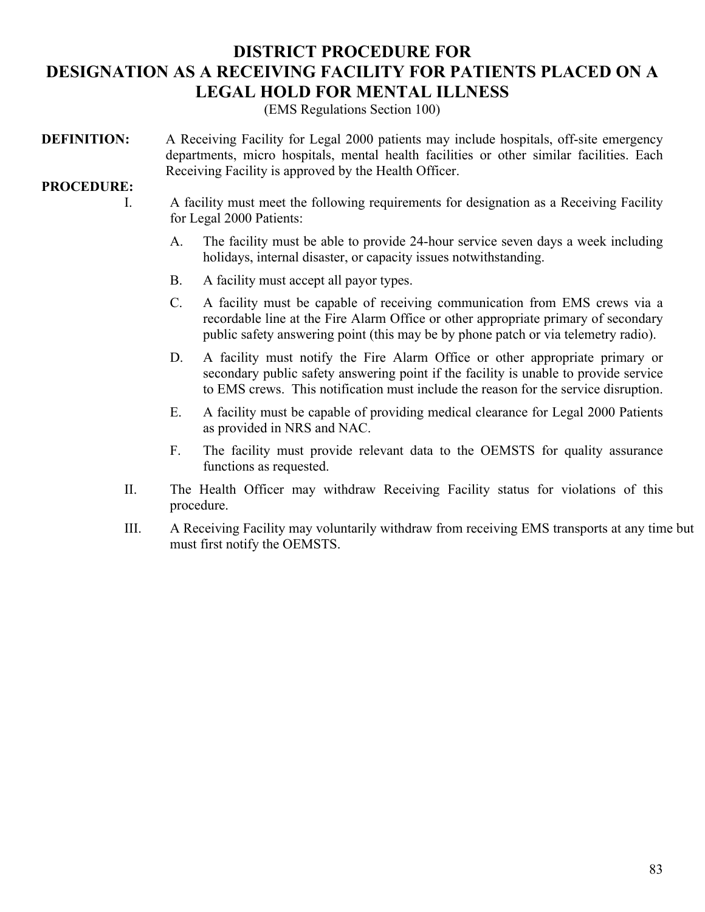# DISTRICT PROCEDURE FOR DESIGNATION AS A RECEIVING FACILITY FOR PATIENTS PLACED ON A LEGAL HOLD FOR MENTAL ILLNESS

(EMS Regulations Section 100)

**DEFINITION:** A Receiving Facility for Legal 2000 patients may include hospitals, off-site emergency departments, micro hospitals, mental health facilities or other similar facilities. Each Receiving Facility is approved by the Health Officer.

**PROCEDURE:**

I. A facility must meet the following requirements for designation as a Receiving Facility for Legal 2000 Patients:

   A. The facility must be able to provide 24-hour service seven days a week including holidays, internal disaster, or capacity issues notwithstanding.

   B. A facility must accept all payor types.

   C. A facility must be capable of receiving communication from EMS crews via a recordable line at the Fire Alarm Office or other appropriate primary of secondary public safety answering point (this may be by phone patch or via telemetry radio).

   D. A facility must notify the Fire Alarm Office or other appropriate primary or secondary public safety answering point if the facility is unable to provide service to EMS crews. This notification must include the reason for the service disruption.

   E. A facility must be capable of providing medical clearance for Legal 2000 Patients as provided in NRS and NAC.

   F. The facility must provide relevant data to the OEMSTS for quality assurance functions as requested.

II. The Health Officer may withdraw Receiving Facility status for violations of this procedure.

III. A Receiving Facility may voluntarily withdraw from receiving EMS transports at any time but must first notify the OEMSTS.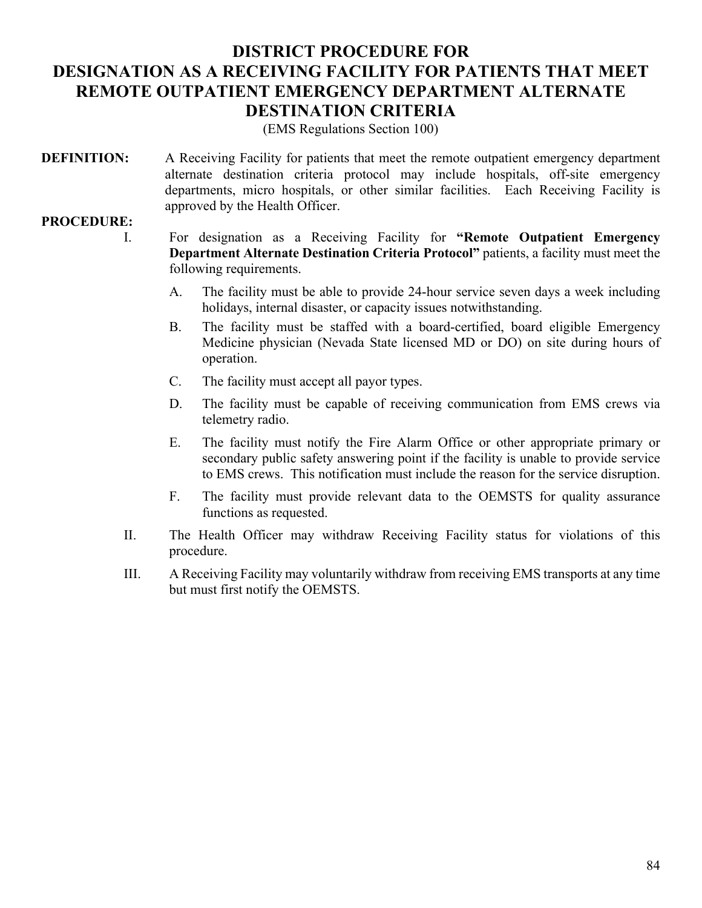# DISTRICT PROCEDURE FOR DESIGNATION AS A RECEIVING FACILITY FOR PATIENTS THAT MEET REMOTE OUTPATIENT EMERGENCY DEPARTMENT ALTERNATE DESTINATION CRITERIA

(EMS Regulations Section 100)

**DEFINITION:** A Receiving Facility for patients that meet the remote outpatient emergency department alternate destination criteria protocol may include hospitals, off-site emergency departments, micro hospitals, or other similar facilities. Each Receiving Facility is approved by the Health Officer.

**PROCEDURE:**

I. For designation as a Receiving Facility for **"Remote Outpatient Emergency Department Alternate Destination Criteria Protocol"** patients, a facility must meet the following requirements.

   A. The facility must be able to provide 24-hour service seven days a week including holidays, internal disaster, or capacity issues notwithstanding.

   B. The facility must be staffed with a board-certified, board eligible Emergency Medicine physician (Nevada State licensed MD or DO) on site during hours of operation.

   C. The facility must accept all payor types.

   D. The facility must be capable of receiving communication from EMS crews via telemetry radio.

   E. The facility must notify the Fire Alarm Office or other appropriate primary or secondary public safety answering point if the facility is unable to provide service to EMS crews. This notification must include the reason for the service disruption.

   F. The facility must provide relevant data to the OEMSTS for quality assurance functions as requested.

II. The Health Officer may withdraw Receiving Facility status for violations of this procedure.

III. A Receiving Facility may voluntarily withdraw from receiving EMS transports at any time but must first notify the OEMSTS.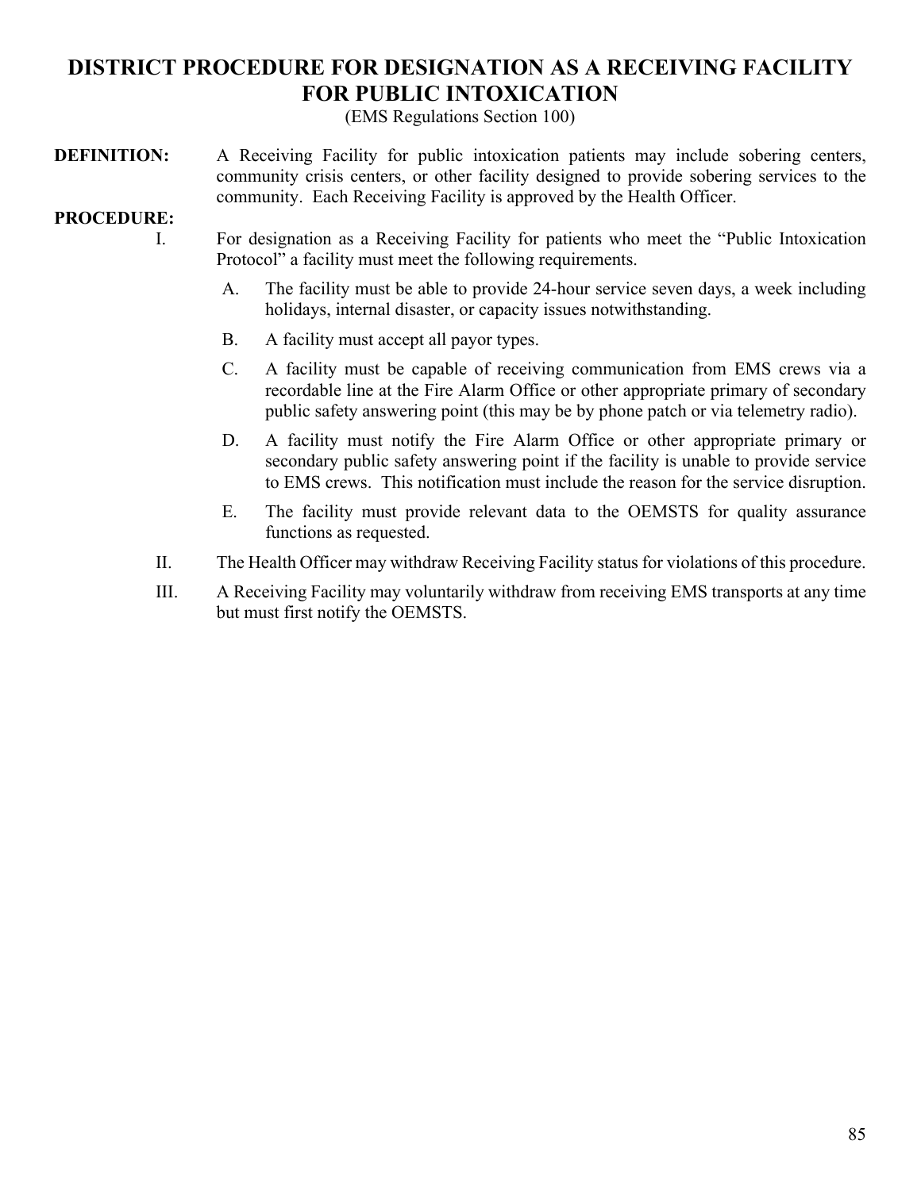# DISTRICT PROCEDURE FOR DESIGNATION AS A RECEIVING FACILITY FOR PUBLIC INTOXICATION

(EMS Regulations Section 100)

**DEFINITION:** A Receiving Facility for public intoxication patients may include sobering centers, community crisis centers, or other facility designed to provide sobering services to the community. Each Receiving Facility is approved by the Health Officer.

**PROCEDURE:**

I. For designation as a Receiving Facility for patients who meet the "Public Intoxication Protocol" a facility must meet the following requirements.

   A. The facility must be able to provide 24-hour service seven days, a week including holidays, internal disaster, or capacity issues notwithstanding.

   B. A facility must accept all payor types.

   C. A facility must be capable of receiving communication from EMS crews via a recordable line at the Fire Alarm Office or other appropriate primary of secondary public safety answering point (this may be by phone patch or via telemetry radio).

   D. A facility must notify the Fire Alarm Office or other appropriate primary or secondary public safety answering point if the facility is unable to provide service to EMS crews. This notification must include the reason for the service disruption.

   E. The facility must provide relevant data to the OEMSTS for quality assurance functions as requested.

II. The Health Officer may withdraw Receiving Facility status for violations of this procedure.

III. A Receiving Facility may voluntarily withdraw from receiving EMS transports at any time but must first notify the OEMSTS.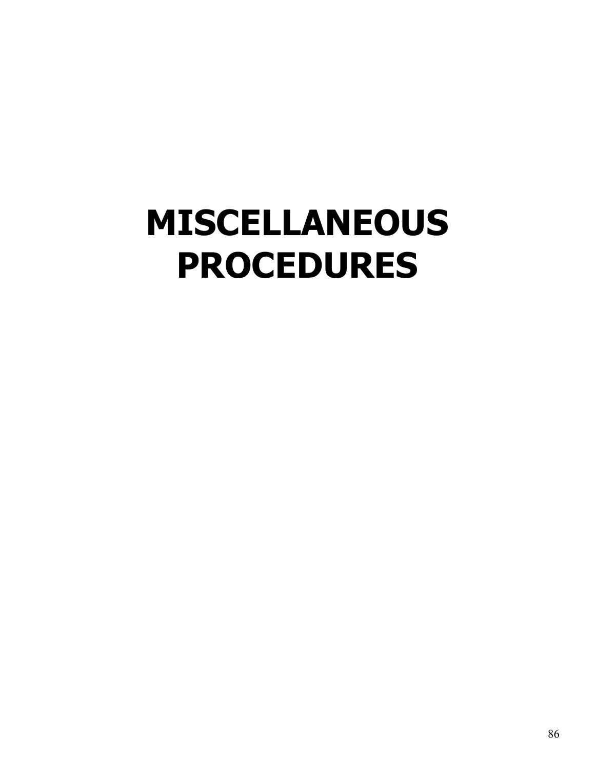# MISCELLANEOUS PROCEDURES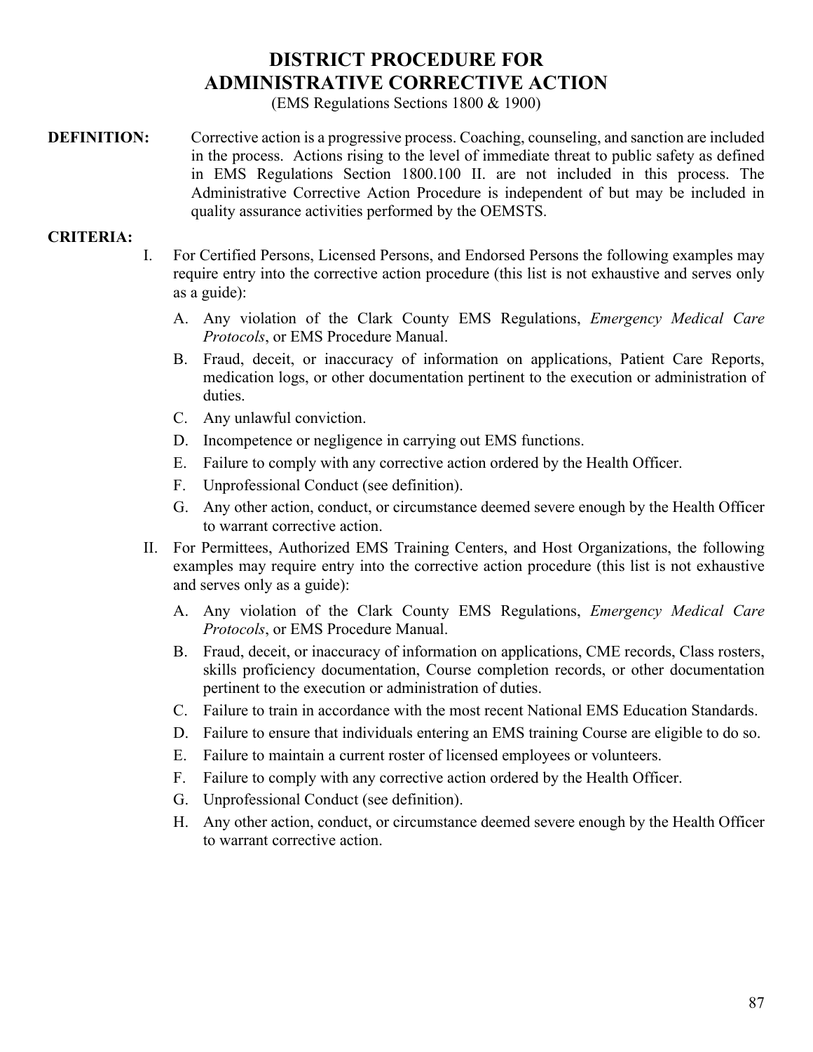# DISTRICT PROCEDURE FOR ADMINISTRATIVE CORRECTIVE ACTION

(EMS Regulations Sections 1800 & 1900)

**DEFINITION:** Corrective action is a progressive process. Coaching, counseling, and sanction are included in the process. Actions rising to the level of immediate threat to public safety as defined in EMS Regulations Section 1800.100 II. are not included in this process. The Administrative Corrective Action Procedure is independent of but may be included in quality assurance activities performed by the OEMSTS.

**CRITERIA:**

I. For Certified Persons, Licensed Persons, and Endorsed Persons the following examples may require entry into the corrective action procedure (this list is not exhaustive and serves only as a guide):

   A. Any violation of the Clark County EMS Regulations, *Emergency Medical Care Protocols*, or EMS Procedure Manual.
   
   B. Fraud, deceit, or inaccuracy of information on applications, Patient Care Reports, medication logs, or other documentation pertinent to the execution or administration of duties.
   
   C. Any unlawful conviction.
   
   D. Incompetence or negligence in carrying out EMS functions.
   
   E. Failure to comply with any corrective action ordered by the Health Officer.
   
   F. Unprofessional Conduct (see definition).
   
   G. Any other action, conduct, or circumstance deemed severe enough by the Health Officer to warrant corrective action.

II. For Permittees, Authorized EMS Training Centers, and Host Organizations, the following examples may require entry into the corrective action procedure (this list is not exhaustive and serves only as a guide):

   A. Any violation of the Clark County EMS Regulations, *Emergency Medical Care Protocols*, or EMS Procedure Manual.
   
   B. Fraud, deceit, or inaccuracy of information on applications, CME records, Class rosters, skills proficiency documentation, Course completion records, or other documentation pertinent to the execution or administration of duties.
   
   C. Failure to train in accordance with the most recent National EMS Education Standards.
   
   D. Failure to ensure that individuals entering an EMS training Course are eligible to do so.
   
   E. Failure to maintain a current roster of licensed employees or volunteers.
   
   F. Failure to comply with any corrective action ordered by the Health Officer.
   
   G. Unprofessional Conduct (see definition).
   
   H. Any other action, conduct, or circumstance deemed severe enough by the Health Officer to warrant corrective action.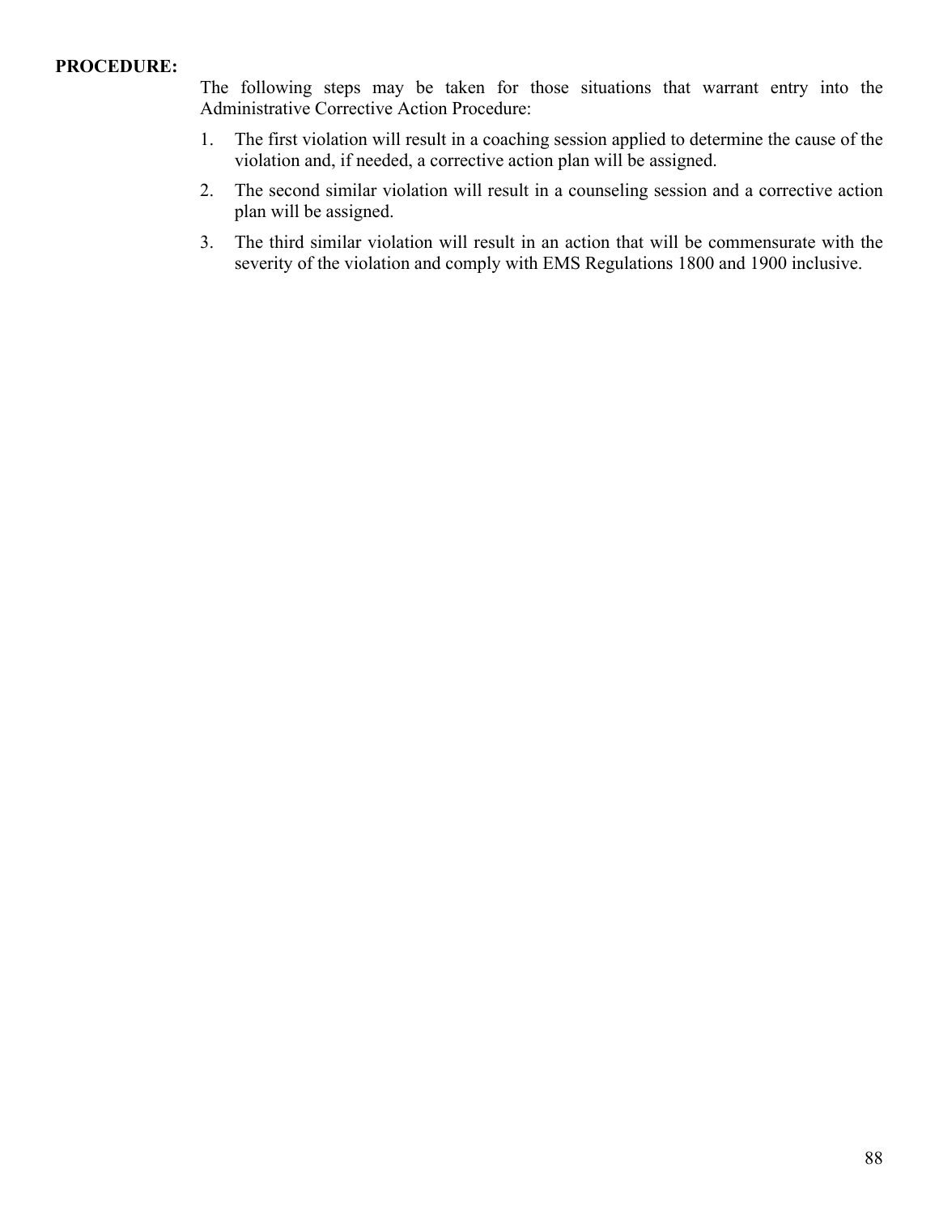**PROCEDURE:**

The following steps may be taken for those situations that warrant entry into the Administrative Corrective Action Procedure:

1. The first violation will result in a coaching session applied to determine the cause of the violation and, if needed, a corrective action plan will be assigned.
2. The second similar violation will result in a counseling session and a corrective action plan will be assigned.
3. The third similar violation will result in an action that will be commensurate with the severity of the violation and comply with EMS Regulations 1800 and 1900 inclusive.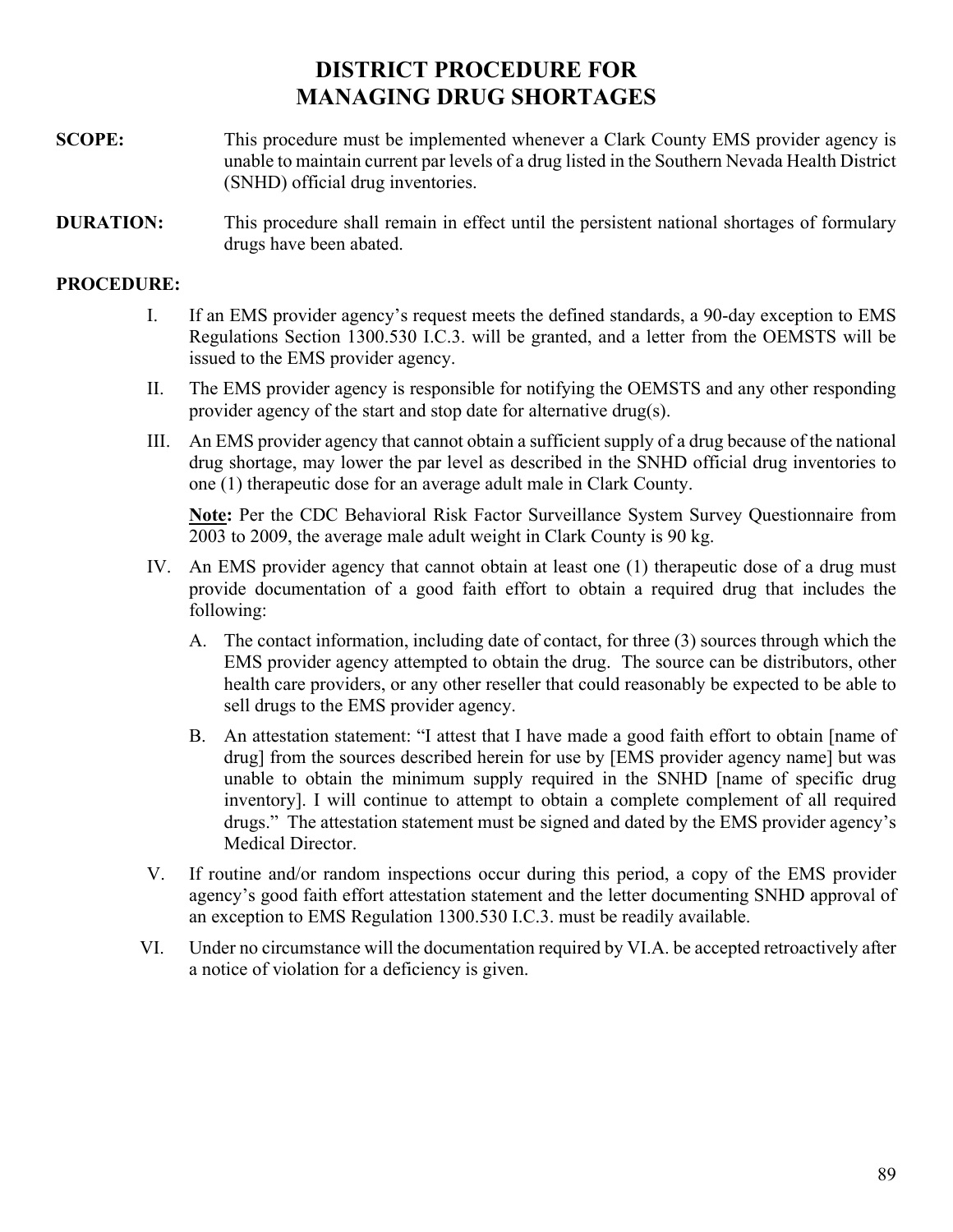# DISTRICT PROCEDURE FOR MANAGING DRUG SHORTAGES

**SCOPE:** This procedure must be implemented whenever a Clark County EMS provider agency is unable to maintain current par levels of a drug listed in the Southern Nevada Health District (SNHD) official drug inventories.

**DURATION:** This procedure shall remain in effect until the persistent national shortages of formulary drugs have been abated.

**PROCEDURE:**

I. If an EMS provider agency's request meets the defined standards, a 90-day exception to EMS Regulations Section 1300.530 I.C.3. will be granted, and a letter from the OEMSTS will be issued to the EMS provider agency.

II. The EMS provider agency is responsible for notifying the OEMSTS and any other responding provider agency of the start and stop date for alternative drug(s).

III. An EMS provider agency that cannot obtain a sufficient supply of a drug because of the national drug shortage, may lower the par level as described in the SNHD official drug inventories to one (1) therapeutic dose for an average adult male in Clark County.

   **Note:** Per the CDC Behavioral Risk Factor Surveillance System Survey Questionnaire from 2003 to 2009, the average male adult weight in Clark County is 90 kg.

IV. An EMS provider agency that cannot obtain at least one (1) therapeutic dose of a drug must provide documentation of a good faith effort to obtain a required drug that includes the following:

   A. The contact information, including date of contact, for three (3) sources through which the EMS provider agency attempted to obtain the drug. The source can be distributors, other health care providers, or any other reseller that could reasonably be expected to be able to sell drugs to the EMS provider agency.

   B. An attestation statement: "I attest that I have made a good faith effort to obtain [name of drug] from the sources described herein for use by [EMS provider agency name] but was unable to obtain the minimum supply required in the SNHD [name of specific drug inventory]. I will continue to attempt to obtain a complete complement of all required drugs." The attestation statement must be signed and dated by the EMS provider agency's Medical Director.

V. If routine and/or random inspections occur during this period, a copy of the EMS provider agency's good faith effort attestation statement and the letter documenting SNHD approval of an exception to EMS Regulation 1300.530 I.C.3. must be readily available.

VI. Under no circumstance will the documentation required by VI.A. be accepted retroactively after a notice of violation for a deficiency is given.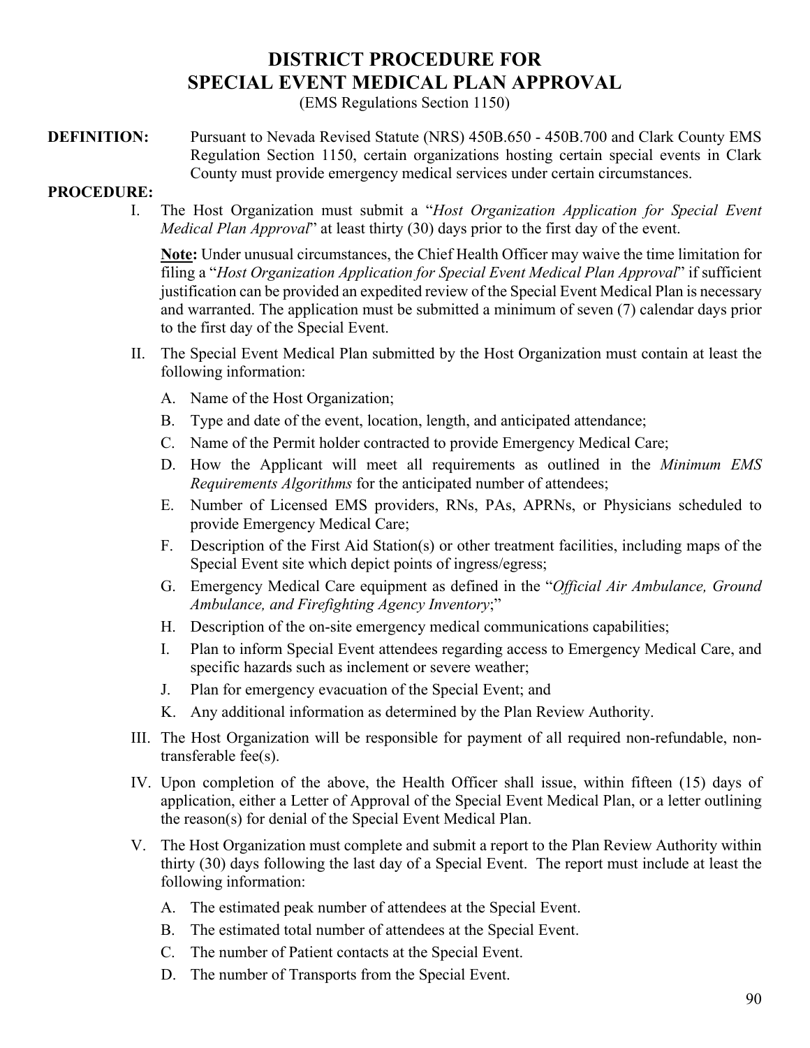# DISTRICT PROCEDURE FOR SPECIAL EVENT MEDICAL PLAN APPROVAL

(EMS Regulations Section 1150)

**DEFINITION:** Pursuant to Nevada Revised Statute (NRS) 450B.650 - 450B.700 and Clark County EMS Regulation Section 1150, certain organizations hosting certain special events in Clark County must provide emergency medical services under certain circumstances.

**PROCEDURE:**

I. The Host Organization must submit a "*Host Organization Application for Special Event Medical Plan Approval*" at least thirty (30) days prior to the first day of the event.

   **Note:** Under unusual circumstances, the Chief Health Officer may waive the time limitation for filing a "*Host Organization Application for Special Event Medical Plan Approval*" if sufficient justification can be provided an expedited review of the Special Event Medical Plan is necessary and warranted. The application must be submitted a minimum of seven (7) calendar days prior to the first day of the Special Event.

II. The Special Event Medical Plan submitted by the Host Organization must contain at least the following information:

   A. Name of the Host Organization;
   B. Type and date of the event, location, length, and anticipated attendance;
   C. Name of the Permit holder contracted to provide Emergency Medical Care;
   D. How the Applicant will meet all requirements as outlined in the *Minimum EMS Requirements Algorithms* for the anticipated number of attendees;
   E. Number of Licensed EMS providers, RNs, PAs, APRNs, or Physicians scheduled to provide Emergency Medical Care;
   F. Description of the First Aid Station(s) or other treatment facilities, including maps of the Special Event site which depict points of ingress/egress;
   G. Emergency Medical Care equipment as defined in the "*Official Air Ambulance, Ground Ambulance, and Firefighting Agency Inventory*;"
   H. Description of the on-site emergency medical communications capabilities;
   I. Plan to inform Special Event attendees regarding access to Emergency Medical Care, and specific hazards such as inclement or severe weather;
   J. Plan for emergency evacuation of the Special Event; and
   K. Any additional information as determined by the Plan Review Authority.

III. The Host Organization will be responsible for payment of all required non-refundable, non-transferable fee(s).

IV. Upon completion of the above, the Health Officer shall issue, within fifteen (15) days of application, either a Letter of Approval of the Special Event Medical Plan, or a letter outlining the reason(s) for denial of the Special Event Medical Plan.

V. The Host Organization must complete and submit a report to the Plan Review Authority within thirty (30) days following the last day of a Special Event. The report must include at least the following information:

   A. The estimated peak number of attendees at the Special Event.
   B. The estimated total number of attendees at the Special Event.
   C. The number of Patient contacts at the Special Event.
   D. The number of Transports from the Special Event.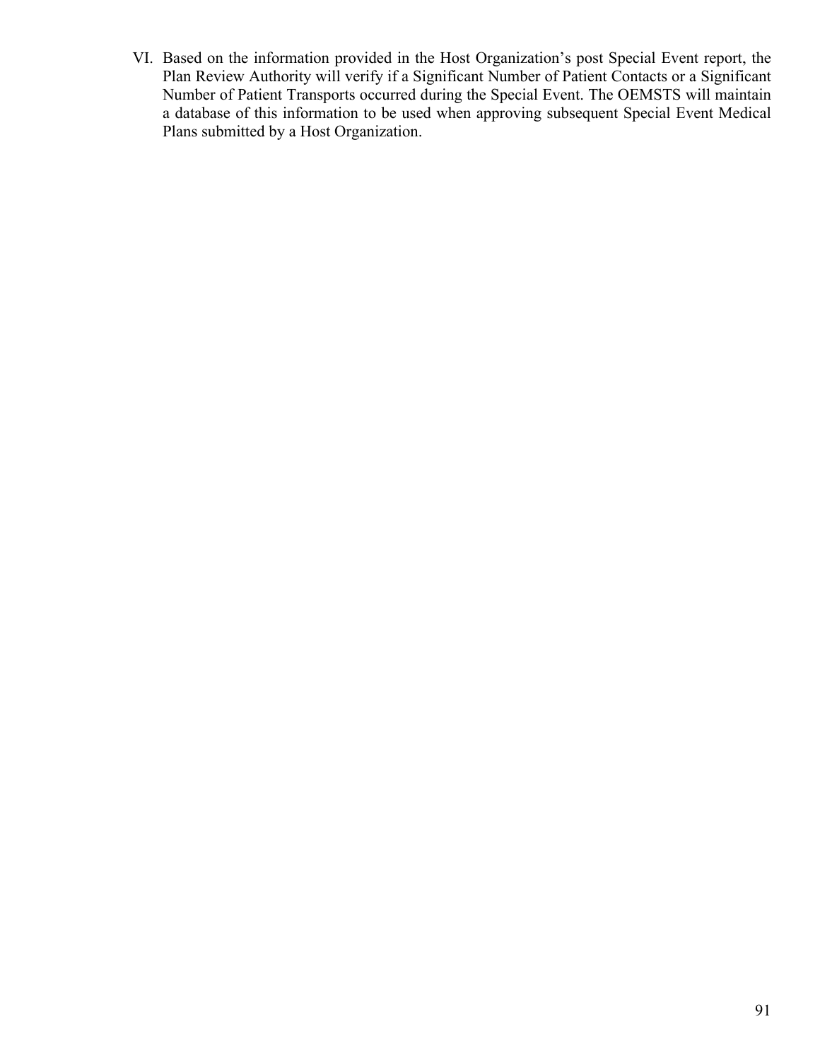VI. Based on the information provided in the Host Organization's post Special Event report, the Plan Review Authority will verify if a Significant Number of Patient Contacts or a Significant Number of Patient Transports occurred during the Special Event. The OEMSTS will maintain a database of this information to be used when approving subsequent Special Event Medical Plans submitted by a Host Organization.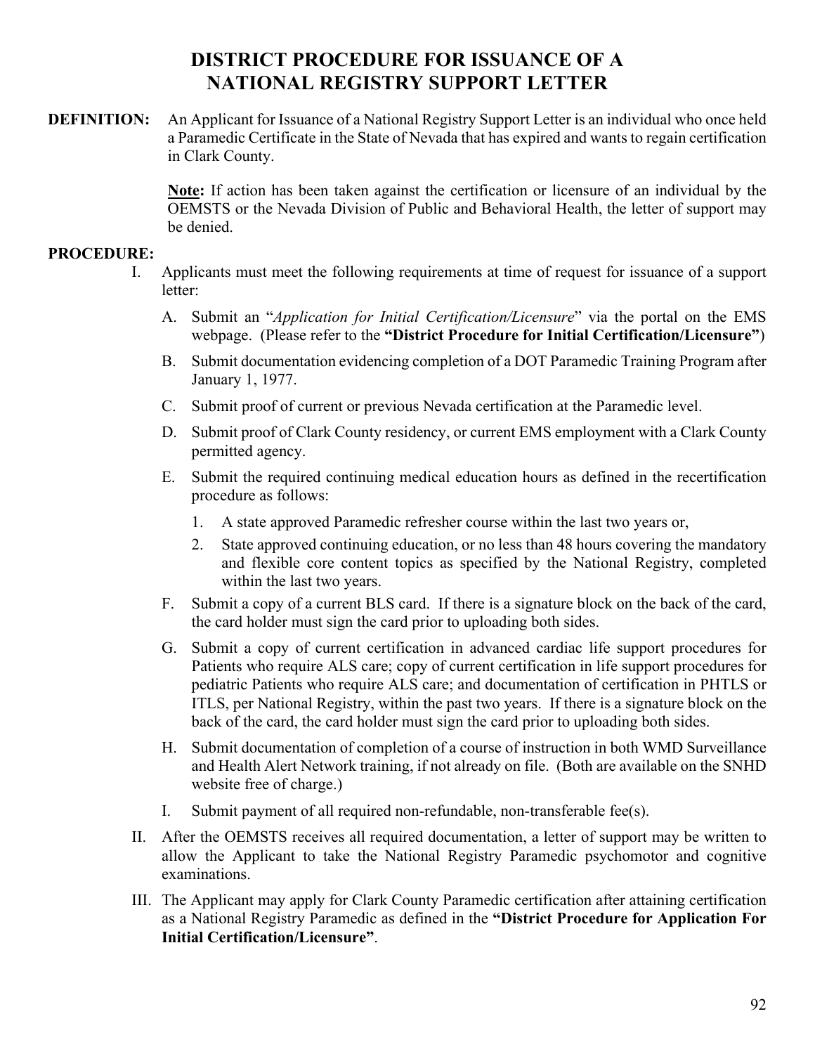# DISTRICT PROCEDURE FOR ISSUANCE OF A NATIONAL REGISTRY SUPPORT LETTER

**DEFINITION:** An Applicant for Issuance of a National Registry Support Letter is an individual who once held a Paramedic Certificate in the State of Nevada that has expired and wants to regain certification in Clark County.

**Note:** If action has been taken against the certification or licensure of an individual by the OEMSTS or the Nevada Division of Public and Behavioral Health, the letter of support may be denied.

**PROCEDURE:**

I. Applicants must meet the following requirements at time of request for issuance of a support letter:

   A. Submit an "*Application for Initial Certification/Licensure*" via the portal on the EMS webpage. (Please refer to the **"District Procedure for Initial Certification/Licensure"**)

   B. Submit documentation evidencing completion of a DOT Paramedic Training Program after January 1, 1977.

   C. Submit proof of current or previous Nevada certification at the Paramedic level.

   D. Submit proof of Clark County residency, or current EMS employment with a Clark County permitted agency.

   E. Submit the required continuing medical education hours as defined in the recertification procedure as follows:

      1. A state approved Paramedic refresher course within the last two years or,
      2. State approved continuing education, or no less than 48 hours covering the mandatory and flexible core content topics as specified by the National Registry, completed within the last two years.

   F. Submit a copy of a current BLS card. If there is a signature block on the back of the card, the card holder must sign the card prior to uploading both sides.

   G. Submit a copy of current certification in advanced cardiac life support procedures for Patients who require ALS care; copy of current certification in life support procedures for pediatric Patients who require ALS care; and documentation of certification in PHTLS or ITLS, per National Registry, within the past two years. If there is a signature block on the back of the card, the card holder must sign the card prior to uploading both sides.

   H. Submit documentation of completion of a course of instruction in both WMD Surveillance and Health Alert Network training, if not already on file. (Both are available on the SNHD website free of charge.)

   I. Submit payment of all required non-refundable, non-transferable fee(s).

II. After the OEMSTS receives all required documentation, a letter of support may be written to allow the Applicant to take the National Registry Paramedic psychomotor and cognitive examinations.

III. The Applicant may apply for Clark County Paramedic certification after attaining certification as a National Registry Paramedic as defined in the **"District Procedure for Application For Initial Certification/Licensure"**.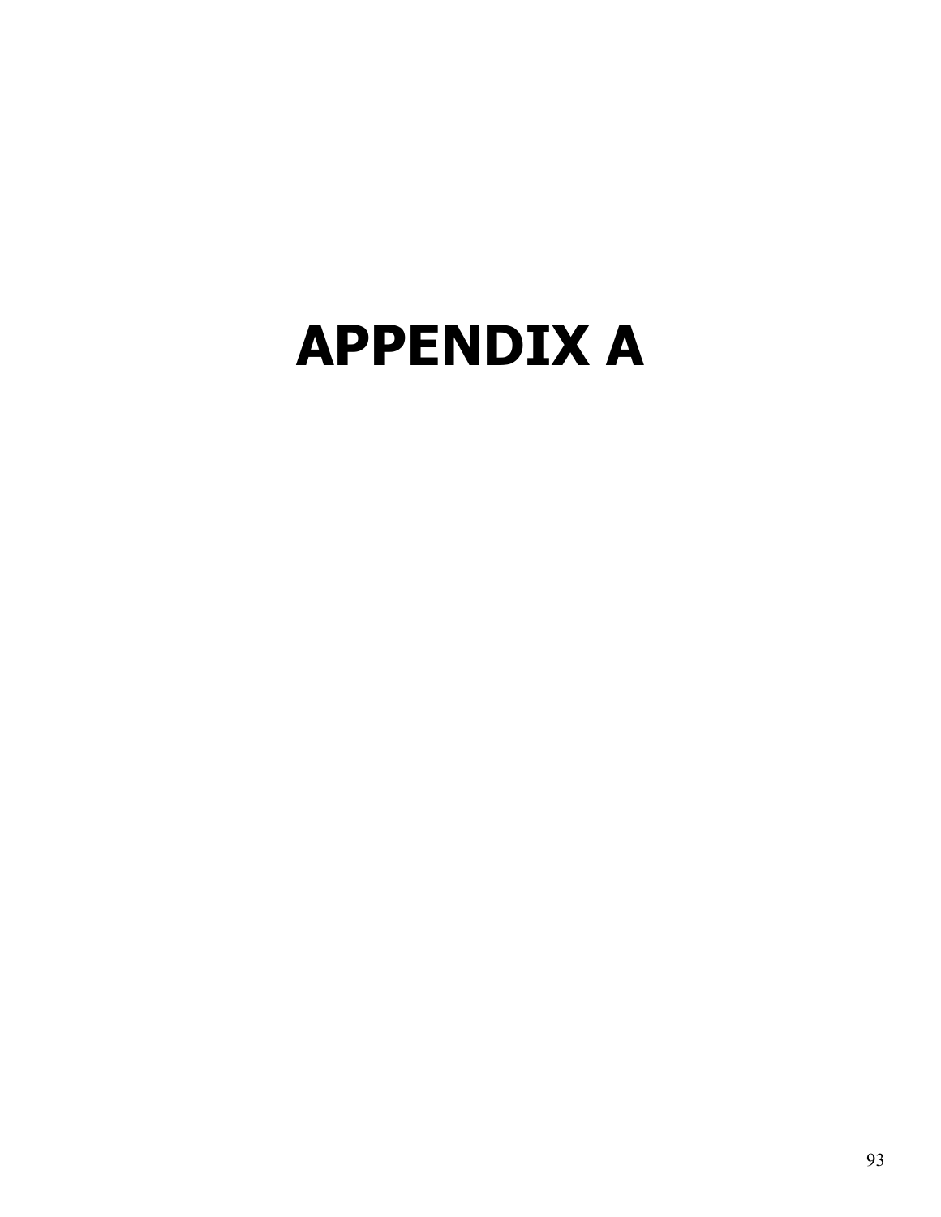# APPENDIX A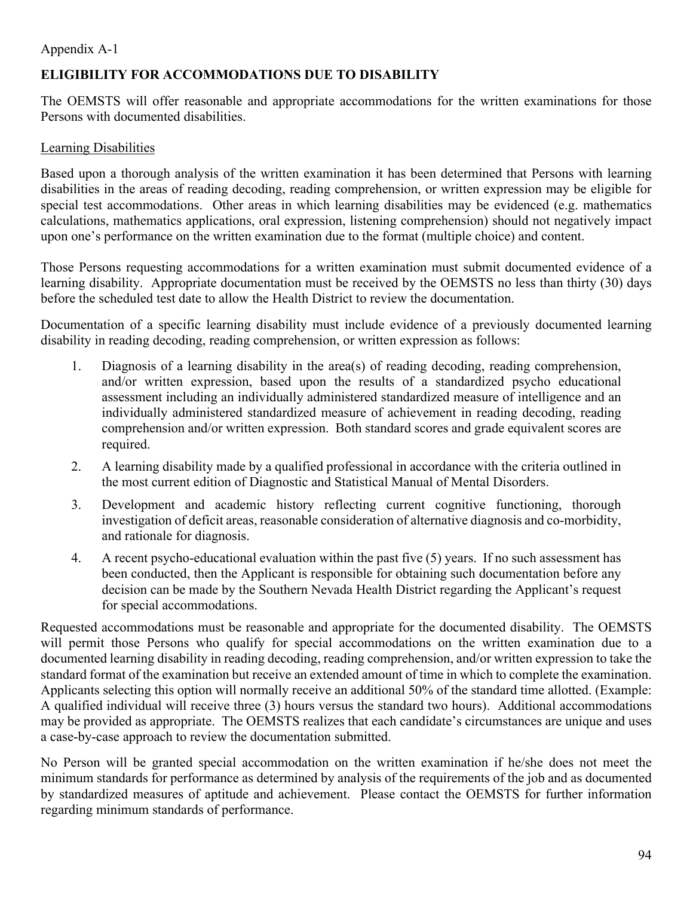Appendix A-1

## ELIGIBILITY FOR ACCOMMODATIONS DUE TO DISABILITY

The OEMSTS will offer reasonable and appropriate accommodations for the written examinations for those Persons with documented disabilities.

<u>Learning Disabilities</u>

Based upon a thorough analysis of the written examination it has been determined that Persons with learning disabilities in the areas of reading decoding, reading comprehension, or written expression may be eligible for special test accommodations. Other areas in which learning disabilities may be evidenced (e.g. mathematics calculations, mathematics applications, oral expression, listening comprehension) should not negatively impact upon one's performance on the written examination due to the format (multiple choice) and content.

Those Persons requesting accommodations for a written examination must submit documented evidence of a learning disability. Appropriate documentation must be received by the OEMSTS no less than thirty (30) days before the scheduled test date to allow the Health District to review the documentation.

Documentation of a specific learning disability must include evidence of a previously documented learning disability in reading decoding, reading comprehension, or written expression as follows:

1. Diagnosis of a learning disability in the area(s) of reading decoding, reading comprehension, and/or written expression, based upon the results of a standardized psycho educational assessment including an individually administered standardized measure of intelligence and an individually administered standardized measure of achievement in reading decoding, reading comprehension and/or written expression. Both standard scores and grade equivalent scores are required.
2. A learning disability made by a qualified professional in accordance with the criteria outlined in the most current edition of Diagnostic and Statistical Manual of Mental Disorders.
3. Development and academic history reflecting current cognitive functioning, thorough investigation of deficit areas, reasonable consideration of alternative diagnosis and co-morbidity, and rationale for diagnosis.
4. A recent psycho-educational evaluation within the past five (5) years. If no such assessment has been conducted, then the Applicant is responsible for obtaining such documentation before any decision can be made by the Southern Nevada Health District regarding the Applicant's request for special accommodations.

Requested accommodations must be reasonable and appropriate for the documented disability. The OEMSTS will permit those Persons who qualify for special accommodations on the written examination due to a documented learning disability in reading decoding, reading comprehension, and/or written expression to take the standard format of the examination but receive an extended amount of time in which to complete the examination. Applicants selecting this option will normally receive an additional 50% of the standard time allotted. (Example: A qualified individual will receive three (3) hours versus the standard two hours). Additional accommodations may be provided as appropriate. The OEMSTS realizes that each candidate's circumstances are unique and uses a case-by-case approach to review the documentation submitted.

No Person will be granted special accommodation on the written examination if he/she does not meet the minimum standards for performance as determined by analysis of the requirements of the job and as documented by standardized measures of aptitude and achievement. Please contact the OEMSTS for further information regarding minimum standards of performance.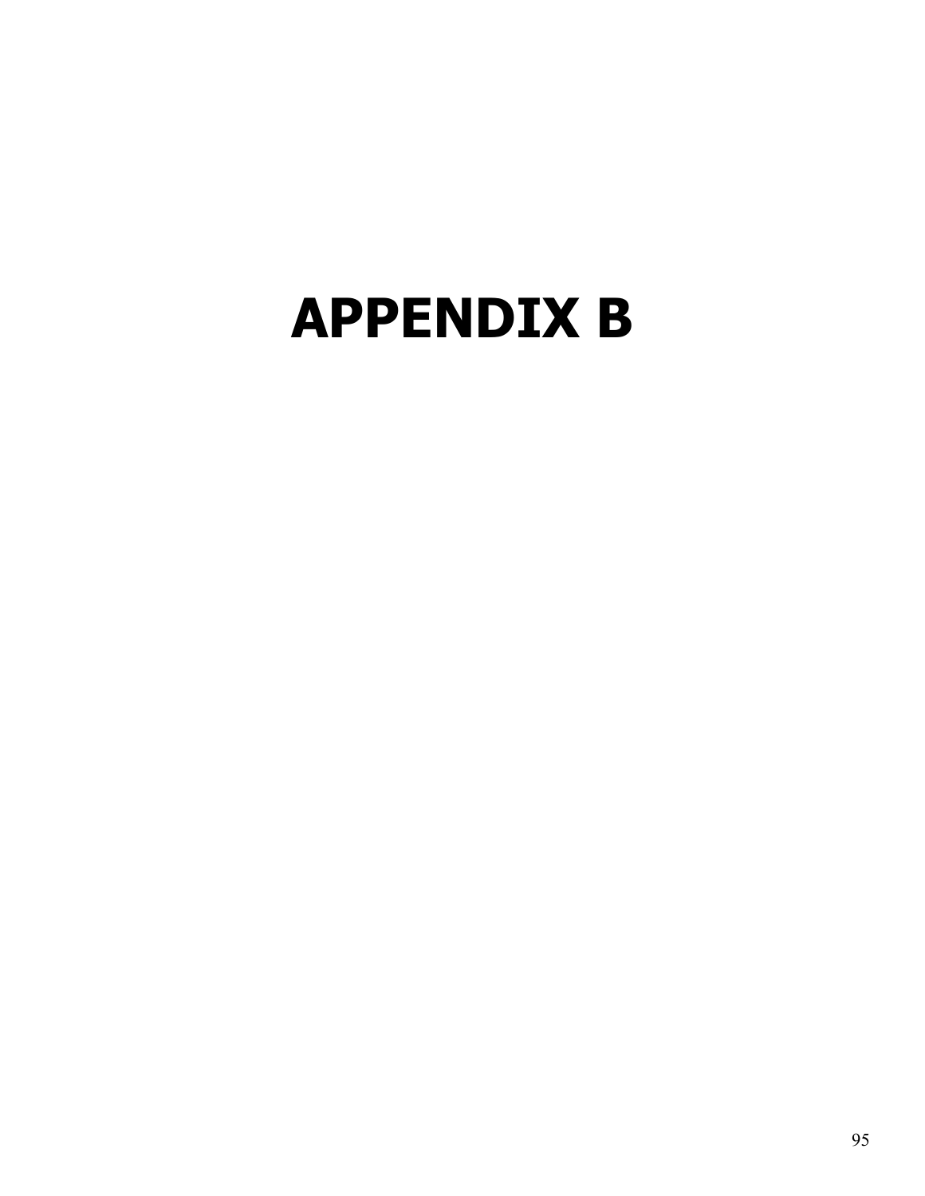# APPENDIX B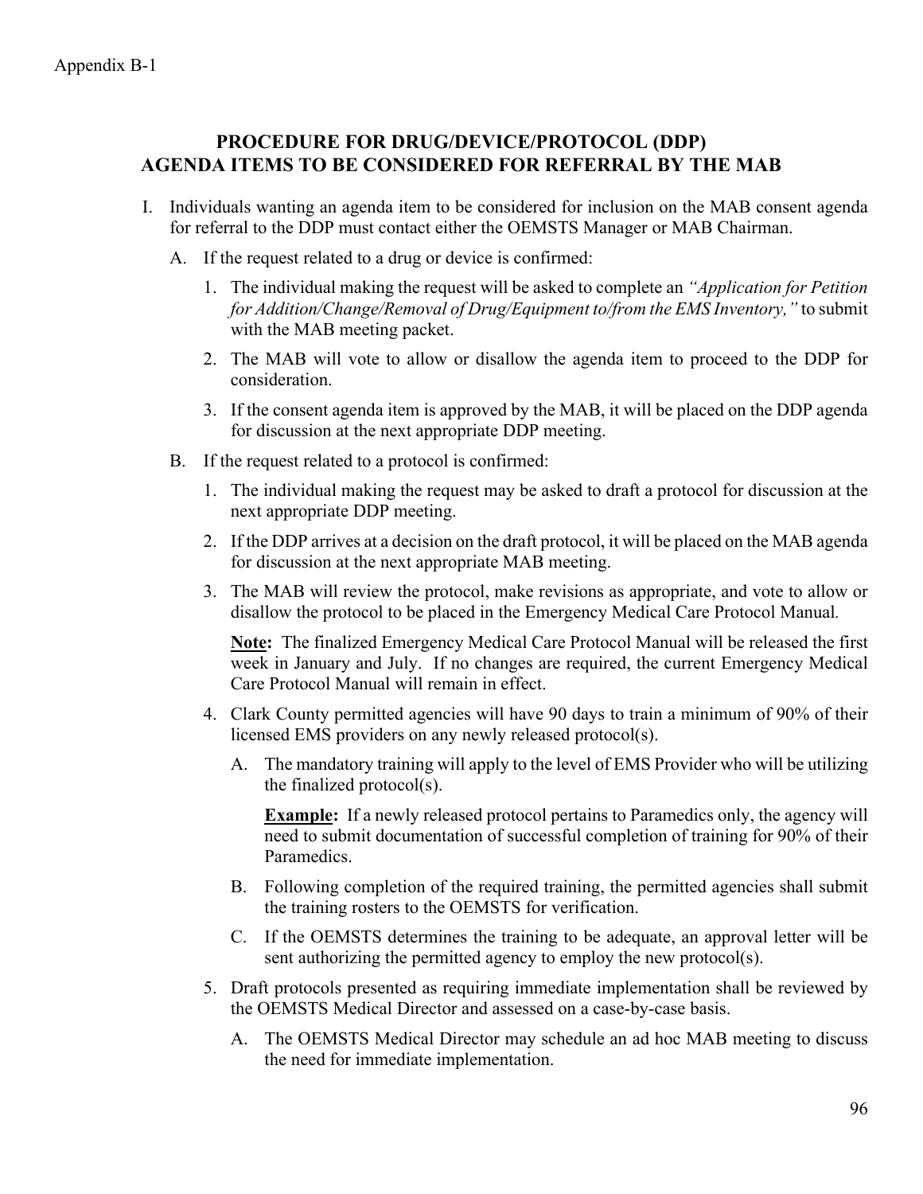Appendix B-1

## PROCEDURE FOR DRUG/DEVICE/PROTOCOL (DDP) AGENDA ITEMS TO BE CONSIDERED FOR REFERRAL BY THE MAB

I. Individuals wanting an agenda item to be considered for inclusion on the MAB consent agenda for referral to the DDP must contact either the OEMSTS Manager or MAB Chairman.

   A. If the request related to a drug or device is confirmed:

      1. The individual making the request will be asked to complete an *"Application for Petition for Addition/Change/Removal of Drug/Equipment to/from the EMS Inventory,"* to submit with the MAB meeting packet.

      2. The MAB will vote to allow or disallow the agenda item to proceed to the DDP for consideration.

      3. If the consent agenda item is approved by the MAB, it will be placed on the DDP agenda for discussion at the next appropriate DDP meeting.

   B. If the request related to a protocol is confirmed:

      1. The individual making the request may be asked to draft a protocol for discussion at the next appropriate DDP meeting.

      2. If the DDP arrives at a decision on the draft protocol, it will be placed on the MAB agenda for discussion at the next appropriate MAB meeting.

      3. The MAB will review the protocol, make revisions as appropriate, and vote to allow or disallow the protocol to be placed in the Emergency Medical Care Protocol Manual.

         **<u>Note</u>:** The finalized Emergency Medical Care Protocol Manual will be released the first week in January and July. If no changes are required, the current Emergency Medical Care Protocol Manual will remain in effect.

      4. Clark County permitted agencies will have 90 days to train a minimum of 90% of their licensed EMS providers on any newly released protocol(s).

         A. The mandatory training will apply to the level of EMS Provider who will be utilizing the finalized protocol(s).

            **<u>Example</u>:** If a newly released protocol pertains to Paramedics only, the agency will need to submit documentation of successful completion of training for 90% of their Paramedics.

         B. Following completion of the required training, the permitted agencies shall submit the training rosters to the OEMSTS for verification.

         C. If the OEMSTS determines the training to be adequate, an approval letter will be sent authorizing the permitted agency to employ the new protocol(s).

      5. Draft protocols presented as requiring immediate implementation shall be reviewed by the OEMSTS Medical Director and assessed on a case-by-case basis.

         A. The OEMSTS Medical Director may schedule an ad hoc MAB meeting to discuss the need for immediate implementation.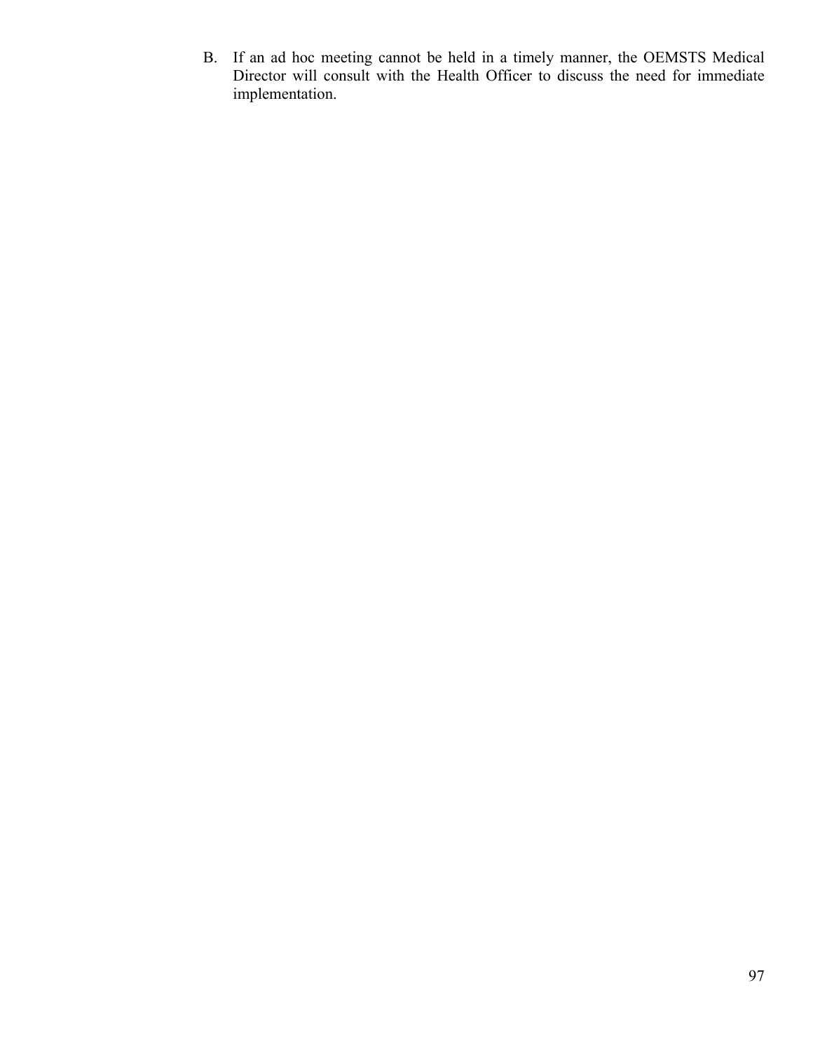B. If an ad hoc meeting cannot be held in a timely manner, the OEMSTS Medical Director will consult with the Health Officer to discuss the need for immediate implementation.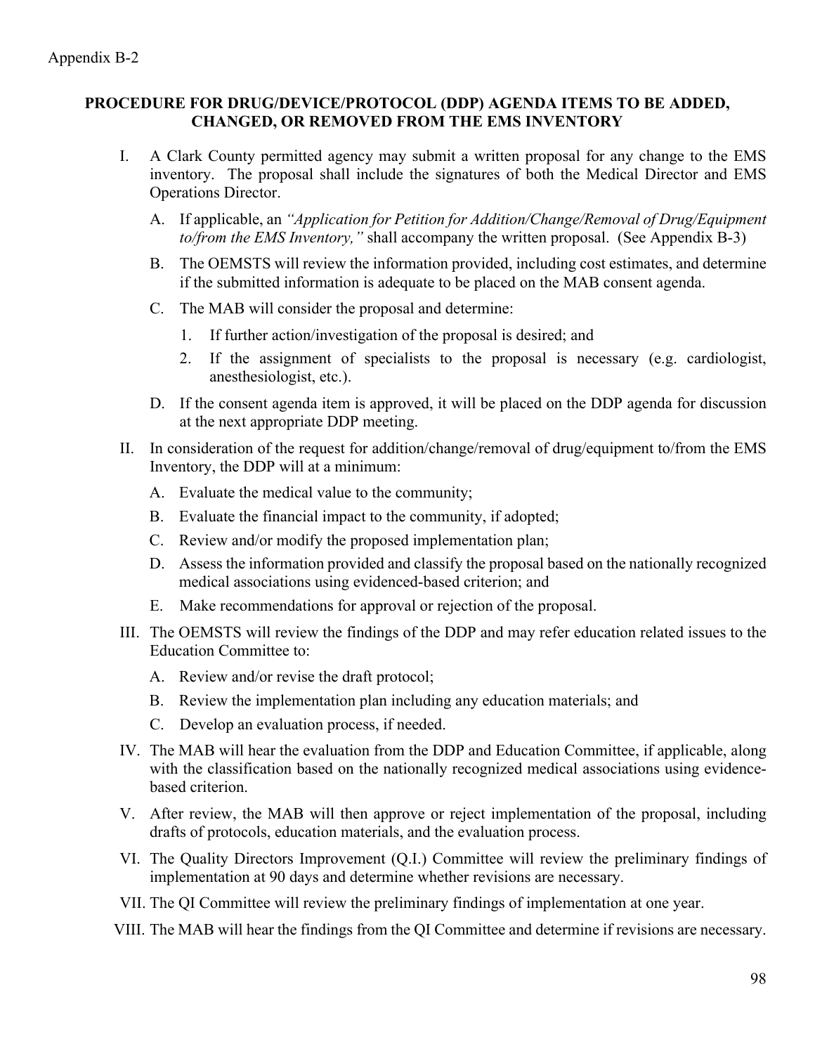Appendix B-2

**PROCEDURE FOR DRUG/DEVICE/PROTOCOL (DDP) AGENDA ITEMS TO BE ADDED, CHANGED, OR REMOVED FROM THE EMS INVENTORY**

I. A Clark County permitted agency may submit a written proposal for any change to the EMS inventory. The proposal shall include the signatures of both the Medical Director and EMS Operations Director.

   A. If applicable, an *"Application for Petition for Addition/Change/Removal of Drug/Equipment to/from the EMS Inventory,"* shall accompany the written proposal. (See Appendix B-3)

   B. The OEMSTS will review the information provided, including cost estimates, and determine if the submitted information is adequate to be placed on the MAB consent agenda.

   C. The MAB will consider the proposal and determine:

      1. If further action/investigation of the proposal is desired; and

      2. If the assignment of specialists to the proposal is necessary (e.g. cardiologist, anesthesiologist, etc.).

   D. If the consent agenda item is approved, it will be placed on the DDP agenda for discussion at the next appropriate DDP meeting.

II. In consideration of the request for addition/change/removal of drug/equipment to/from the EMS Inventory, the DDP will at a minimum:

   A. Evaluate the medical value to the community;

   B. Evaluate the financial impact to the community, if adopted;

   C. Review and/or modify the proposed implementation plan;

   D. Assess the information provided and classify the proposal based on the nationally recognized medical associations using evidenced-based criterion; and

   E. Make recommendations for approval or rejection of the proposal.

III. The OEMSTS will review the findings of the DDP and may refer education related issues to the Education Committee to:

   A. Review and/or revise the draft protocol;

   B. Review the implementation plan including any education materials; and

   C. Develop an evaluation process, if needed.

IV. The MAB will hear the evaluation from the DDP and Education Committee, if applicable, along with the classification based on the nationally recognized medical associations using evidence-based criterion.

V. After review, the MAB will then approve or reject implementation of the proposal, including drafts of protocols, education materials, and the evaluation process.

VI. The Quality Directors Improvement (Q.I.) Committee will review the preliminary findings of implementation at 90 days and determine whether revisions are necessary.

VII. The QI Committee will review the preliminary findings of implementation at one year.

VIII. The MAB will hear the findings from the QI Committee and determine if revisions are necessary.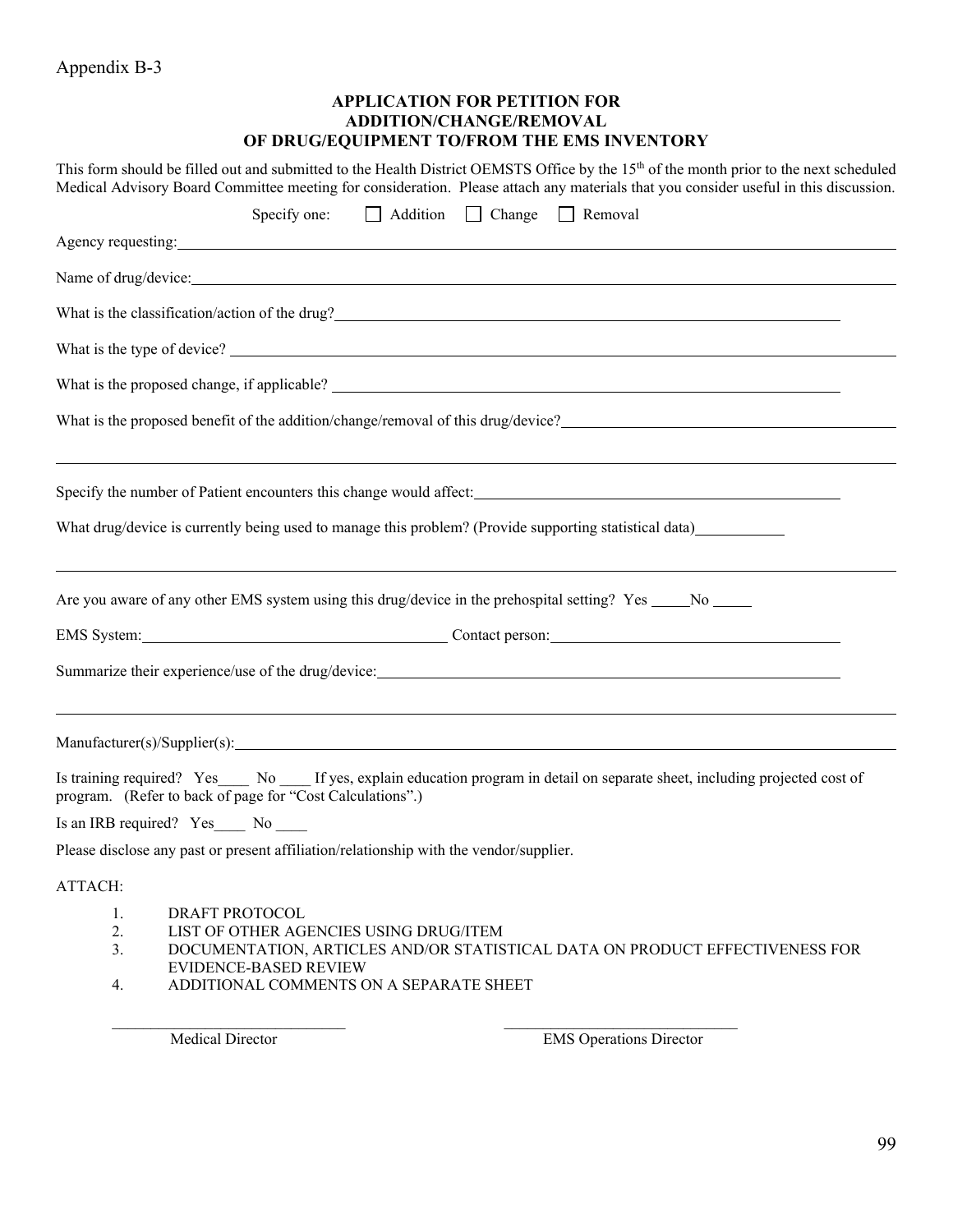Appendix B-3

## APPLICATION FOR PETITION FOR ADDITION/CHANGE/REMOVAL OF DRUG/EQUIPMENT TO/FROM THE EMS INVENTORY

This form should be filled out and submitted to the Health District OEMSTS Office by the 15th of the month prior to the next scheduled Medical Advisory Board Committee meeting for consideration. Please attach any materials that you consider useful in this discussion.

Specify one: ☐ Addition ☐ Change ☐ Removal

Agency requesting: ______________________________

Name of drug/device: ______________________________

What is the classification/action of the drug? ______________________________

What is the type of device? ______________________________

What is the proposed change, if applicable? ______________________________

What is the proposed benefit of the addition/change/removal of this drug/device? ______________________________

______________________________

Specify the number of Patient encounters this change would affect: ______________________________

What drug/device is currently being used to manage this problem? (Provide supporting statistical data) ___________

______________________________

Are you aware of any other EMS system using this drug/device in the prehospital setting? Yes _____ No _____

EMS System: ____________________ Contact person: ____________________

Summarize their experience/use of the drug/device: ______________________________

______________________________

Manufacturer(s)/Supplier(s): ______________________________

Is training required? Yes____ No ____ If yes, explain education program in detail on separate sheet, including projected cost of program. (Refer to back of page for "Cost Calculations".)

Is an IRB required? Yes____ No ____

Please disclose any past or present affiliation/relationship with the vendor/supplier.

ATTACH:

1. DRAFT PROTOCOL
2. LIST OF OTHER AGENCIES USING DRUG/ITEM
3. DOCUMENTATION, ARTICLES AND/OR STATISTICAL DATA ON PRODUCT EFFECTIVENESS FOR EVIDENCE-BASED REVIEW
4. ADDITIONAL COMMENTS ON A SEPARATE SHEET

______________________________ Medical Director

______________________________ EMS Operations Director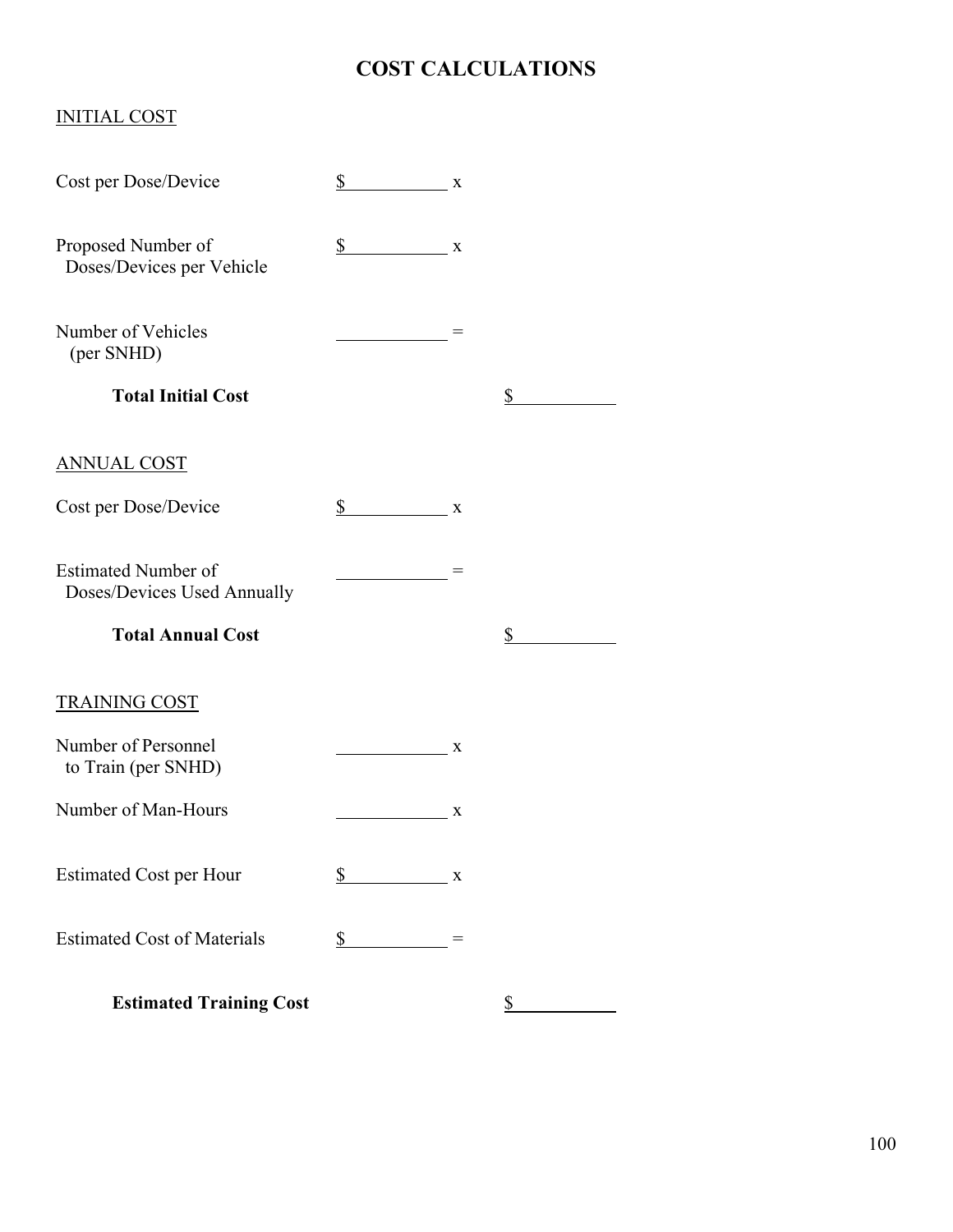# COST CALCULATIONS

<u>INITIAL COST</u>

| | | |
|---|---|---|
| Cost per Dose/Device | $\_\_\_\_\_\_\_\_\_\_ x | |
| Proposed Number of Doses/Devices per Vehicle | $\_\_\_\_\_\_\_\_\_\_ x | |
| Number of Vehicles (per SNHD) | \_\_\_\_\_\_\_\_\_\_ = | |
| **Total Initial Cost** | | $\_\_\_\_\_\_\_\_\_\_ |

<u>ANNUAL COST</u>

| | | |
|---|---|---|
| Cost per Dose/Device | $\_\_\_\_\_\_\_\_\_\_ x | |
| Estimated Number of Doses/Devices Used Annually | \_\_\_\_\_\_\_\_\_\_ = | |
| **Total Annual Cost** | | $\_\_\_\_\_\_\_\_\_\_ |

<u>TRAINING COST</u>

| | | |
|---|---|---|
| Number of Personnel to Train (per SNHD) | \_\_\_\_\_\_\_\_\_\_ x | |
| Number of Man-Hours | \_\_\_\_\_\_\_\_\_\_ x | |
| Estimated Cost per Hour | $\_\_\_\_\_\_\_\_\_\_ x | |
| Estimated Cost of Materials | $\_\_\_\_\_\_\_\_\_\_ = | |
| **Estimated Training Cost** | | $\_\_\_\_\_\_\_\_\_\_ |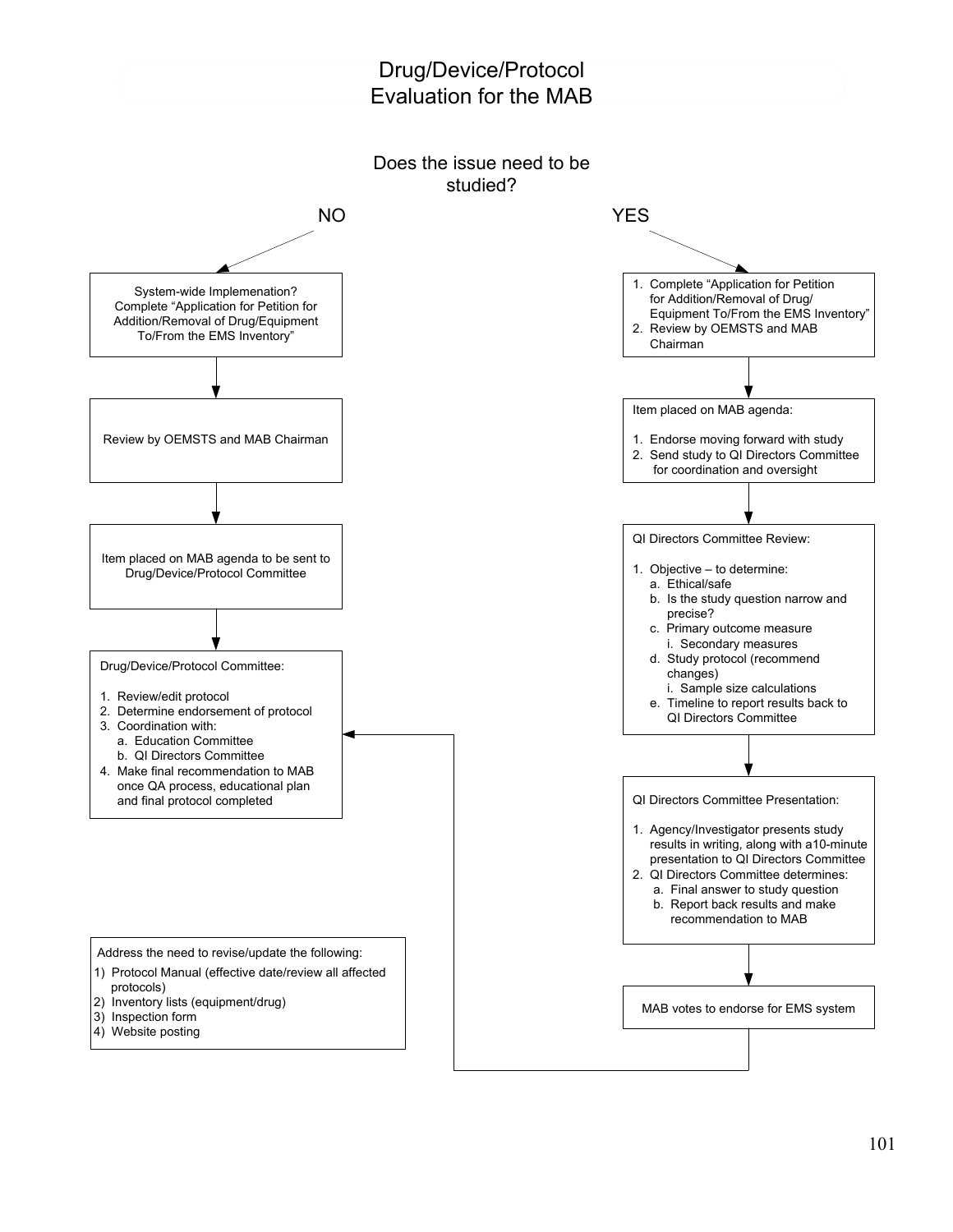# Drug/Device/Protocol Evaluation for the MAB

## Does the issue need to be studied?

### NO

System-wide Implemenation? Complete “Application for Petition for Addition/Removal of Drug/Equipment To/From the EMS Inventory”

↓

Review by OEMSTS and MAB Chairman

↓

Item placed on MAB agenda to be sent to Drug/Device/Protocol Committee

↓

Drug/Device/Protocol Committee:

1. Review/edit protocol
2. Determine endorsement of protocol
3. Coordination with:
   a. Education Committee
   b. QI Directors Committee
4. Make final recommendation to MAB once QA process, educational plan and final protocol completed

Address the need to revise/update the following:

1) Protocol Manual (effective date/review all affected protocols)
2) Inventory lists (equipment/drug)
3) Inspection form
4) Website posting

### YES

1. Complete “Application for Petition for Addition/Removal of Drug/ Equipment To/From the EMS Inventory”
2. Review by OEMSTS and MAB Chairman

↓

Item placed on MAB agenda:

1. Endorse moving forward with study
2. Send study to QI Directors Committee for coordination and oversight

↓

QI Directors Committee Review:

1. Objective – to determine:
   a. Ethical/safe
   b. Is the study question narrow and precise?
   c. Primary outcome measure
      i. Secondary measures
   d. Study protocol (recommend changes)
      i. Sample size calculations
   e. Timeline to report results back to QI Directors Committee

↓

QI Directors Committee Presentation:

1. Agency/Investigator presents study results in writing, along with a10-minute presentation to QI Directors Committee
2. QI Directors Committee determines:
   a. Final answer to study question
   b. Report back results and make recommendation to MAB

↓

MAB votes to endorse for EMS system

→ (to Drug/Device/Protocol Committee)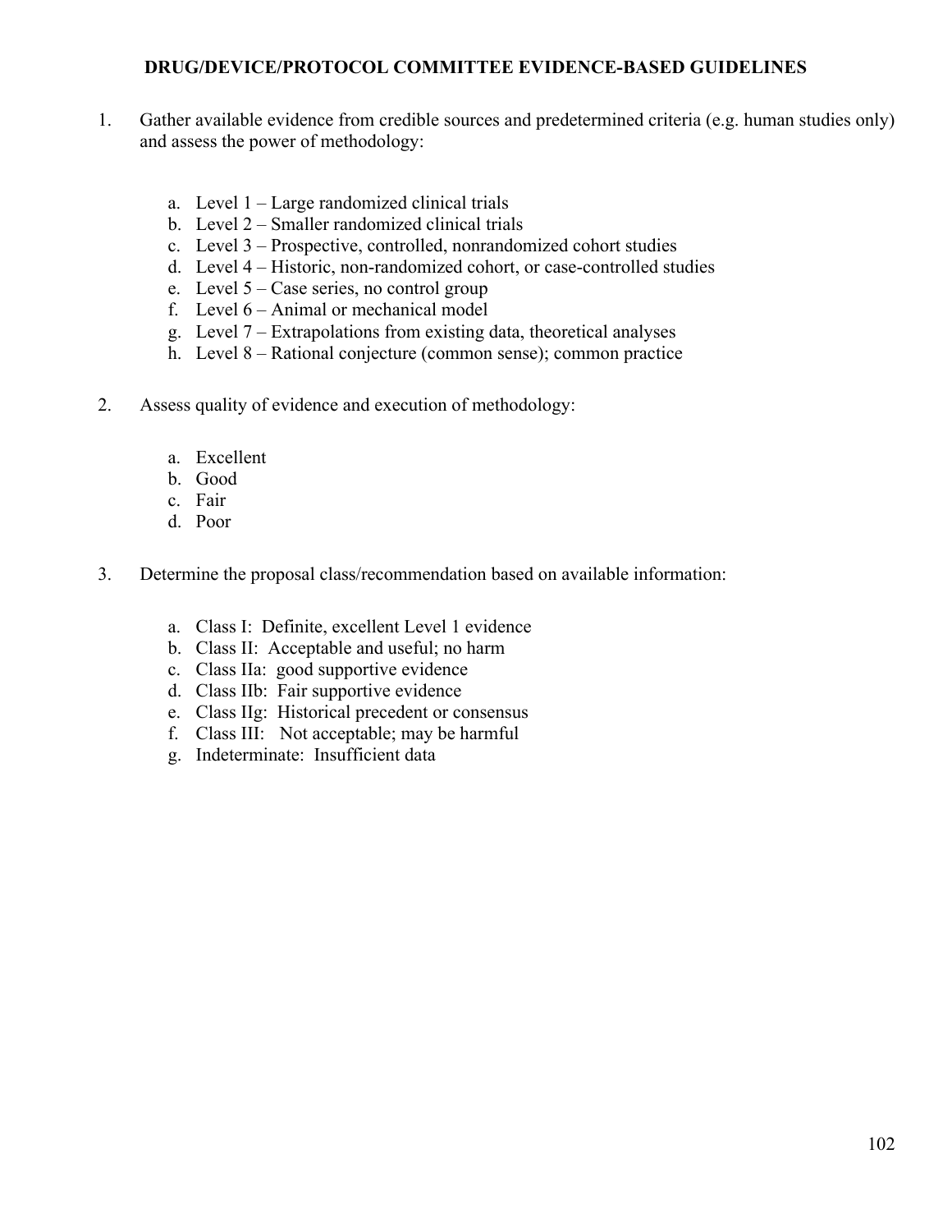# DRUG/DEVICE/PROTOCOL COMMITTEE EVIDENCE-BASED GUIDELINES

1. Gather available evidence from credible sources and predetermined criteria (e.g. human studies only) and assess the power of methodology:

    a. Level 1 – Large randomized clinical trials
    b. Level 2 – Smaller randomized clinical trials
    c. Level 3 – Prospective, controlled, nonrandomized cohort studies
    d. Level 4 – Historic, non-randomized cohort, or case-controlled studies
    e. Level 5 – Case series, no control group
    f. Level 6 – Animal or mechanical model
    g. Level 7 – Extrapolations from existing data, theoretical analyses
    h. Level 8 – Rational conjecture (common sense); common practice

2. Assess quality of evidence and execution of methodology:

    a. Excellent
    b. Good
    c. Fair
    d. Poor

3. Determine the proposal class/recommendation based on available information:

    a. Class I: Definite, excellent Level 1 evidence
    b. Class II: Acceptable and useful; no harm
    c. Class IIa: good supportive evidence
    d. Class IIb: Fair supportive evidence
    e. Class IIg: Historical precedent or consensus
    f. Class III: Not acceptable; may be harmful
    g. Indeterminate: Insufficient data